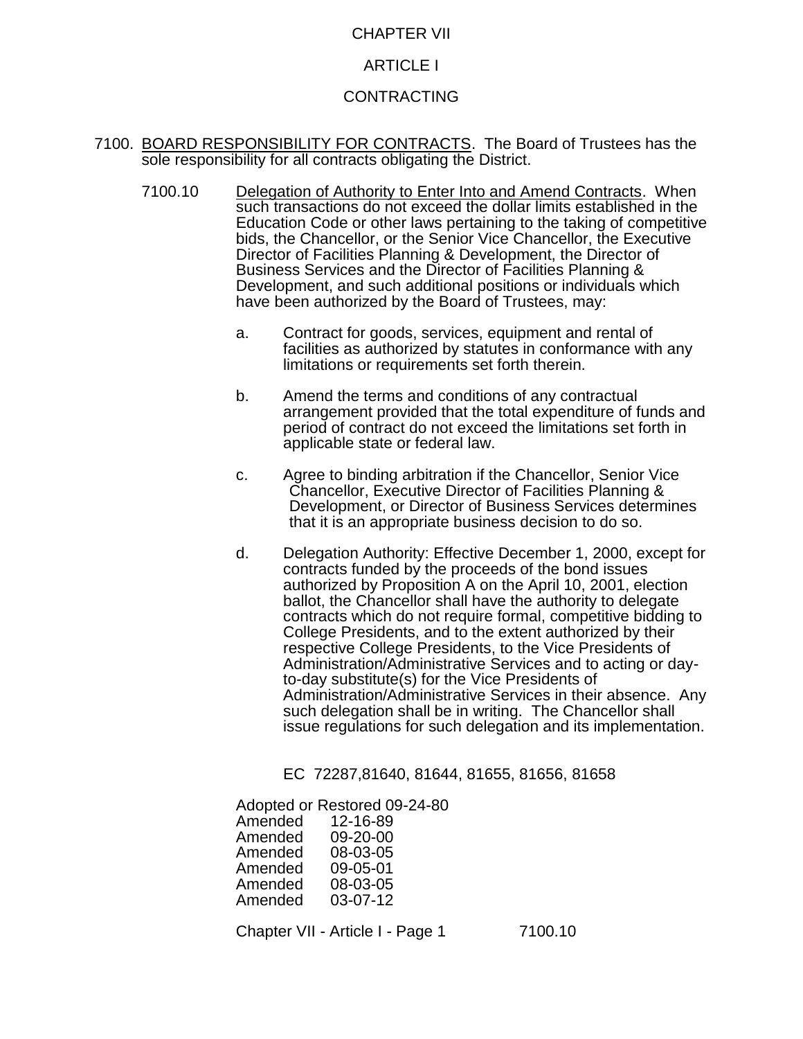# CHAPTER VII

## ARTICLE I

## CONTRACTING

7100. <u>BOARD RESPONSIBILITY FOR CONTRACTS</u>. The Board of Trustees has the sole responsibility for all contracts obligating the District.

7100.10 <u>Delegation of Authority to Enter Into and Amend Contracts</u>. When such transactions do not exceed the dollar limits established in the Education Code or other laws pertaining to the taking of competitive bids, the Chancellor, or the Senior Vice Chancellor, the Executive Director of Facilities Planning & Development, the Director of Business Services and the Director of Facilities Planning & Development, and such additional positions or individuals which have been authorized by the Board of Trustees, may:

a. Contract for goods, services, equipment and rental of facilities as authorized by statutes in conformance with any limitations or requirements set forth therein.

b. Amend the terms and conditions of any contractual arrangement provided that the total expenditure of funds and period of contract do not exceed the limitations set forth in applicable state or federal law.

c. Agree to binding arbitration if the Chancellor, Senior Vice Chancellor, Executive Director of Facilities Planning & Development, or Director of Business Services determines that it is an appropriate business decision to do so.

d. Delegation Authority: Effective December 1, 2000, except for contracts funded by the proceeds of the bond issues authorized by Proposition A on the April 10, 2001, election ballot, the Chancellor shall have the authority to delegate contracts which do not require formal, competitive bidding to College Presidents, and to the extent authorized by their respective College Presidents, to the Vice Presidents of Administration/Administrative Services and to acting or day-to-day substitute(s) for the Vice Presidents of Administration/Administrative Services in their absence. Any such delegation shall be in writing. The Chancellor shall issue regulations for such delegation and its implementation.

EC 72287,81640, 81644, 81655, 81656, 81658

Adopted or Restored 09-24-80
Amended 12-16-89
Amended 09-20-00
Amended 08-03-05
Amended 09-05-01
Amended 08-03-05
Amended 03-07-12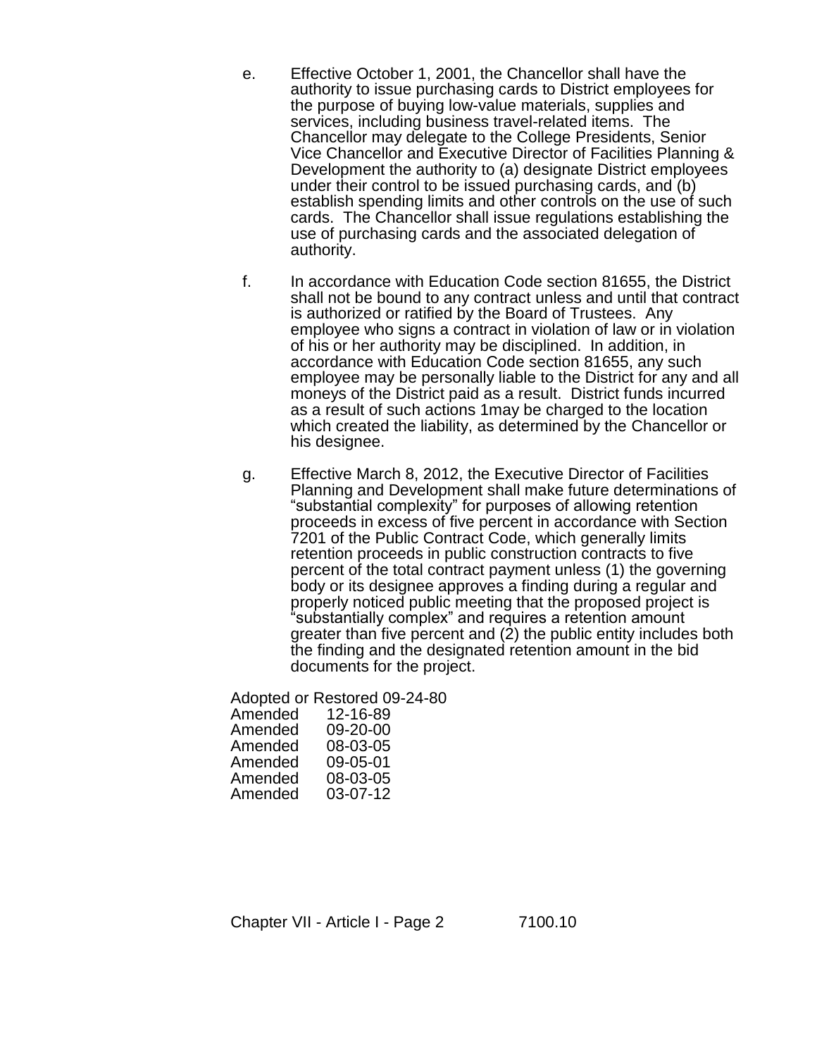e. Effective October 1, 2001, the Chancellor shall have the authority to issue purchasing cards to District employees for the purpose of buying low-value materials, supplies and services, including business travel-related items. The Chancellor may delegate to the College Presidents, Senior Vice Chancellor and Executive Director of Facilities Planning & Development the authority to (a) designate District employees under their control to be issued purchasing cards, and (b) establish spending limits and other controls on the use of such cards. The Chancellor shall issue regulations establishing the use of purchasing cards and the associated delegation of authority.

f. In accordance with Education Code section 81655, the District shall not be bound to any contract unless and until that contract is authorized or ratified by the Board of Trustees. Any employee who signs a contract in violation of law or in violation of his or her authority may be disciplined. In addition, in accordance with Education Code section 81655, any such employee may be personally liable to the District for any and all moneys of the District paid as a result. District funds incurred as a result of such actions 1may be charged to the location which created the liability, as determined by the Chancellor or his designee.

g. Effective March 8, 2012, the Executive Director of Facilities Planning and Development shall make future determinations of "substantial complexity" for purposes of allowing retention proceeds in excess of five percent in accordance with Section 7201 of the Public Contract Code, which generally limits retention proceeds in public construction contracts to five percent of the total contract payment unless (1) the governing body or its designee approves a finding during a regular and properly noticed public meeting that the proposed project is "substantially complex" and requires a retention amount greater than five percent and (2) the public entity includes both the finding and the designated retention amount in the bid documents for the project.

Adopted or Restored 09-24-80
Amended 12-16-89
Amended 09-20-00
Amended 08-03-05
Amended 09-05-01
Amended 08-03-05
Amended 03-07-12

Chapter VII - Article I - Page 2 7100.10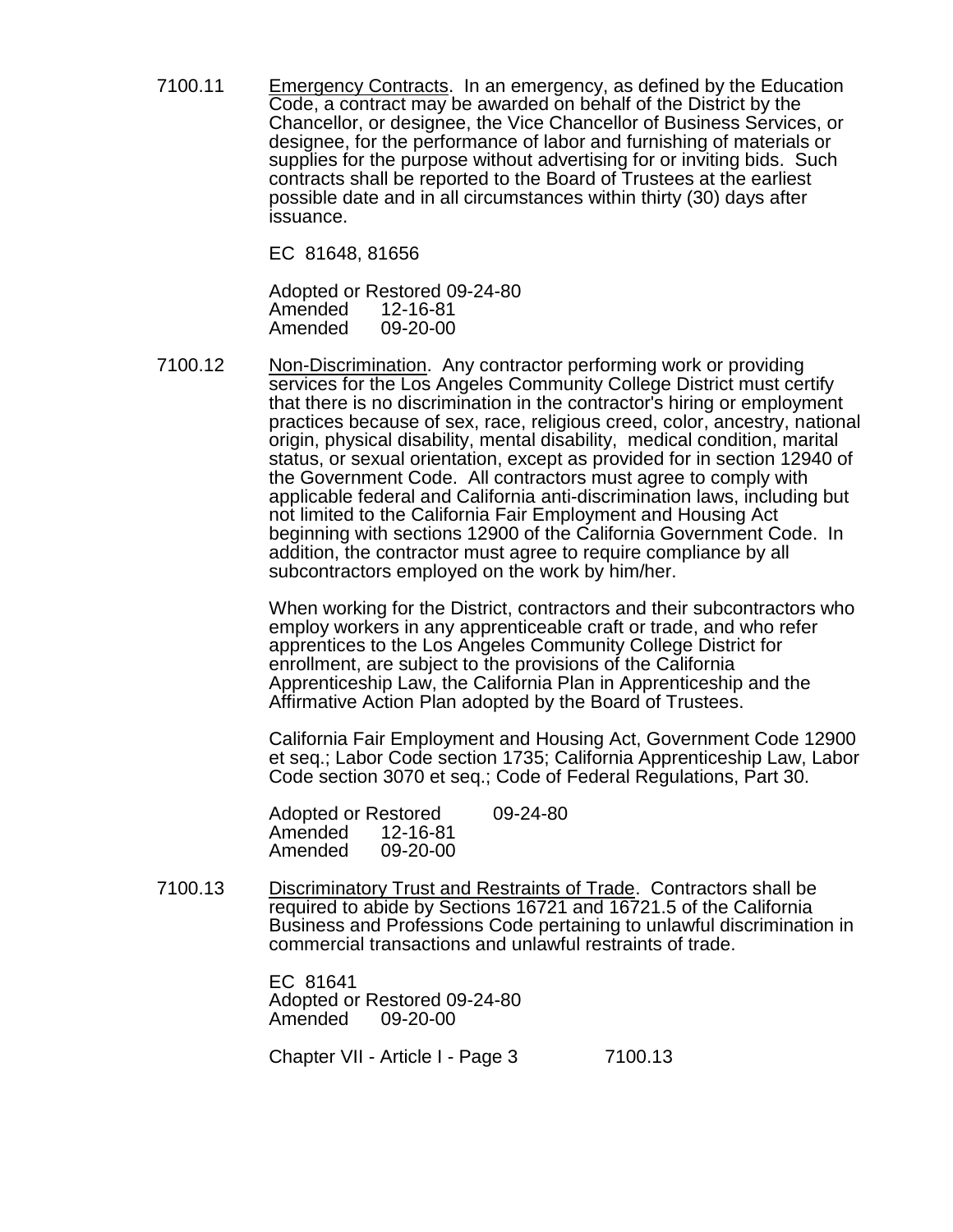7100.11 Emergency Contracts. In an emergency, as defined by the Education Code, a contract may be awarded on behalf of the District by the Chancellor, or designee, the Vice Chancellor of Business Services, or designee, for the performance of labor and furnishing of materials or supplies for the purpose without advertising for or inviting bids. Such contracts shall be reported to the Board of Trustees at the earliest possible date and in all circumstances within thirty (30) days after issuance.

EC 81648, 81656

Adopted or Restored 09-24-80
Amended 12-16-81
Amended 09-20-00

7100.12 Non-Discrimination. Any contractor performing work or providing services for the Los Angeles Community College District must certify that there is no discrimination in the contractor's hiring or employment practices because of sex, race, religious creed, color, ancestry, national origin, physical disability, mental disability, medical condition, marital status, or sexual orientation, except as provided for in section 12940 of the Government Code. All contractors must agree to comply with applicable federal and California anti-discrimination laws, including but not limited to the California Fair Employment and Housing Act beginning with sections 12900 of the California Government Code. In addition, the contractor must agree to require compliance by all subcontractors employed on the work by him/her.

When working for the District, contractors and their subcontractors who employ workers in any apprenticeable craft or trade, and who refer apprentices to the Los Angeles Community College District for enrollment, are subject to the provisions of the California Apprenticeship Law, the California Plan in Apprenticeship and the Affirmative Action Plan adopted by the Board of Trustees.

California Fair Employment and Housing Act, Government Code 12900 et seq.; Labor Code section 1735; California Apprenticeship Law, Labor Code section 3070 et seq.; Code of Federal Regulations, Part 30.

Adopted or Restored 09-24-80
Amended 12-16-81
Amended 09-20-00

7100.13 Discriminatory Trust and Restraints of Trade. Contractors shall be required to abide by Sections 16721 and 16721.5 of the California Business and Professions Code pertaining to unlawful discrimination in commercial transactions and unlawful restraints of trade.

EC 81641
Adopted or Restored 09-24-80
Amended 09-20-00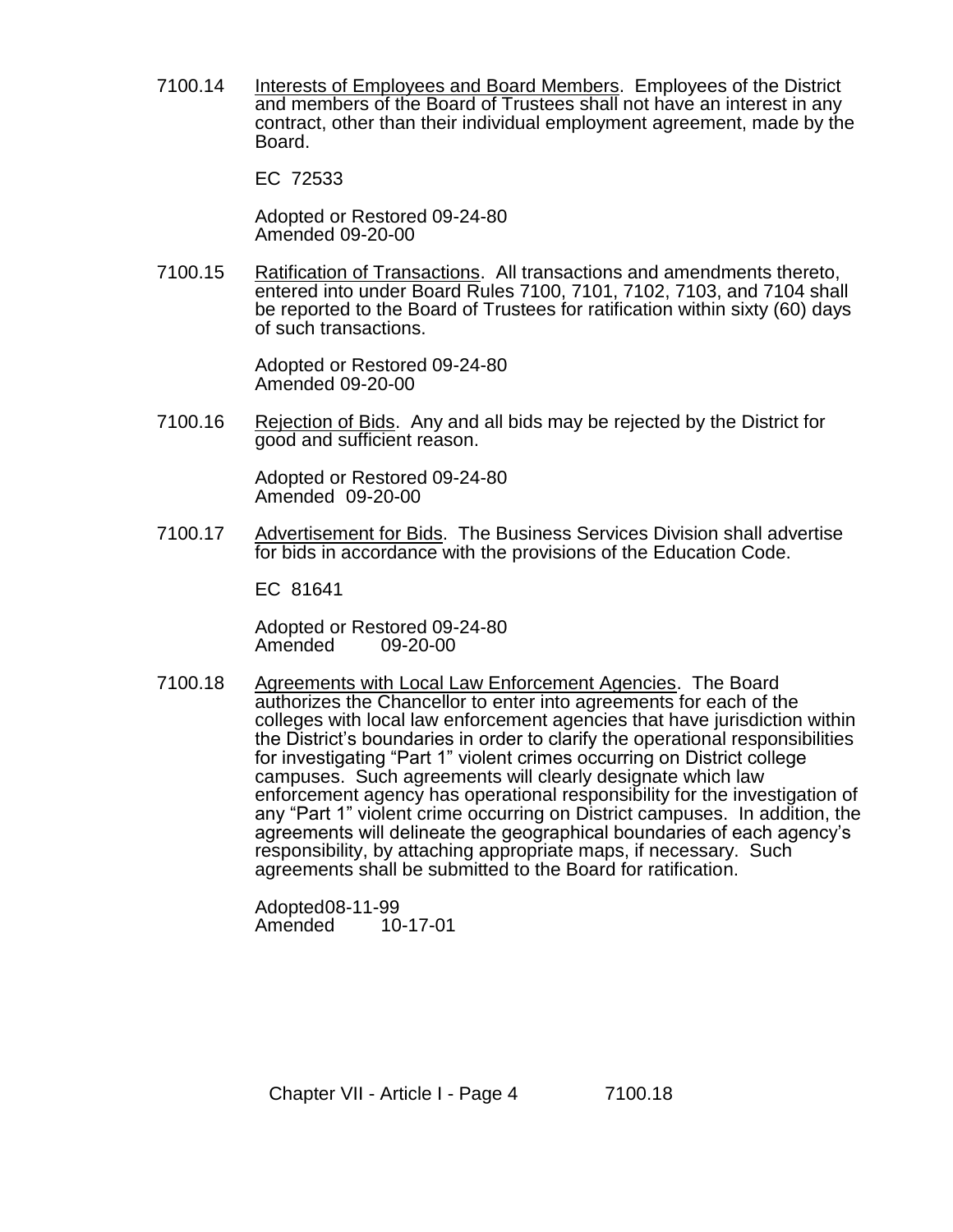7100.14 Interests of Employees and Board Members. Employees of the District and members of the Board of Trustees shall not have an interest in any contract, other than their individual employment agreement, made by the Board.

EC 72533

Adopted or Restored 09-24-80
Amended 09-20-00

7100.15 Ratification of Transactions. All transactions and amendments thereto, entered into under Board Rules 7100, 7101, 7102, 7103, and 7104 shall be reported to the Board of Trustees for ratification within sixty (60) days of such transactions.

Adopted or Restored 09-24-80
Amended 09-20-00

7100.16 Rejection of Bids. Any and all bids may be rejected by the District for good and sufficient reason.

Adopted or Restored 09-24-80
Amended 09-20-00

7100.17 Advertisement for Bids. The Business Services Division shall advertise for bids in accordance with the provisions of the Education Code.

EC 81641

Adopted or Restored 09-24-80
Amended 09-20-00

7100.18 Agreements with Local Law Enforcement Agencies. The Board authorizes the Chancellor to enter into agreements for each of the colleges with local law enforcement agencies that have jurisdiction within the District's boundaries in order to clarify the operational responsibilities for investigating "Part 1" violent crimes occurring on District college campuses. Such agreements will clearly designate which law enforcement agency has operational responsibility for the investigation of any "Part 1" violent crime occurring on District campuses. In addition, the agreements will delineate the geographical boundaries of each agency's responsibility, by attaching appropriate maps, if necessary. Such agreements shall be submitted to the Board for ratification.

Adopted08-11-99
Amended 10-17-01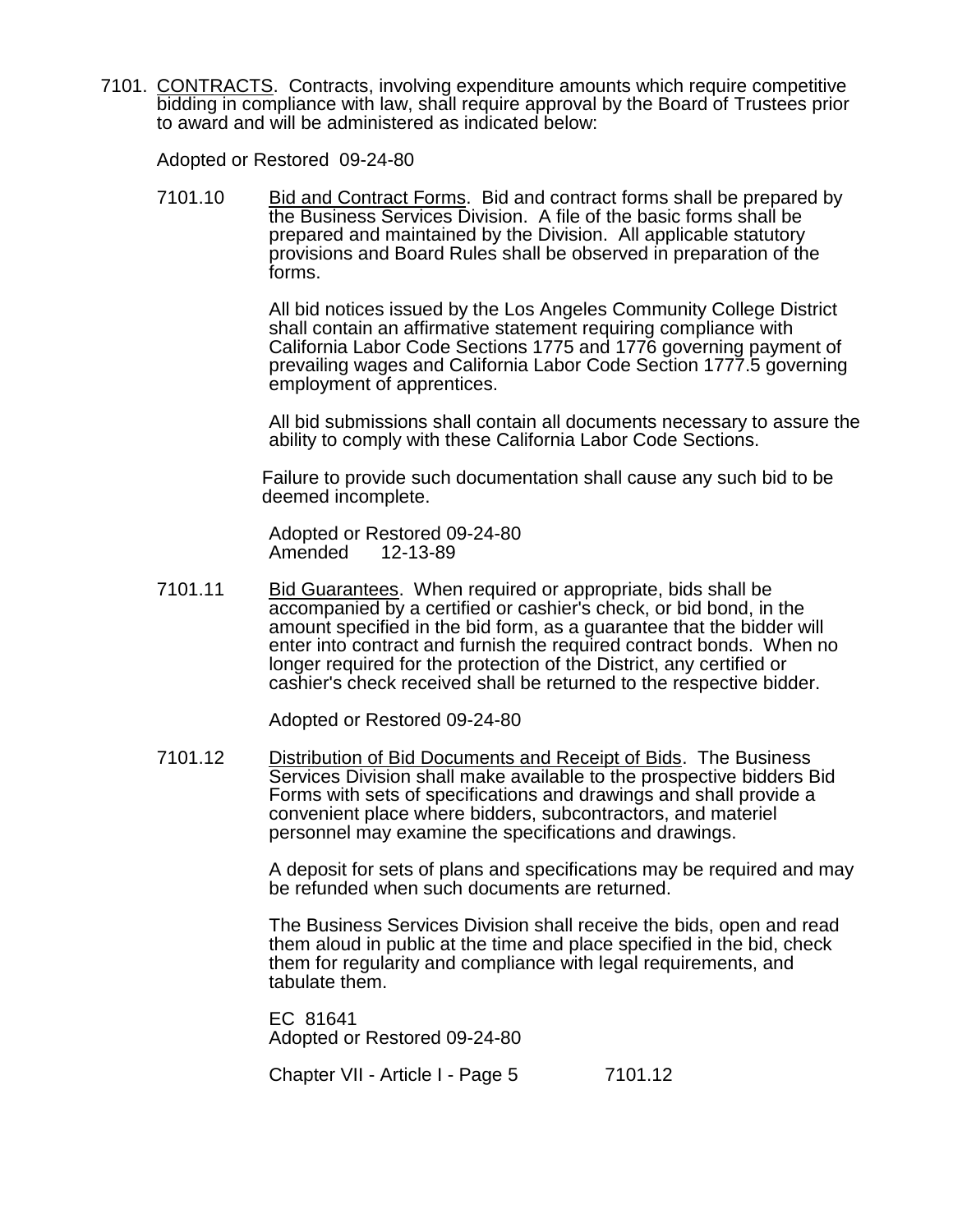7101. <u>CONTRACTS</u>. Contracts, involving expenditure amounts which require competitive bidding in compliance with law, shall require approval by the Board of Trustees prior to award and will be administered as indicated below:

Adopted or Restored 09-24-80

7101.10 <u>Bid and Contract Forms</u>. Bid and contract forms shall be prepared by the Business Services Division. A file of the basic forms shall be prepared and maintained by the Division. All applicable statutory provisions and Board Rules shall be observed in preparation of the forms.

All bid notices issued by the Los Angeles Community College District shall contain an affirmative statement requiring compliance with California Labor Code Sections 1775 and 1776 governing payment of prevailing wages and California Labor Code Section 1777.5 governing employment of apprentices.

All bid submissions shall contain all documents necessary to assure the ability to comply with these California Labor Code Sections.

Failure to provide such documentation shall cause any such bid to be deemed incomplete.

Adopted or Restored 09-24-80
Amended 12-13-89

7101.11 <u>Bid Guarantees</u>. When required or appropriate, bids shall be accompanied by a certified or cashier's check, or bid bond, in the amount specified in the bid form, as a guarantee that the bidder will enter into contract and furnish the required contract bonds. When no longer required for the protection of the District, any certified or cashier's check received shall be returned to the respective bidder.

Adopted or Restored 09-24-80

7101.12 <u>Distribution of Bid Documents and Receipt of Bids</u>. The Business Services Division shall make available to the prospective bidders Bid Forms with sets of specifications and drawings and shall provide a convenient place where bidders, subcontractors, and materiel personnel may examine the specifications and drawings.

A deposit for sets of plans and specifications may be required and may be refunded when such documents are returned.

The Business Services Division shall receive the bids, open and read them aloud in public at the time and place specified in the bid, check them for regularity and compliance with legal requirements, and tabulate them.

EC 81641
Adopted or Restored 09-24-80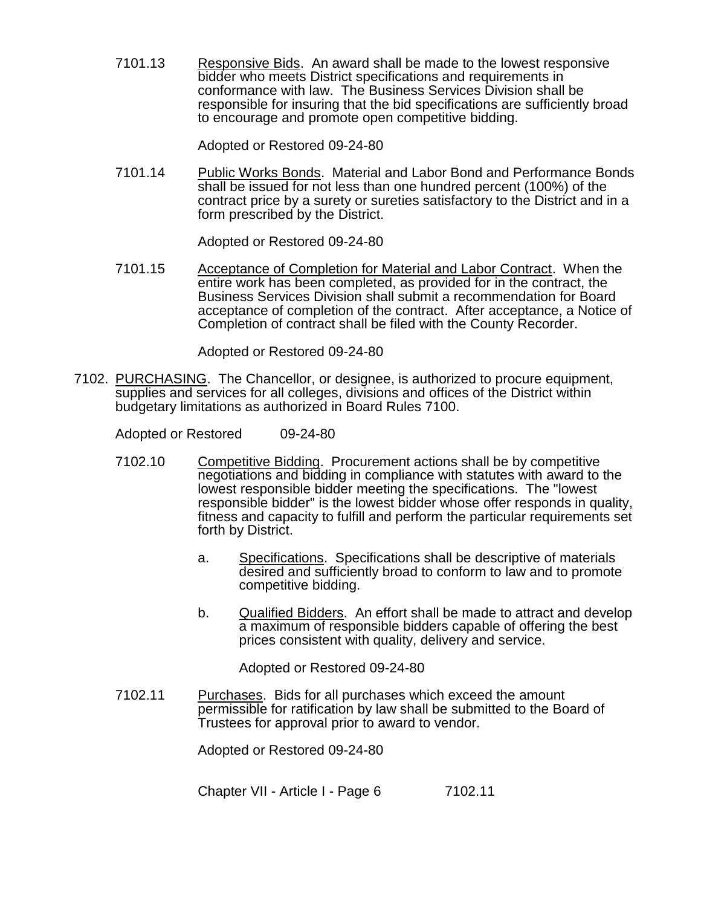7101.13 Responsive Bids. An award shall be made to the lowest responsive bidder who meets District specifications and requirements in conformance with law. The Business Services Division shall be responsible for insuring that the bid specifications are sufficiently broad to encourage and promote open competitive bidding.

Adopted or Restored 09-24-80

7101.14 Public Works Bonds. Material and Labor Bond and Performance Bonds shall be issued for not less than one hundred percent (100%) of the contract price by a surety or sureties satisfactory to the District and in a form prescribed by the District.

Adopted or Restored 09-24-80

7101.15 Acceptance of Completion for Material and Labor Contract. When the entire work has been completed, as provided for in the contract, the Business Services Division shall submit a recommendation for Board acceptance of completion of the contract. After acceptance, a Notice of Completion of contract shall be filed with the County Recorder.

Adopted or Restored 09-24-80

7102. PURCHASING. The Chancellor, or designee, is authorized to procure equipment, supplies and services for all colleges, divisions and offices of the District within budgetary limitations as authorized in Board Rules 7100.

Adopted or Restored 09-24-80

7102.10 Competitive Bidding. Procurement actions shall be by competitive negotiations and bidding in compliance with statutes with award to the lowest responsible bidder meeting the specifications. The "lowest responsible bidder" is the lowest bidder whose offer responds in quality, fitness and capacity to fulfill and perform the particular requirements set forth by District.

a. Specifications. Specifications shall be descriptive of materials desired and sufficiently broad to conform to law and to promote competitive bidding.

b. Qualified Bidders. An effort shall be made to attract and develop a maximum of responsible bidders capable of offering the best prices consistent with quality, delivery and service.

Adopted or Restored 09-24-80

7102.11 Purchases. Bids for all purchases which exceed the amount permissible for ratification by law shall be submitted to the Board of Trustees for approval prior to award to vendor.

Adopted or Restored 09-24-80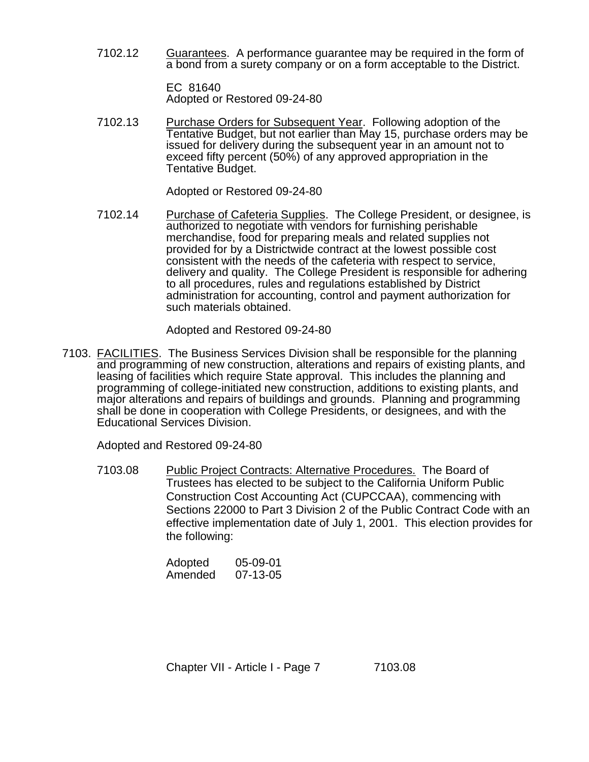7102.12 Guarantees. A performance guarantee may be required in the form of a bond from a surety company or on a form acceptable to the District.

EC 81640
Adopted or Restored 09-24-80

7102.13 Purchase Orders for Subsequent Year. Following adoption of the Tentative Budget, but not earlier than May 15, purchase orders may be issued for delivery during the subsequent year in an amount not to exceed fifty percent (50%) of any approved appropriation in the Tentative Budget.

Adopted or Restored 09-24-80

7102.14 Purchase of Cafeteria Supplies. The College President, or designee, is authorized to negotiate with vendors for furnishing perishable merchandise, food for preparing meals and related supplies not provided for by a Districtwide contract at the lowest possible cost consistent with the needs of the cafeteria with respect to service, delivery and quality. The College President is responsible for adhering to all procedures, rules and regulations established by District administration for accounting, control and payment authorization for such materials obtained.

Adopted and Restored 09-24-80

7103. FACILITIES. The Business Services Division shall be responsible for the planning and programming of new construction, alterations and repairs of existing plants, and leasing of facilities which require State approval. This includes the planning and programming of college-initiated new construction, additions to existing plants, and major alterations and repairs of buildings and grounds. Planning and programming shall be done in cooperation with College Presidents, or designees, and with the Educational Services Division.

Adopted and Restored 09-24-80

7103.08 Public Project Contracts: Alternative Procedures. The Board of Trustees has elected to be subject to the California Uniform Public Construction Cost Accounting Act (CUPCCAA), commencing with Sections 22000 to Part 3 Division 2 of the Public Contract Code with an effective implementation date of July 1, 2001. This election provides for the following:

Adopted 05-09-01
Amended 07-13-05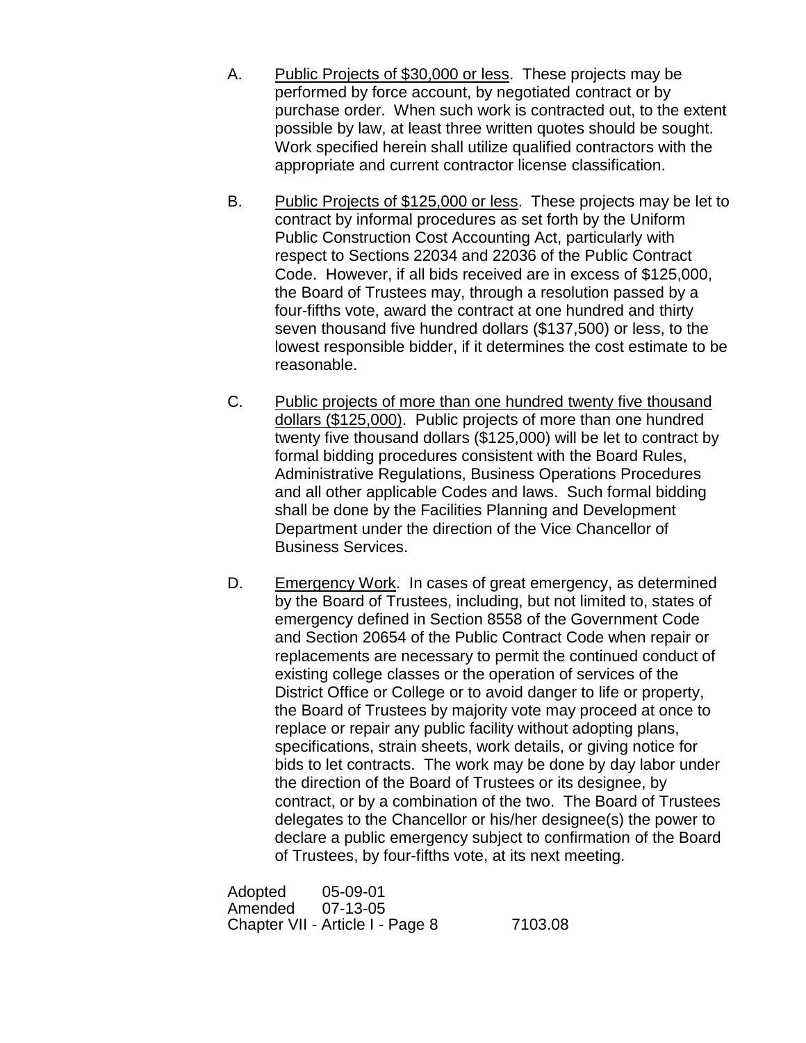A. <u>Public Projects of $30,000 or less</u>. These projects may be performed by force account, by negotiated contract or by purchase order. When such work is contracted out, to the extent possible by law, at least three written quotes should be sought. Work specified herein shall utilize qualified contractors with the appropriate and current contractor license classification.

B. <u>Public Projects of $125,000 or less</u>. These projects may be let to contract by informal procedures as set forth by the Uniform Public Construction Cost Accounting Act, particularly with respect to Sections 22034 and 22036 of the Public Contract Code. However, if all bids received are in excess of $125,000, the Board of Trustees may, through a resolution passed by a four-fifths vote, award the contract at one hundred and thirty seven thousand five hundred dollars ($137,500) or less, to the lowest responsible bidder, if it determines the cost estimate to be reasonable.

C. <u>Public projects of more than one hundred twenty five thousand dollars ($125,000)</u>. Public projects of more than one hundred twenty five thousand dollars ($125,000) will be let to contract by formal bidding procedures consistent with the Board Rules, Administrative Regulations, Business Operations Procedures and all other applicable Codes and laws. Such formal bidding shall be done by the Facilities Planning and Development Department under the direction of the Vice Chancellor of Business Services.

D. <u>Emergency Work</u>. In cases of great emergency, as determined by the Board of Trustees, including, but not limited to, states of emergency defined in Section 8558 of the Government Code and Section 20654 of the Public Contract Code when repair or replacements are necessary to permit the continued conduct of existing college classes or the operation of services of the District Office or College or to avoid danger to life or property, the Board of Trustees by majority vote may proceed at once to replace or repair any public facility without adopting plans, specifications, strain sheets, work details, or giving notice for bids to let contracts. The work may be done by day labor under the direction of the Board of Trustees or its designee, by contract, or by a combination of the two. The Board of Trustees delegates to the Chancellor or his/her designee(s) the power to declare a public emergency subject to confirmation of the Board of Trustees, by four-fifths vote, at its next meeting.

Adopted 05-09-01
Amended 07-13-05
Chapter VII - Article I - Page 8 7103.08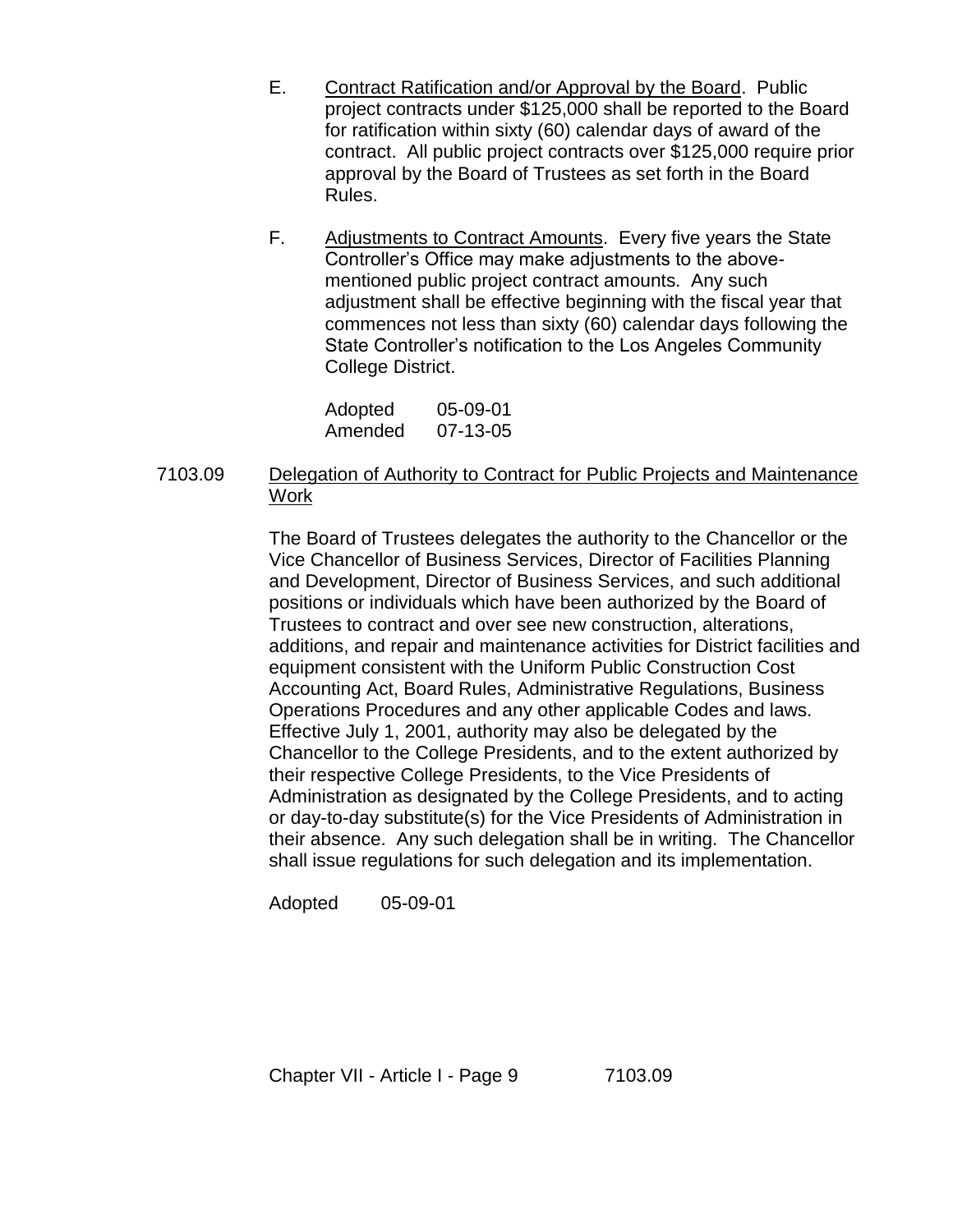E. <u>Contract Ratification and/or Approval by the Board</u>. Public project contracts under $125,000 shall be reported to the Board for ratification within sixty (60) calendar days of award of the contract. All public project contracts over $125,000 require prior approval by the Board of Trustees as set forth in the Board Rules.

F. <u>Adjustments to Contract Amounts</u>. Every five years the State Controller's Office may make adjustments to the above-mentioned public project contract amounts. Any such adjustment shall be effective beginning with the fiscal year that commences not less than sixty (60) calendar days following the State Controller's notification to the Los Angeles Community College District.

Adopted 05-09-01
Amended 07-13-05

7103.09 <u>Delegation of Authority to Contract for Public Projects and Maintenance Work</u>

The Board of Trustees delegates the authority to the Chancellor or the Vice Chancellor of Business Services, Director of Facilities Planning and Development, Director of Business Services, and such additional positions or individuals which have been authorized by the Board of Trustees to contract and over see new construction, alterations, additions, and repair and maintenance activities for District facilities and equipment consistent with the Uniform Public Construction Cost Accounting Act, Board Rules, Administrative Regulations, Business Operations Procedures and any other applicable Codes and laws. Effective July 1, 2001, authority may also be delegated by the Chancellor to the College Presidents, and to the extent authorized by their respective College Presidents, to the Vice Presidents of Administration as designated by the College Presidents, and to acting or day-to-day substitute(s) for the Vice Presidents of Administration in their absence. Any such delegation shall be in writing. The Chancellor shall issue regulations for such delegation and its implementation.

Adopted 05-09-01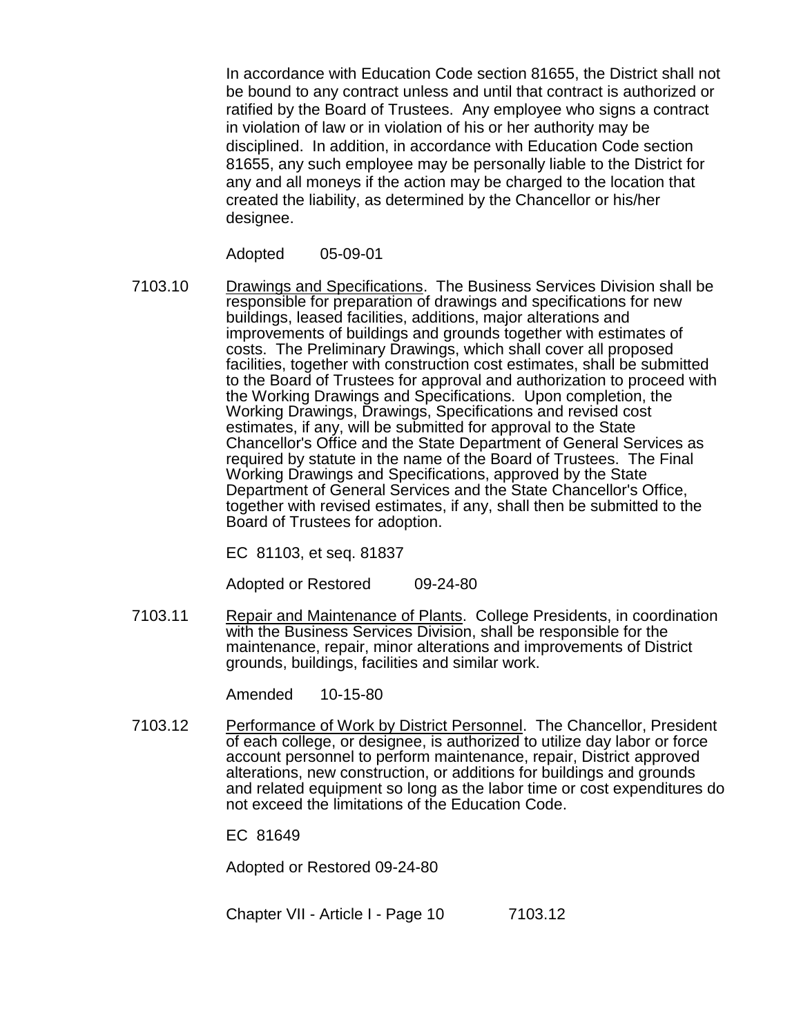In accordance with Education Code section 81655, the District shall not be bound to any contract unless and until that contract is authorized or ratified by the Board of Trustees. Any employee who signs a contract in violation of law or in violation of his or her authority may be disciplined. In addition, in accordance with Education Code section 81655, any such employee may be personally liable to the District for any and all moneys if the action may be charged to the location that created the liability, as determined by the Chancellor or his/her designee.

Adopted 05-09-01

7103.10 Drawings and Specifications. The Business Services Division shall be responsible for preparation of drawings and specifications for new buildings, leased facilities, additions, major alterations and improvements of buildings and grounds together with estimates of costs. The Preliminary Drawings, which shall cover all proposed facilities, together with construction cost estimates, shall be submitted to the Board of Trustees for approval and authorization to proceed with the Working Drawings and Specifications. Upon completion, the Working Drawings, Drawings, Specifications and revised cost estimates, if any, will be submitted for approval to the State Chancellor's Office and the State Department of General Services as required by statute in the name of the Board of Trustees. The Final Working Drawings and Specifications, approved by the State Department of General Services and the State Chancellor's Office, together with revised estimates, if any, shall then be submitted to the Board of Trustees for adoption.

EC 81103, et seq. 81837

Adopted or Restored 09-24-80

7103.11 Repair and Maintenance of Plants. College Presidents, in coordination with the Business Services Division, shall be responsible for the maintenance, repair, minor alterations and improvements of District grounds, buildings, facilities and similar work.

Amended 10-15-80

7103.12 Performance of Work by District Personnel. The Chancellor, President of each college, or designee, is authorized to utilize day labor or force account personnel to perform maintenance, repair, District approved alterations, new construction, or additions for buildings and grounds and related equipment so long as the labor time or cost expenditures do not exceed the limitations of the Education Code.

EC 81649

Adopted or Restored 09-24-80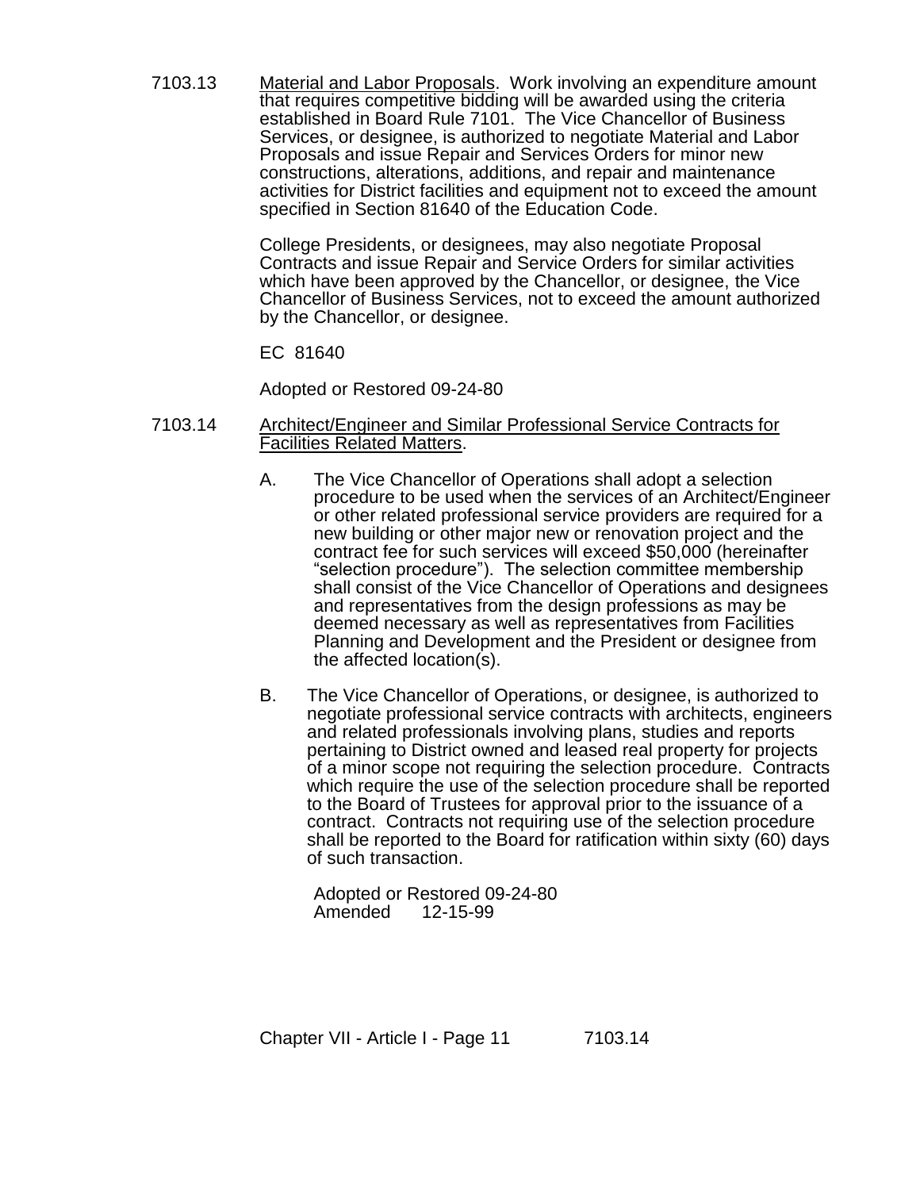7103.13 Material and Labor Proposals. Work involving an expenditure amount that requires competitive bidding will be awarded using the criteria established in Board Rule 7101. The Vice Chancellor of Business Services, or designee, is authorized to negotiate Material and Labor Proposals and issue Repair and Services Orders for minor new constructions, alterations, additions, and repair and maintenance activities for District facilities and equipment not to exceed the amount specified in Section 81640 of the Education Code.

College Presidents, or designees, may also negotiate Proposal Contracts and issue Repair and Service Orders for similar activities which have been approved by the Chancellor, or designee, the Vice Chancellor of Business Services, not to exceed the amount authorized by the Chancellor, or designee.

EC 81640

Adopted or Restored 09-24-80

7103.14 Architect/Engineer and Similar Professional Service Contracts for Facilities Related Matters.

A. The Vice Chancellor of Operations shall adopt a selection procedure to be used when the services of an Architect/Engineer or other related professional service providers are required for a new building or other major new or renovation project and the contract fee for such services will exceed $50,000 (hereinafter "selection procedure"). The selection committee membership shall consist of the Vice Chancellor of Operations and designees and representatives from the design professions as may be deemed necessary as well as representatives from Facilities Planning and Development and the President or designee from the affected location(s).

B. The Vice Chancellor of Operations, or designee, is authorized to negotiate professional service contracts with architects, engineers and related professionals involving plans, studies and reports pertaining to District owned and leased real property for projects of a minor scope not requiring the selection procedure. Contracts which require the use of the selection procedure shall be reported to the Board of Trustees for approval prior to the issuance of a contract. Contracts not requiring use of the selection procedure shall be reported to the Board for ratification within sixty (60) days of such transaction.

Adopted or Restored 09-24-80
Amended 12-15-99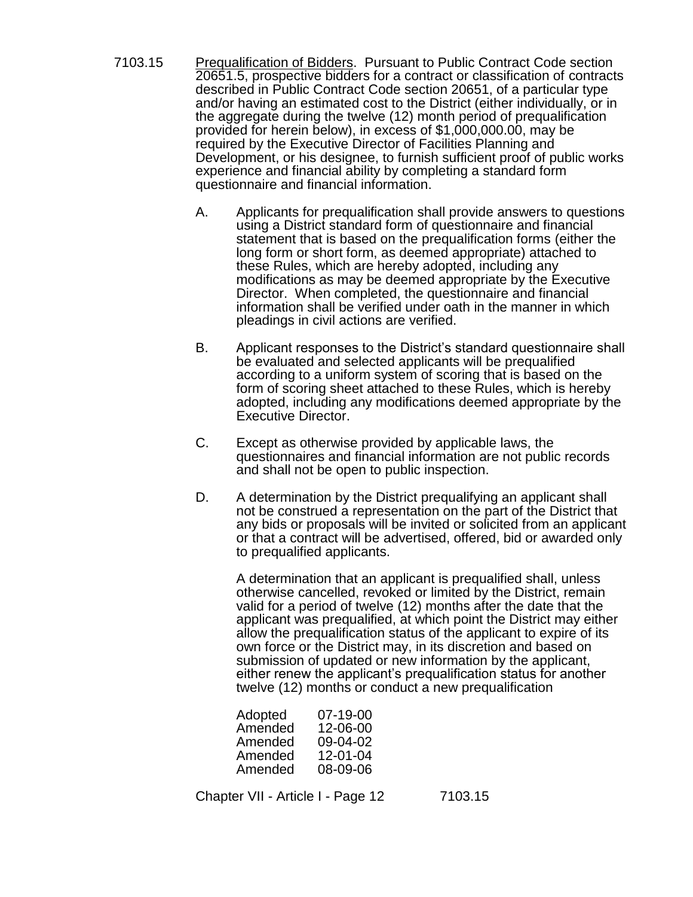7103.15 Prequalification of Bidders. Pursuant to Public Contract Code section 20651.5, prospective bidders for a contract or classification of contracts described in Public Contract Code section 20651, of a particular type and/or having an estimated cost to the District (either individually, or in the aggregate during the twelve (12) month period of prequalification provided for herein below), in excess of $1,000,000.00, may be required by the Executive Director of Facilities Planning and Development, or his designee, to furnish sufficient proof of public works experience and financial ability by completing a standard form questionnaire and financial information.

A. Applicants for prequalification shall provide answers to questions using a District standard form of questionnaire and financial statement that is based on the prequalification forms (either the long form or short form, as deemed appropriate) attached to these Rules, which are hereby adopted, including any modifications as may be deemed appropriate by the Executive Director. When completed, the questionnaire and financial information shall be verified under oath in the manner in which pleadings in civil actions are verified.

B. Applicant responses to the District's standard questionnaire shall be evaluated and selected applicants will be prequalified according to a uniform system of scoring that is based on the form of scoring sheet attached to these Rules, which is hereby adopted, including any modifications deemed appropriate by the Executive Director.

C. Except as otherwise provided by applicable laws, the questionnaires and financial information are not public records and shall not be open to public inspection.

D. A determination by the District prequalifying an applicant shall not be construed a representation on the part of the District that any bids or proposals will be invited or solicited from an applicant or that a contract will be advertised, offered, bid or awarded only to prequalified applicants.

A determination that an applicant is prequalified shall, unless otherwise cancelled, revoked or limited by the District, remain valid for a period of twelve (12) months after the date that the applicant was prequalified, at which point the District may either allow the prequalification status of the applicant to expire of its own force or the District may, in its discretion and based on submission of updated or new information by the applicant, either renew the applicant's prequalification status for another twelve (12) months or conduct a new prequalification

| | |
|---|---|
| Adopted | 07-19-00 |
| Amended | 12-06-00 |
| Amended | 09-04-02 |
| Amended | 12-01-04 |
| Amended | 08-09-06 |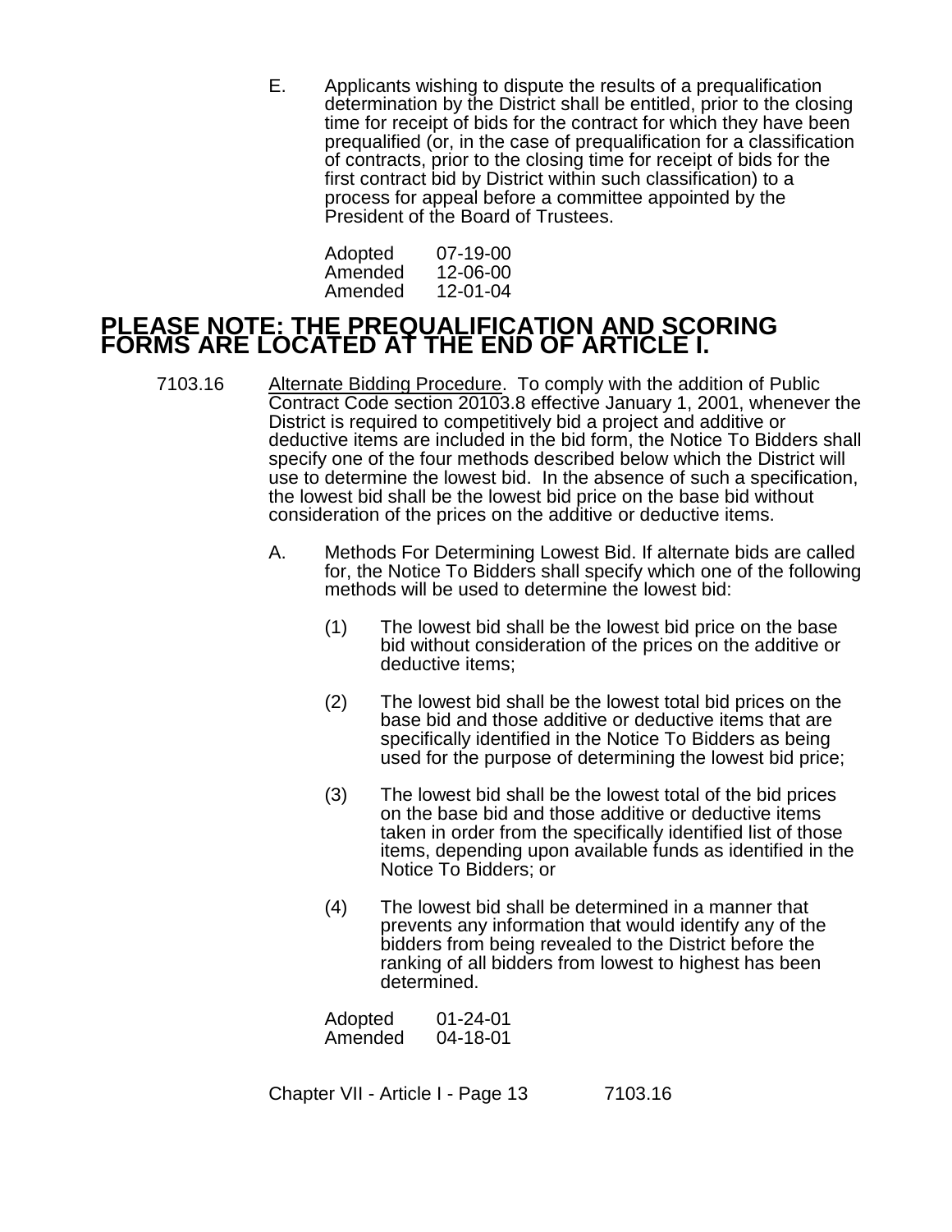E. Applicants wishing to dispute the results of a prequalification determination by the District shall be entitled, prior to the closing time for receipt of bids for the contract for which they have been prequalified (or, in the case of prequalification for a classification of contracts, prior to the closing time for receipt of bids for the first contract bid by District within such classification) to a process for appeal before a committee appointed by the President of the Board of Trustees.

| | |
|---|---|
| Adopted | 07-19-00 |
| Amended | 12-06-00 |
| Amended | 12-01-04 |

**PLEASE NOTE: THE PREQUALIFICATION AND SCORING FORMS ARE LOCATED AT THE END OF ARTICLE I.**

7103.16 Alternate Bidding Procedure. To comply with the addition of Public Contract Code section 20103.8 effective January 1, 2001, whenever the District is required to competitively bid a project and additive or deductive items are included in the bid form, the Notice To Bidders shall specify one of the four methods described below which the District will use to determine the lowest bid. In the absence of such a specification, the lowest bid shall be the lowest bid price on the base bid without consideration of the prices on the additive or deductive items.

A. Methods For Determining Lowest Bid. If alternate bids are called for, the Notice To Bidders shall specify which one of the following methods will be used to determine the lowest bid:

(1) The lowest bid shall be the lowest bid price on the base bid without consideration of the prices on the additive or deductive items;

(2) The lowest bid shall be the lowest total bid prices on the base bid and those additive or deductive items that are specifically identified in the Notice To Bidders as being used for the purpose of determining the lowest bid price;

(3) The lowest bid shall be the lowest total of the bid prices on the base bid and those additive or deductive items taken in order from the specifically identified list of those items, depending upon available funds as identified in the Notice To Bidders; or

(4) The lowest bid shall be determined in a manner that prevents any information that would identify any of the bidders from being revealed to the District before the ranking of all bidders from lowest to highest has been determined.

| | |
|---|---|
| Adopted | 01-24-01 |
| Amended | 04-18-01 |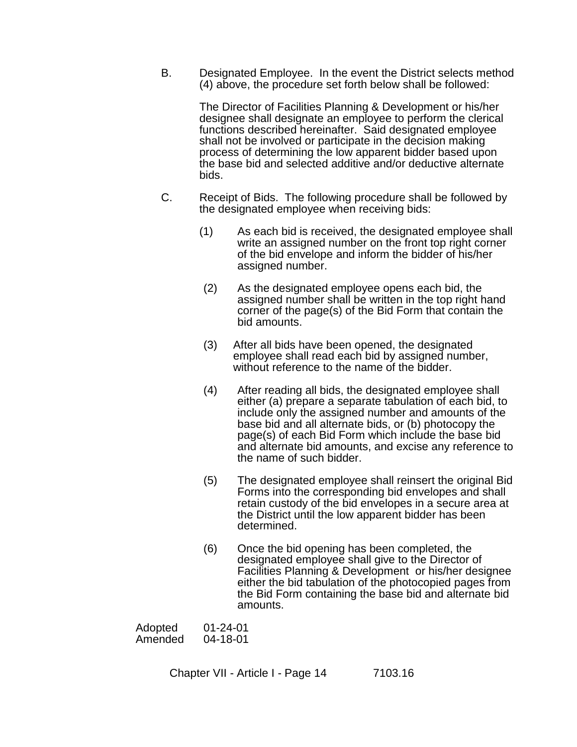B. Designated Employee. In the event the District selects method (4) above, the procedure set forth below shall be followed:

The Director of Facilities Planning & Development or his/her designee shall designate an employee to perform the clerical functions described hereinafter. Said designated employee shall not be involved or participate in the decision making process of determining the low apparent bidder based upon the base bid and selected additive and/or deductive alternate bids.

C. Receipt of Bids. The following procedure shall be followed by the designated employee when receiving bids:

(1) As each bid is received, the designated employee shall write an assigned number on the front top right corner of the bid envelope and inform the bidder of his/her assigned number.

(2) As the designated employee opens each bid, the assigned number shall be written in the top right hand corner of the page(s) of the Bid Form that contain the bid amounts.

(3) After all bids have been opened, the designated employee shall read each bid by assigned number, without reference to the name of the bidder.

(4) After reading all bids, the designated employee shall either (a) prepare a separate tabulation of each bid, to include only the assigned number and amounts of the base bid and all alternate bids, or (b) photocopy the page(s) of each Bid Form which include the base bid and alternate bid amounts, and excise any reference to the name of such bidder.

(5) The designated employee shall reinsert the original Bid Forms into the corresponding bid envelopes and shall retain custody of the bid envelopes in a secure area at the District until the low apparent bidder has been determined.

(6) Once the bid opening has been completed, the designated employee shall give to the Director of Facilities Planning & Development or his/her designee either the bid tabulation of the photocopied pages from the Bid Form containing the base bid and alternate bid amounts.

Adopted 01-24-01
Amended 04-18-01

Chapter VII - Article I - Page 14 7103.16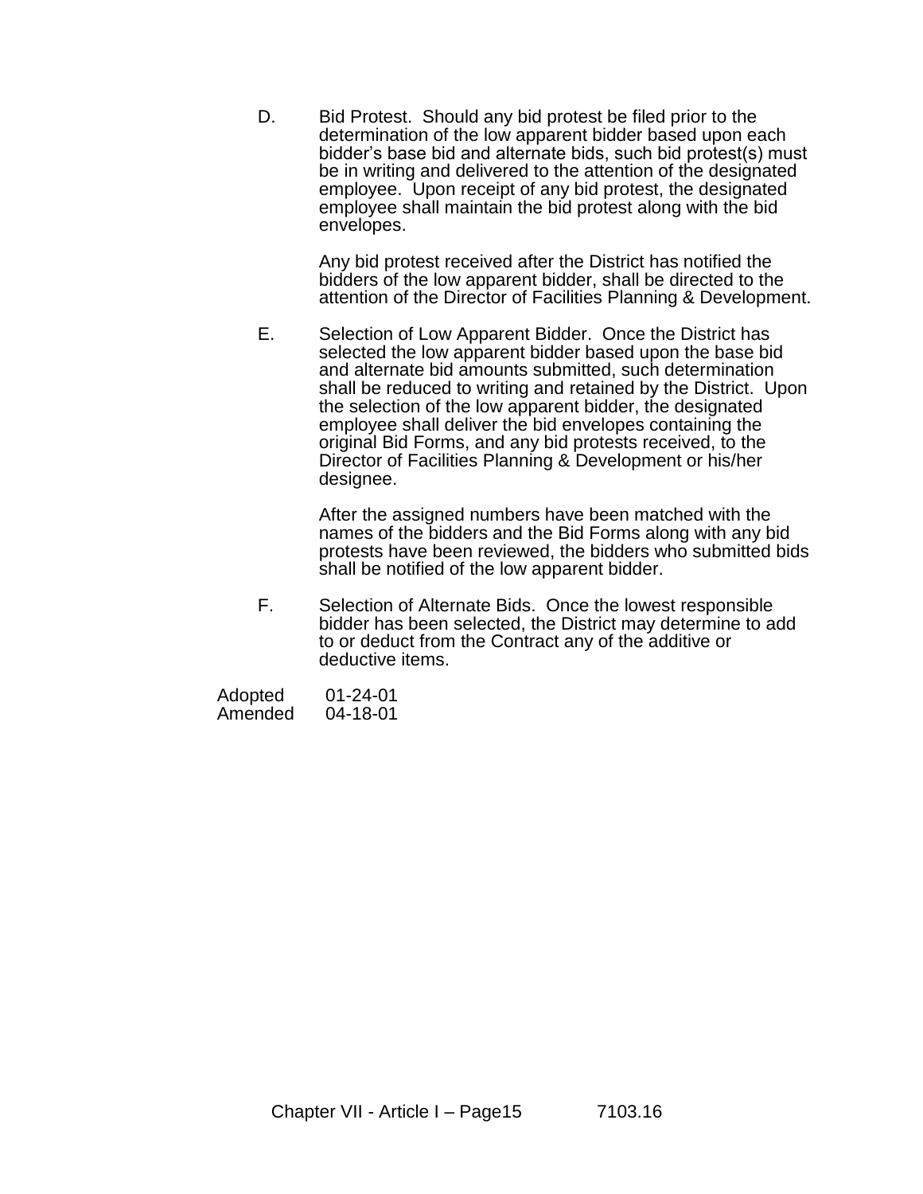D. Bid Protest. Should any bid protest be filed prior to the determination of the low apparent bidder based upon each bidder's base bid and alternate bids, such bid protest(s) must be in writing and delivered to the attention of the designated employee. Upon receipt of any bid protest, the designated employee shall maintain the bid protest along with the bid envelopes.

Any bid protest received after the District has notified the bidders of the low apparent bidder, shall be directed to the attention of the Director of Facilities Planning & Development.

E. Selection of Low Apparent Bidder. Once the District has selected the low apparent bidder based upon the base bid and alternate bid amounts submitted, such determination shall be reduced to writing and retained by the District. Upon the selection of the low apparent bidder, the designated employee shall deliver the bid envelopes containing the original Bid Forms, and any bid protests received, to the Director of Facilities Planning & Development or his/her designee.

After the assigned numbers have been matched with the names of the bidders and the Bid Forms along with any bid protests have been reviewed, the bidders who submitted bids shall be notified of the low apparent bidder.

F. Selection of Alternate Bids. Once the lowest responsible bidder has been selected, the District may determine to add to or deduct from the Contract any of the additive or deductive items.

Adopted 01-24-01
Amended 04-18-01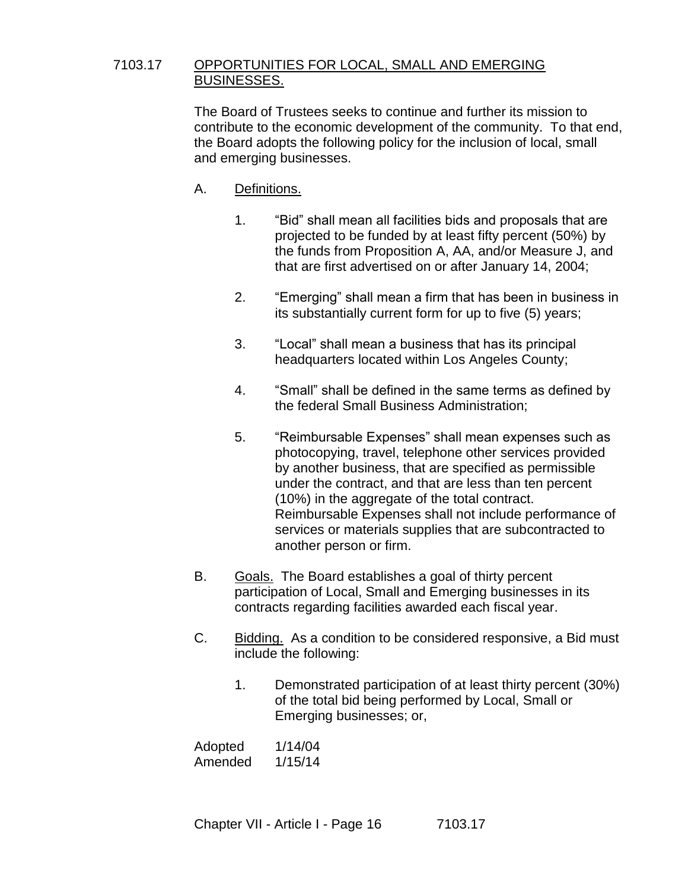7103.17 **OPPORTUNITIES FOR LOCAL, SMALL AND EMERGING BUSINESSES.**

The Board of Trustees seeks to continue and further its mission to contribute to the economic development of the community. To that end, the Board adopts the following policy for the inclusion of local, small and emerging businesses.

A. Definitions.

1. "Bid" shall mean all facilities bids and proposals that are projected to be funded by at least fifty percent (50%) by the funds from Proposition A, AA, and/or Measure J, and that are first advertised on or after January 14, 2004;

2. "Emerging" shall mean a firm that has been in business in its substantially current form for up to five (5) years;

3. "Local" shall mean a business that has its principal headquarters located within Los Angeles County;

4. "Small" shall be defined in the same terms as defined by the federal Small Business Administration;

5. "Reimbursable Expenses" shall mean expenses such as photocopying, travel, telephone other services provided by another business, that are specified as permissible under the contract, and that are less than ten percent (10%) in the aggregate of the total contract. Reimbursable Expenses shall not include performance of services or materials supplies that are subcontracted to another person or firm.

B. Goals. The Board establishes a goal of thirty percent participation of Local, Small and Emerging businesses in its contracts regarding facilities awarded each fiscal year.

C. Bidding. As a condition to be considered responsive, a Bid must include the following:

1. Demonstrated participation of at least thirty percent (30%) of the total bid being performed by Local, Small or Emerging businesses; or,

Adopted 1/14/04
Amended 1/15/14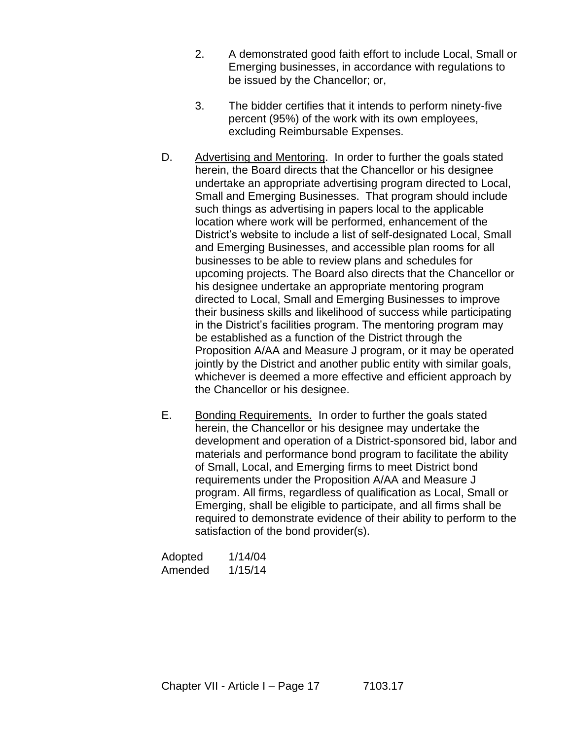2. A demonstrated good faith effort to include Local, Small or Emerging businesses, in accordance with regulations to be issued by the Chancellor; or,

3. The bidder certifies that it intends to perform ninety-five percent (95%) of the work with its own employees, excluding Reimbursable Expenses.

D. Advertising and Mentoring. In order to further the goals stated herein, the Board directs that the Chancellor or his designee undertake an appropriate advertising program directed to Local, Small and Emerging Businesses. That program should include such things as advertising in papers local to the applicable location where work will be performed, enhancement of the District's website to include a list of self-designated Local, Small and Emerging Businesses, and accessible plan rooms for all businesses to be able to review plans and schedules for upcoming projects. The Board also directs that the Chancellor or his designee undertake an appropriate mentoring program directed to Local, Small and Emerging Businesses to improve their business skills and likelihood of success while participating in the District's facilities program. The mentoring program may be established as a function of the District through the Proposition A/AA and Measure J program, or it may be operated jointly by the District and another public entity with similar goals, whichever is deemed a more effective and efficient approach by the Chancellor or his designee.

E. Bonding Requirements. In order to further the goals stated herein, the Chancellor or his designee may undertake the development and operation of a District-sponsored bid, labor and materials and performance bond program to facilitate the ability of Small, Local, and Emerging firms to meet District bond requirements under the Proposition A/AA and Measure J program. All firms, regardless of qualification as Local, Small or Emerging, shall be eligible to participate, and all firms shall be required to demonstrate evidence of their ability to perform to the satisfaction of the bond provider(s).

Adopted 1/14/04
Amended 1/15/14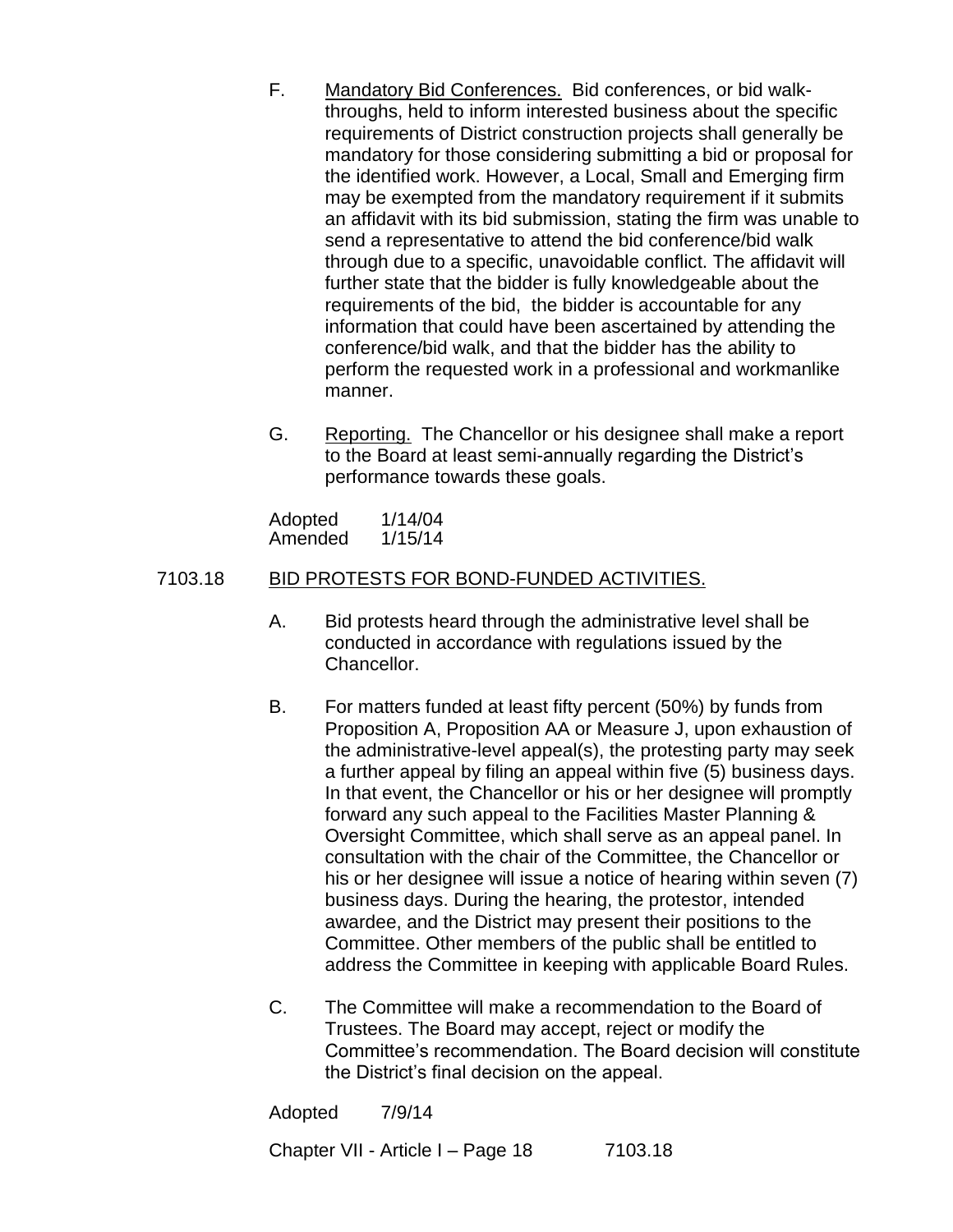F. Mandatory Bid Conferences. Bid conferences, or bid walk-throughs, held to inform interested business about the specific requirements of District construction projects shall generally be mandatory for those considering submitting a bid or proposal for the identified work. However, a Local, Small and Emerging firm may be exempted from the mandatory requirement if it submits an affidavit with its bid submission, stating the firm was unable to send a representative to attend the bid conference/bid walk through due to a specific, unavoidable conflict. The affidavit will further state that the bidder is fully knowledgeable about the requirements of the bid, the bidder is accountable for any information that could have been ascertained by attending the conference/bid walk, and that the bidder has the ability to perform the requested work in a professional and workmanlike manner.

G. Reporting. The Chancellor or his designee shall make a report to the Board at least semi-annually regarding the District's performance towards these goals.

Adopted 1/14/04
Amended 1/15/14

## 7103.18 BID PROTESTS FOR BOND-FUNDED ACTIVITIES.

A. Bid protests heard through the administrative level shall be conducted in accordance with regulations issued by the Chancellor.

B. For matters funded at least fifty percent (50%) by funds from Proposition A, Proposition AA or Measure J, upon exhaustion of the administrative-level appeal(s), the protesting party may seek a further appeal by filing an appeal within five (5) business days. In that event, the Chancellor or his or her designee will promptly forward any such appeal to the Facilities Master Planning & Oversight Committee, which shall serve as an appeal panel. In consultation with the chair of the Committee, the Chancellor or his or her designee will issue a notice of hearing within seven (7) business days. During the hearing, the protestor, intended awardee, and the District may present their positions to the Committee. Other members of the public shall be entitled to address the Committee in keeping with applicable Board Rules.

C. The Committee will make a recommendation to the Board of Trustees. The Board may accept, reject or modify the Committee's recommendation. The Board decision will constitute the District's final decision on the appeal.

Adopted 7/9/14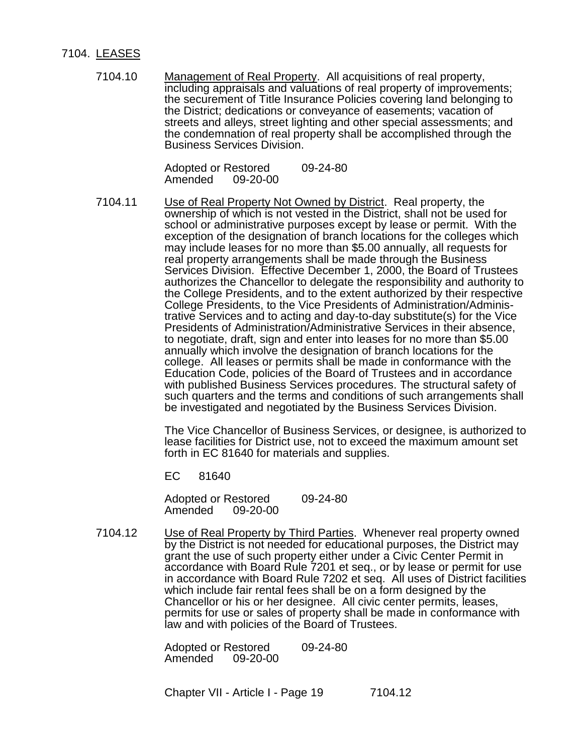## 7104. LEASES

7104.10 Management of Real Property. All acquisitions of real property, including appraisals and valuations of real property of improvements; the securement of Title Insurance Policies covering land belonging to the District; dedications or conveyance of easements; vacation of streets and alleys, street lighting and other special assessments; and the condemnation of real property shall be accomplished through the Business Services Division.

Adopted or Restored 09-24-80
Amended 09-20-00

7104.11 Use of Real Property Not Owned by District. Real property, the ownership of which is not vested in the District, shall not be used for school or administrative purposes except by lease or permit. With the exception of the designation of branch locations for the colleges which may include leases for no more than $5.00 annually, all requests for real property arrangements shall be made through the Business Services Division. Effective December 1, 2000, the Board of Trustees authorizes the Chancellor to delegate the responsibility and authority to the College Presidents, and to the extent authorized by their respective College Presidents, to the Vice Presidents of Administration/Administrative Services and to acting and day-to-day substitute(s) for the Vice Presidents of Administration/Administrative Services in their absence, to negotiate, draft, sign and enter into leases for no more than $5.00 annually which involve the designation of branch locations for the college. All leases or permits shall be made in conformance with the Education Code, policies of the Board of Trustees and in accordance with published Business Services procedures. The structural safety of such quarters and the terms and conditions of such arrangements shall be investigated and negotiated by the Business Services Division.

The Vice Chancellor of Business Services, or designee, is authorized to lease facilities for District use, not to exceed the maximum amount set forth in EC 81640 for materials and supplies.

EC 81640

Adopted or Restored 09-24-80
Amended 09-20-00

7104.12 Use of Real Property by Third Parties. Whenever real property owned by the District is not needed for educational purposes, the District may grant the use of such property either under a Civic Center Permit in accordance with Board Rule 7201 et seq., or by lease or permit for use in accordance with Board Rule 7202 et seq. All uses of District facilities which include fair rental fees shall be on a form designed by the Chancellor or his or her designee. All civic center permits, leases, permits for use or sales of property shall be made in conformance with law and with policies of the Board of Trustees.

Adopted or Restored 09-24-80
Amended 09-20-00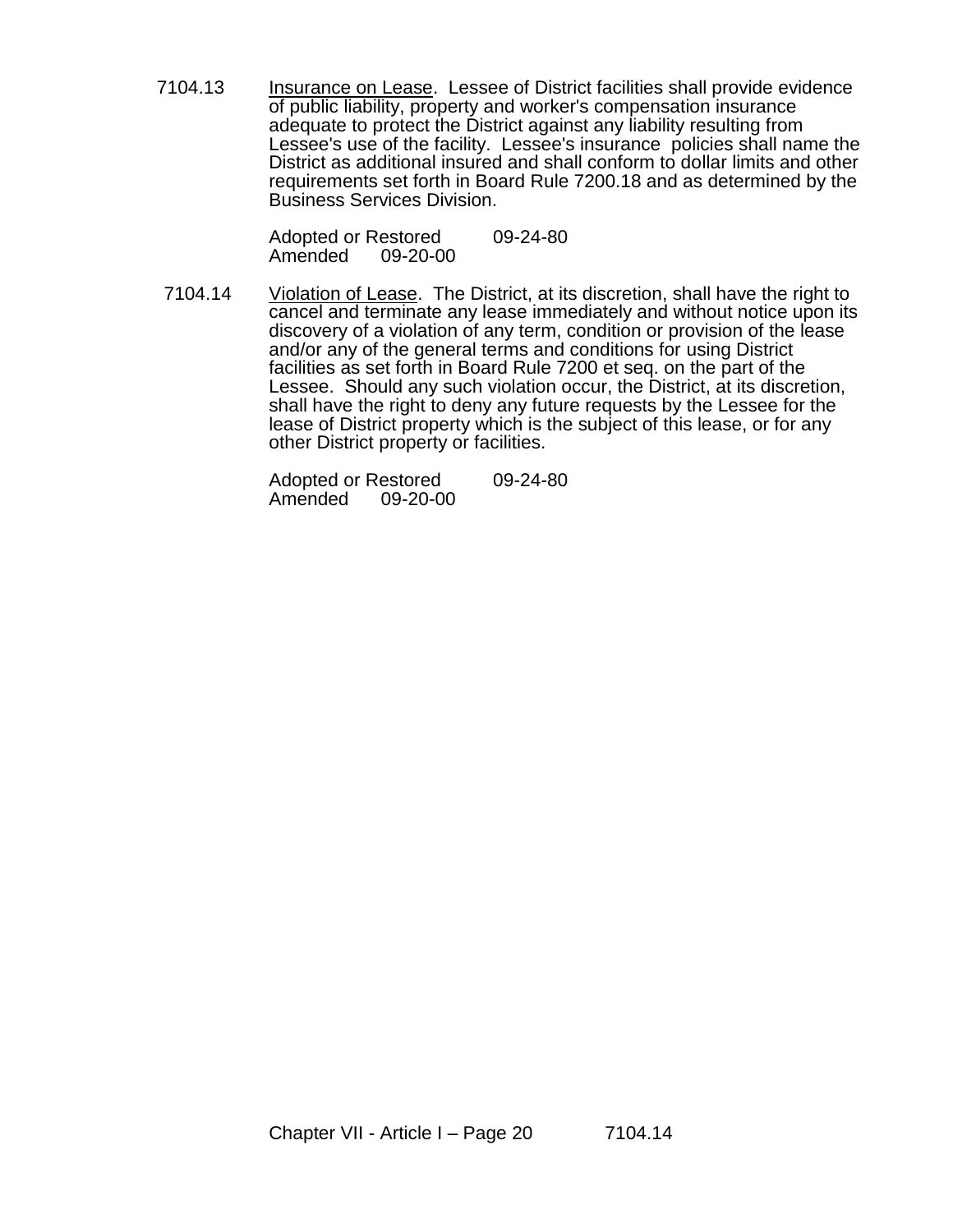7104.13 <u>Insurance on Lease</u>. Lessee of District facilities shall provide evidence of public liability, property and worker's compensation insurance adequate to protect the District against any liability resulting from Lessee's use of the facility. Lessee's insurance policies shall name the District as additional insured and shall conform to dollar limits and other requirements set forth in Board Rule 7200.18 and as determined by the Business Services Division.

Adopted or Restored 09-24-80
Amended 09-20-00

7104.14 <u>Violation of Lease</u>. The District, at its discretion, shall have the right to cancel and terminate any lease immediately and without notice upon its discovery of a violation of any term, condition or provision of the lease and/or any of the general terms and conditions for using District facilities as set forth in Board Rule 7200 et seq. on the part of the Lessee. Should any such violation occur, the District, at its discretion, shall have the right to deny any future requests by the Lessee for the lease of District property which is the subject of this lease, or for any other District property or facilities.

Adopted or Restored 09-24-80
Amended 09-20-00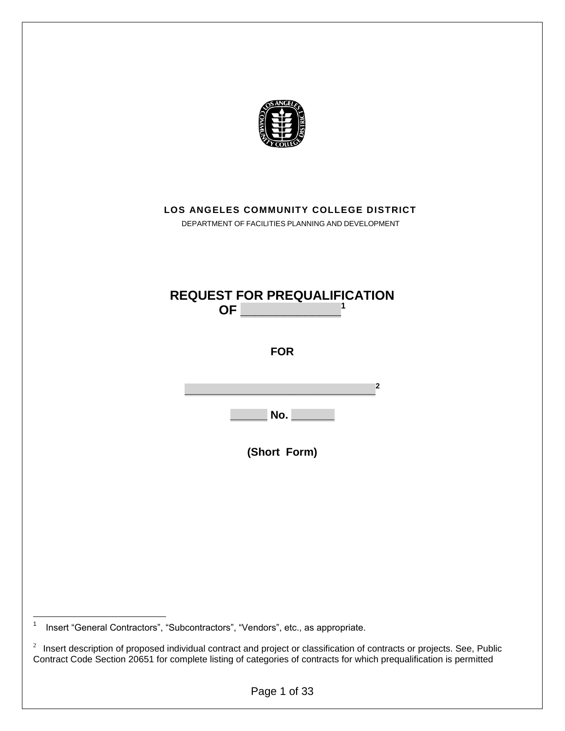**LOS ANGELES COMMUNITY COLLEGE DISTRICT**

DEPARTMENT OF FACILITIES PLANNING AND DEVELOPMENT

# REQUEST FOR PREQUALIFICATION OF ______________[1]

**FOR**

______________________________[2]

**______ No. _______**

**(Short Form)**

[1] Insert "General Contractors", "Subcontractors", "Vendors", etc., as appropriate.

[2] Insert description of proposed individual contract and project or classification of contracts or projects. See, Public Contract Code Section 20651 for complete listing of categories of contracts for which prequalification is permitted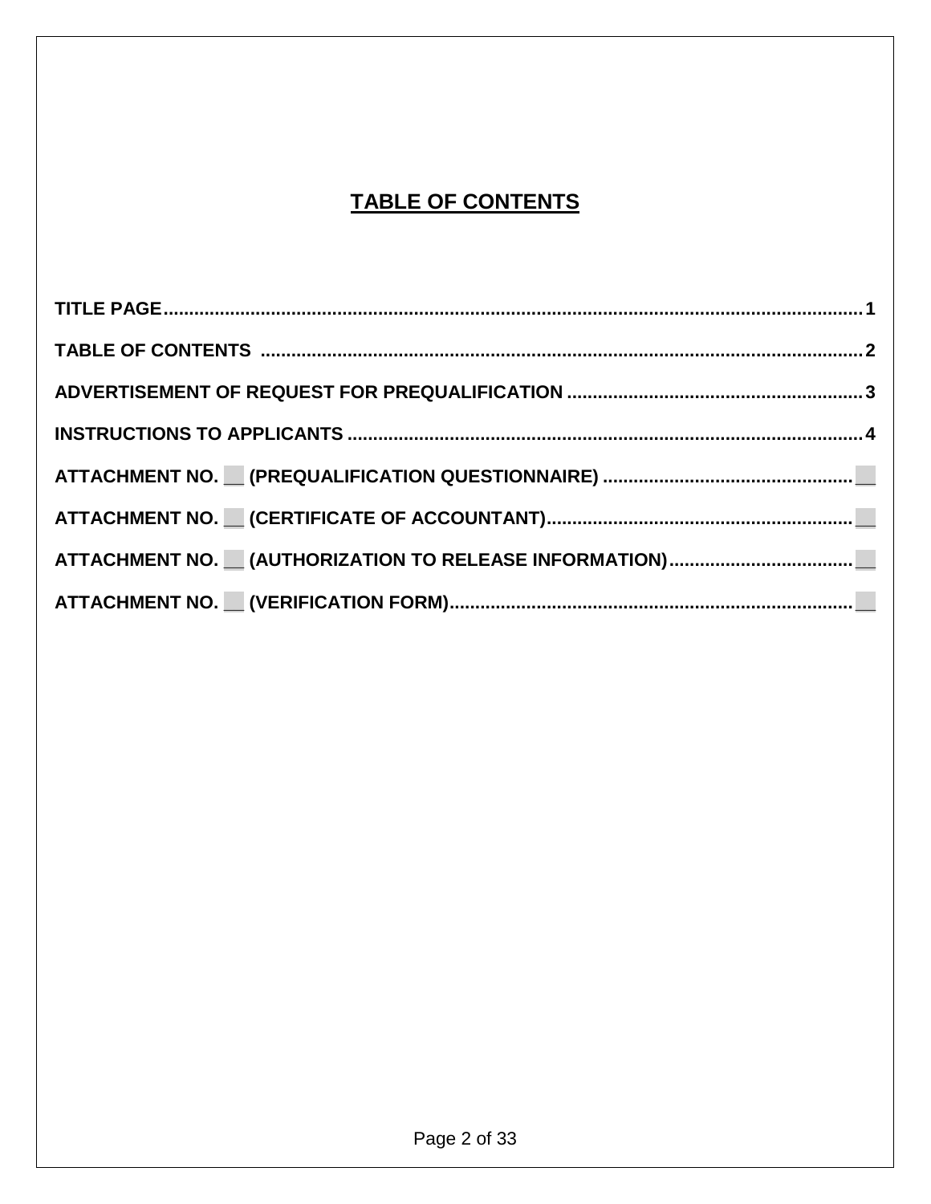# TABLE OF CONTENTS

**TITLE PAGE** .......................................................................................................... **1**

**TABLE OF CONTENTS** ............................................................................................ **2**

**ADVERTISEMENT OF REQUEST FOR PREQUALIFICATION** ............................... **3**

**INSTRUCTIONS TO APPLICANTS** .......................................................................... **4**

**ATTACHMENT NO. __ (PREQUALIFICATION QUESTIONNAIRE)** ........................ **__**

**ATTACHMENT NO. __ (CERTIFICATE OF ACCOUNTANT)** .................................. **__**

**ATTACHMENT NO. __ (AUTHORIZATION TO RELEASE INFORMATION)** ............ **__**

**ATTACHMENT NO. __ (VERIFICATION FORM)** ...................................................... **__**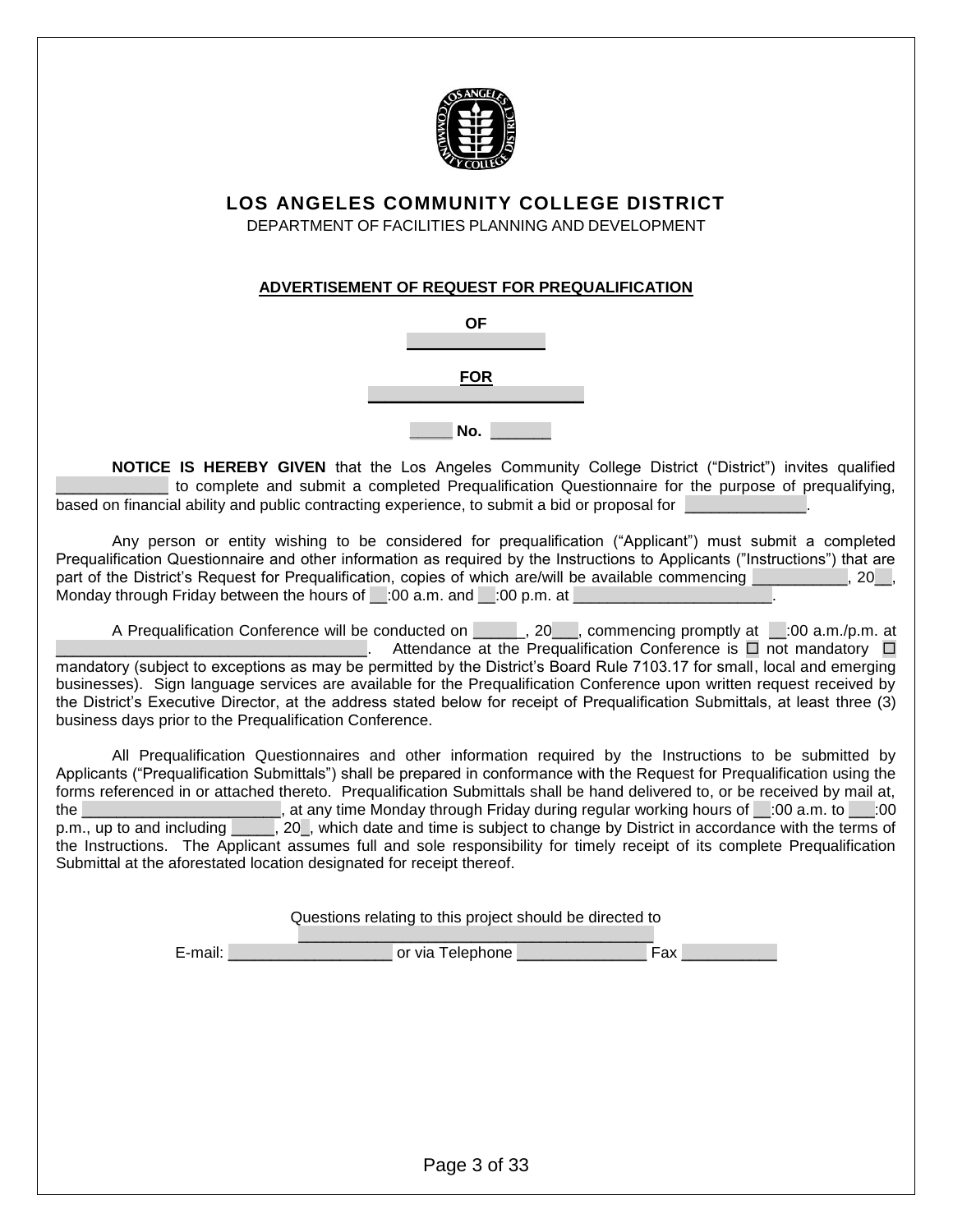# LOS ANGELES COMMUNITY COLLEGE DISTRICT

DEPARTMENT OF FACILITIES PLANNING AND DEVELOPMENT

**ADVERTISEMENT OF REQUEST FOR PREQUALIFICATION**

**OF**

**_______________**

**FOR**

**_______________________**

**_____ No. _______**

**NOTICE IS HEREBY GIVEN** that the Los Angeles Community College District ("District") invites qualified _____________ to complete and submit a completed Prequalification Questionnaire for the purpose of prequalifying, based on financial ability and public contracting experience, to submit a bid or proposal for ______________.

Any person or entity wishing to be considered for prequalification ("Applicant") must submit a completed Prequalification Questionnaire and other information as required by the Instructions to Applicants ("Instructions") that are part of the District's Request for Prequalification, copies of which are/will be available commencing ___________, 20__, Monday through Friday between the hours of __:00 a.m. and __:00 p.m. at _______________________.

A Prequalification Conference will be conducted on ______, 20___, commencing promptly at __:00 a.m./p.m. at ___________________________________. Attendance at the Prequalification Conference is ☐ not mandatory ☐ mandatory (subject to exceptions as may be permitted by the District's Board Rule 7103.17 for small, local and emerging businesses). Sign language services are available for the Prequalification Conference upon written request received by the District's Executive Director, at the address stated below for receipt of Prequalification Submittals, at least three (3) business days prior to the Prequalification Conference.

All Prequalification Questionnaires and other information required by the Instructions to be submitted by Applicants ("Prequalification Submittals") shall be prepared in conformance with the Request for Prequalification using the forms referenced in or attached thereto. Prequalification Submittals shall be hand delivered to, or be received by mail at, the ________________________, at any time Monday through Friday during regular working hours of __:00 a.m. to ___:00 p.m., up to and including ______, 20_, which date and time is subject to change by District in accordance with the terms of the Instructions. The Applicant assumes full and sole responsibility for timely receipt of its complete Prequalification Submittal at the aforestated location designated for receipt thereof.

Questions relating to this project should be directed to
_________________________________________
E-mail: ___________________ or via Telephone _______________ Fax ___________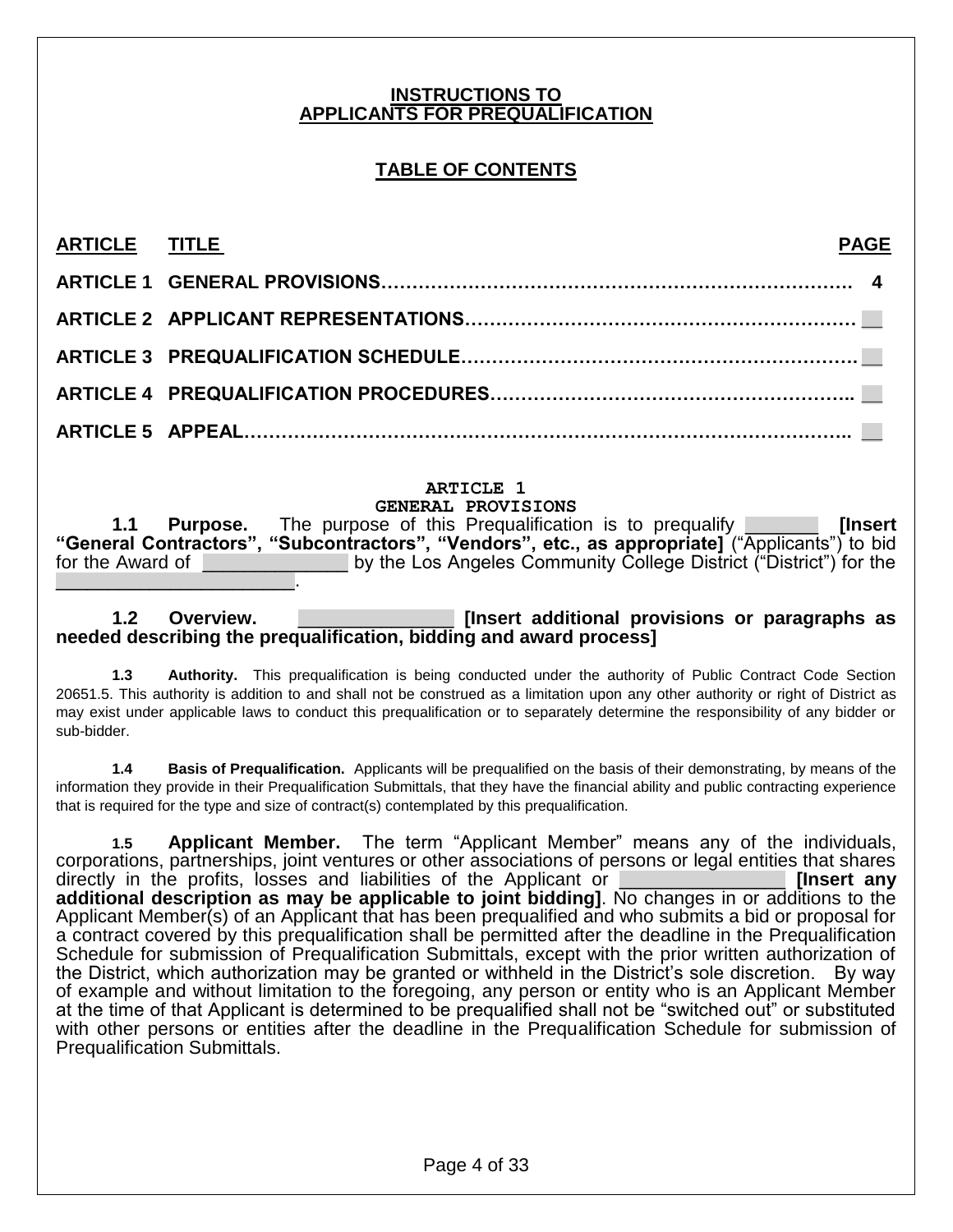# INSTRUCTIONS TO APPLICANTS FOR PREQUALIFICATION

## TABLE OF CONTENTS

| ARTICLE | TITLE | PAGE |
|---|---|---|
| ARTICLE 1 | GENERAL PROVISIONS………………………………………………………………… | 4 |
| ARTICLE 2 | APPLICANT REPRESENTATIONS…………………………………………………… | __ |
| ARTICLE 3 | PREQUALIFICATION SCHEDULE……………………………………………………. | __ |
| ARTICLE 4 | PREQUALIFICATION PROCEDURES……………………………………………….. | __ |
| ARTICLE 5 | APPEAL……………………………………………………………………………………….. | __ |

## ARTICLE 1
## GENERAL PROVISIONS

**1.1 Purpose.** The purpose of this Prequalification is to prequalify _______ **[Insert "General Contractors", "Subcontractors", "Vendors", etc., as appropriate]** ("Applicants") to bid for the Award of ______________ by the Los Angeles Community College District ("District") for the _______________________.

**1.2 Overview.** _______________ **[Insert additional provisions or paragraphs as needed describing the prequalification, bidding and award process]**

**1.3 Authority.** This prequalification is being conducted under the authority of Public Contract Code Section 20651.5. This authority is addition to and shall not be construed as a limitation upon any other authority or right of District as may exist under applicable laws to conduct this prequalification or to separately determine the responsibility of any bidder or sub-bidder.

**1.4 Basis of Prequalification.** Applicants will be prequalified on the basis of their demonstrating, by means of the information they provide in their Prequalification Submittals, that they have the financial ability and public contracting experience that is required for the type and size of contract(s) contemplated by this prequalification.

**1.5 Applicant Member.** The term "Applicant Member" means any of the individuals, corporations, partnerships, joint ventures or other associations of persons or legal entities that shares directly in the profits, losses and liabilities of the Applicant or ________________ **[Insert any additional description as may be applicable to joint bidding]**. No changes in or additions to the Applicant Member(s) of an Applicant that has been prequalified and who submits a bid or proposal for a contract covered by this prequalification shall be permitted after the deadline in the Prequalification Schedule for submission of Prequalification Submittals, except with the prior written authorization of the District, which authorization may be granted or withheld in the District's sole discretion. By way of example and without limitation to the foregoing, any person or entity who is an Applicant Member at the time of that Applicant is determined to be prequalified shall not be "switched out" or substituted with other persons or entities after the deadline in the Prequalification Schedule for submission of Prequalification Submittals.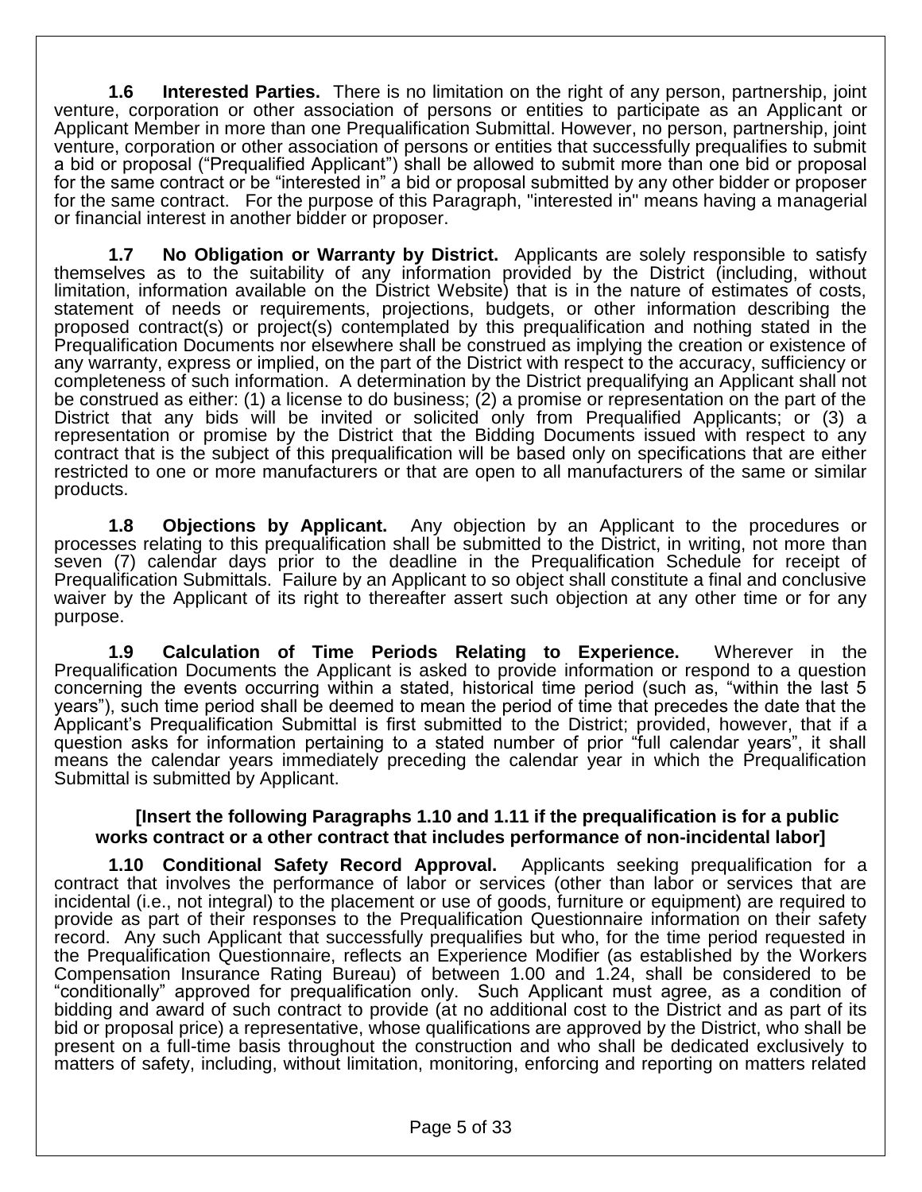**1.6 Interested Parties.** There is no limitation on the right of any person, partnership, joint venture, corporation or other association of persons or entities to participate as an Applicant or Applicant Member in more than one Prequalification Submittal. However, no person, partnership, joint venture, corporation or other association of persons or entities that successfully prequalifies to submit a bid or proposal ("Prequalified Applicant") shall be allowed to submit more than one bid or proposal for the same contract or be "interested in" a bid or proposal submitted by any other bidder or proposer for the same contract. For the purpose of this Paragraph, "interested in" means having a managerial or financial interest in another bidder or proposer.

**1.7 No Obligation or Warranty by District.** Applicants are solely responsible to satisfy themselves as to the suitability of any information provided by the District (including, without limitation, information available on the District Website) that is in the nature of estimates of costs, statement of needs or requirements, projections, budgets, or other information describing the proposed contract(s) or project(s) contemplated by this prequalification and nothing stated in the Prequalification Documents nor elsewhere shall be construed as implying the creation or existence of any warranty, express or implied, on the part of the District with respect to the accuracy, sufficiency or completeness of such information. A determination by the District prequalifying an Applicant shall not be construed as either: (1) a license to do business; (2) a promise or representation on the part of the District that any bids will be invited or solicited only from Prequalified Applicants; or (3) a representation or promise by the District that the Bidding Documents issued with respect to any contract that is the subject of this prequalification will be based only on specifications that are either restricted to one or more manufacturers or that are open to all manufacturers of the same or similar products.

**1.8 Objections by Applicant.** Any objection by an Applicant to the procedures or processes relating to this prequalification shall be submitted to the District, in writing, not more than seven (7) calendar days prior to the deadline in the Prequalification Schedule for receipt of Prequalification Submittals. Failure by an Applicant to so object shall constitute a final and conclusive waiver by the Applicant of its right to thereafter assert such objection at any other time or for any purpose.

**1.9 Calculation of Time Periods Relating to Experience.** Wherever in the Prequalification Documents the Applicant is asked to provide information or respond to a question concerning the events occurring within a stated, historical time period (such as, "within the last 5 years"), such time period shall be deemed to mean the period of time that precedes the date that the Applicant's Prequalification Submittal is first submitted to the District; provided, however, that if a question asks for information pertaining to a stated number of prior "full calendar years", it shall means the calendar years immediately preceding the calendar year in which the Prequalification Submittal is submitted by Applicant.

**[Insert the following Paragraphs 1.10 and 1.11 if the prequalification is for a public works contract or a other contract that includes performance of non-incidental labor]**

**1.10 Conditional Safety Record Approval.** Applicants seeking prequalification for a contract that involves the performance of labor or services (other than labor or services that are incidental (i.e., not integral) to the placement or use of goods, furniture or equipment) are required to provide as part of their responses to the Prequalification Questionnaire information on their safety record. Any such Applicant that successfully prequalifies but who, for the time period requested in the Prequalification Questionnaire, reflects an Experience Modifier (as established by the Workers Compensation Insurance Rating Bureau) of between 1.00 and 1.24, shall be considered to be "conditionally" approved for prequalification only. Such Applicant must agree, as a condition of bidding and award of such contract to provide (at no additional cost to the District and as part of its bid or proposal price) a representative, whose qualifications are approved by the District, who shall be present on a full-time basis throughout the construction and who shall be dedicated exclusively to matters of safety, including, without limitation, monitoring, enforcing and reporting on matters related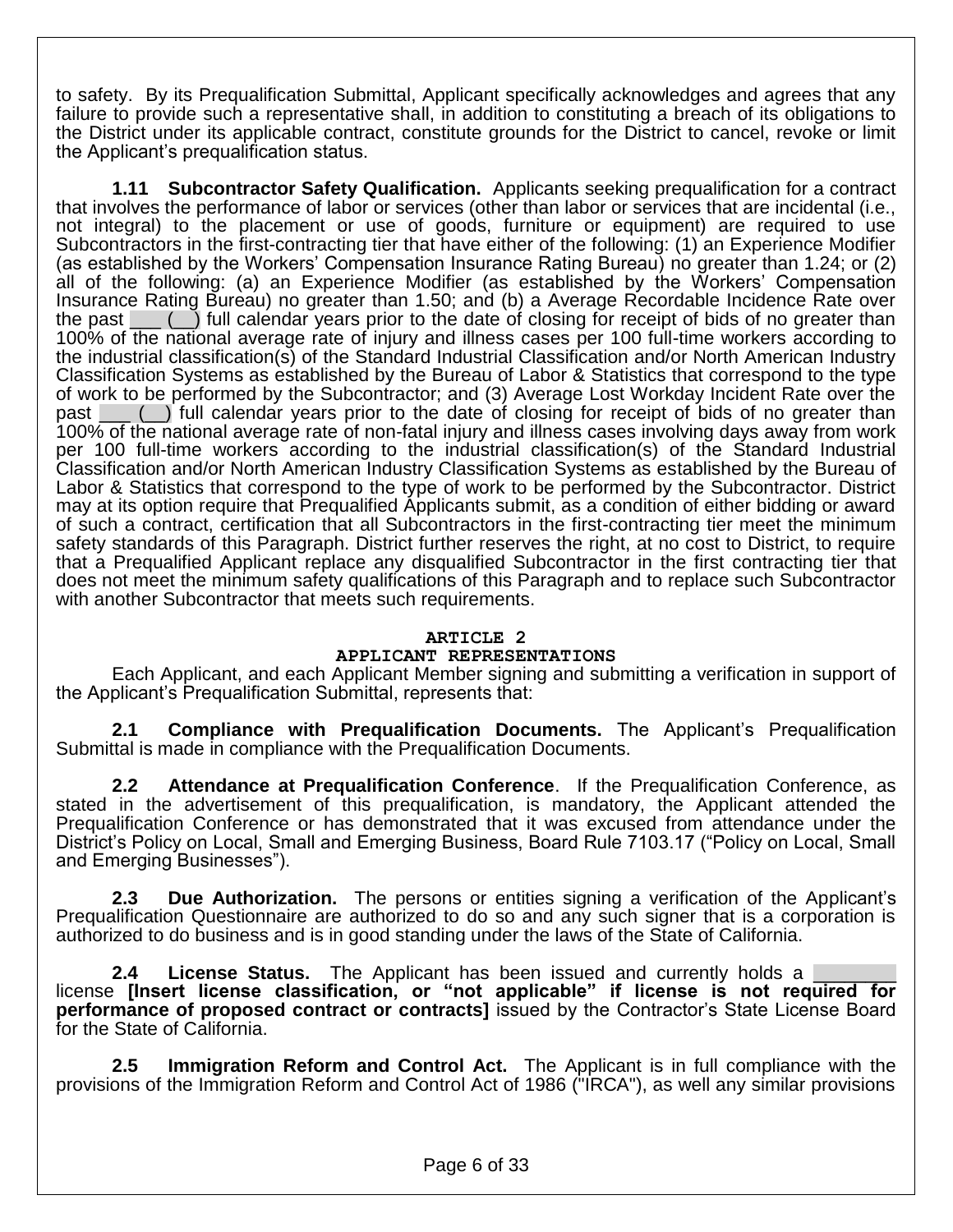to safety. By its Prequalification Submittal, Applicant specifically acknowledges and agrees that any failure to provide such a representative shall, in addition to constituting a breach of its obligations to the District under its applicable contract, constitute grounds for the District to cancel, revoke or limit the Applicant's prequalification status.

**1.11 Subcontractor Safety Qualification.** Applicants seeking prequalification for a contract that involves the performance of labor or services (other than labor or services that are incidental (i.e., not integral) to the placement or use of goods, furniture or equipment) are required to use Subcontractors in the first-contracting tier that have either of the following: (1) an Experience Modifier (as established by the Workers' Compensation Insurance Rating Bureau) no greater than 1.24; or (2) all of the following: (a) an Experience Modifier (as established by the Workers' Compensation Insurance Rating Bureau) no greater than 1.50; and (b) a Average Recordable Incidence Rate over the past ___ (__) full calendar years prior to the date of closing for receipt of bids of no greater than 100% of the national average rate of injury and illness cases per 100 full-time workers according to the industrial classification(s) of the Standard Industrial Classification and/or North American Industry Classification Systems as established by the Bureau of Labor & Statistics that correspond to the type of work to be performed by the Subcontractor; and (3) Average Lost Workday Incident Rate over the past ___ (__) full calendar years prior to the date of closing for receipt of bids of no greater than 100% of the national average rate of non-fatal injury and illness cases involving days away from work per 100 full-time workers according to the industrial classification(s) of the Standard Industrial Classification and/or North American Industry Classification Systems as established by the Bureau of Labor & Statistics that correspond to the type of work to be performed by the Subcontractor. District may at its option require that Prequalified Applicants submit, as a condition of either bidding or award of such a contract, certification that all Subcontractors in the first-contracting tier meet the minimum safety standards of this Paragraph. District further reserves the right, at no cost to District, to require that a Prequalified Applicant replace any disqualified Subcontractor in the first contracting tier that does not meet the minimum safety qualifications of this Paragraph and to replace such Subcontractor with another Subcontractor that meets such requirements.

## ARTICLE 2
## APPLICANT REPRESENTATIONS

Each Applicant, and each Applicant Member signing and submitting a verification in support of the Applicant's Prequalification Submittal, represents that:

**2.1 Compliance with Prequalification Documents.** The Applicant's Prequalification Submittal is made in compliance with the Prequalification Documents.

**2.2 Attendance at Prequalification Conference**. If the Prequalification Conference, as stated in the advertisement of this prequalification, is mandatory, the Applicant attended the Prequalification Conference or has demonstrated that it was excused from attendance under the District's Policy on Local, Small and Emerging Business, Board Rule 7103.17 ("Policy on Local, Small and Emerging Businesses").

**2.3 Due Authorization.** The persons or entities signing a verification of the Applicant's Prequalification Questionnaire are authorized to do so and any such signer that is a corporation is authorized to do business and is in good standing under the laws of the State of California.

**2.4 License Status.** The Applicant has been issued and currently holds a ________ license **[Insert license classification, or "not applicable" if license is not required for performance of proposed contract or contracts]** issued by the Contractor's State License Board for the State of California.

**2.5 Immigration Reform and Control Act.** The Applicant is in full compliance with the provisions of the Immigration Reform and Control Act of 1986 ("IRCA"), as well any similar provisions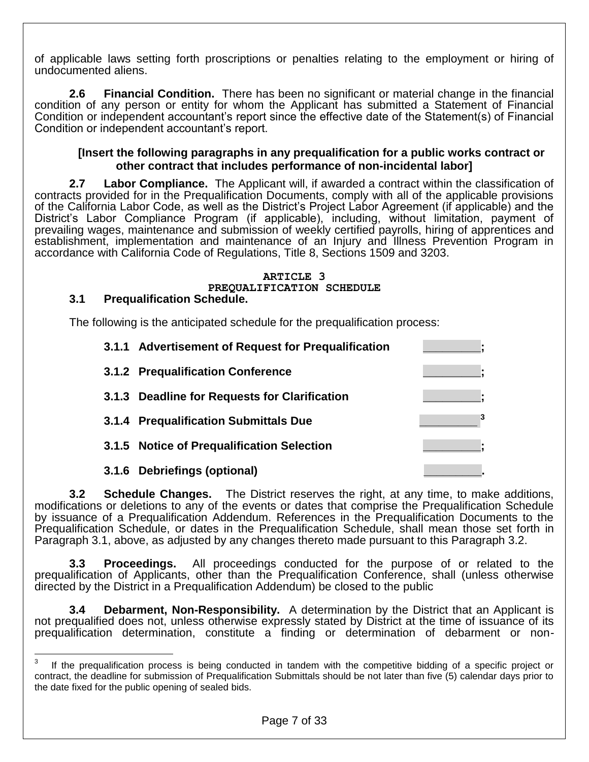of applicable laws setting forth proscriptions or penalties relating to the employment or hiring of undocumented aliens.

**2.6 Financial Condition.** There has been no significant or material change in the financial condition of any person or entity for whom the Applicant has submitted a Statement of Financial Condition or independent accountant's report since the effective date of the Statement(s) of Financial Condition or independent accountant's report.

**[Insert the following paragraphs in any prequalification for a public works contract or other contract that includes performance of non-incidental labor]**

**2.7 Labor Compliance.** The Applicant will, if awarded a contract within the classification of contracts provided for in the Prequalification Documents, comply with all of the applicable provisions of the California Labor Code, as well as the District's Project Labor Agreement (if applicable) and the District's Labor Compliance Program (if applicable), including, without limitation, payment of prevailing wages, maintenance and submission of weekly certified payrolls, hiring of apprentices and establishment, implementation and maintenance of an Injury and Illness Prevention Program in accordance with California Code of Regulations, Title 8, Sections 1509 and 3203.

## ARTICLE 3
## PREQUALIFICATION SCHEDULE

**3.1 Prequalification Schedule.**

The following is the anticipated schedule for the prequalification process:

**3.1.1 Advertisement of Request for Prequalification** _________;

**3.1.2 Prequalification Conference** _________;

**3.1.3 Deadline for Requests for Clarification** _________;

**3.1.4 Prequalification Submittals Due** _________[3]

**3.1.5 Notice of Prequalification Selection** _________;

**3.1.6 Debriefings (optional)** _________.

**3.2 Schedule Changes.** The District reserves the right, at any time, to make additions, modifications or deletions to any of the events or dates that comprise the Prequalification Schedule by issuance of a Prequalification Addendum. References in the Prequalification Documents to the Prequalification Schedule, or dates in the Prequalification Schedule, shall mean those set forth in Paragraph 3.1, above, as adjusted by any changes thereto made pursuant to this Paragraph 3.2.

**3.3 Proceedings.** All proceedings conducted for the purpose of or related to the prequalification of Applicants, other than the Prequalification Conference, shall (unless otherwise directed by the District in a Prequalification Addendum) be closed to the public

**3.4 Debarment, Non-Responsibility.** A determination by the District that an Applicant is not prequalified does not, unless otherwise expressly stated by District at the time of issuance of its prequalification determination, constitute a finding or determination of debarment or non-

[3] If the prequalification process is being conducted in tandem with the competitive bidding of a specific project or contract, the deadline for submission of Prequalification Submittals should be not later than five (5) calendar days prior to the date fixed for the public opening of sealed bids.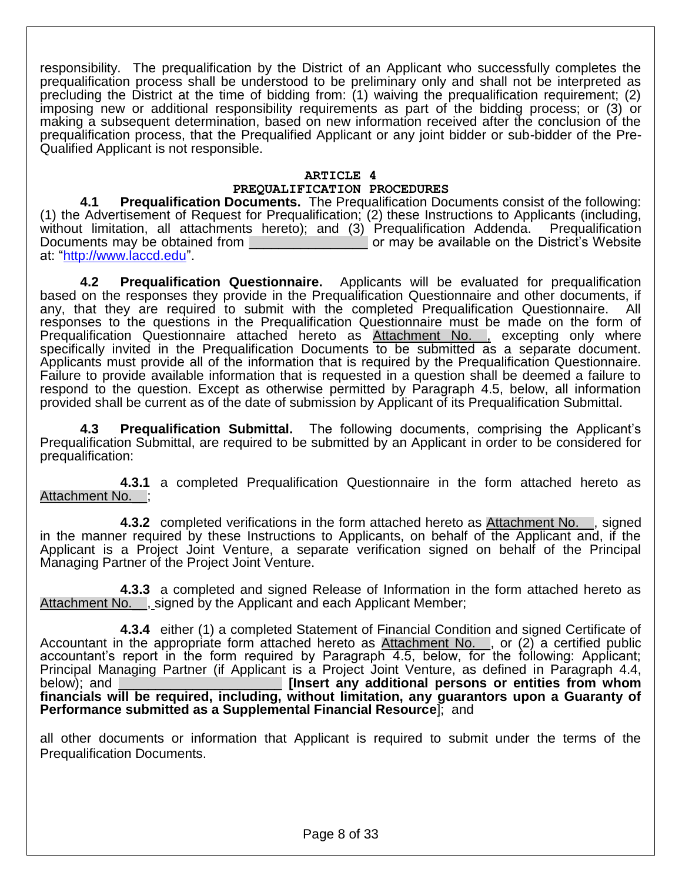responsibility. The prequalification by the District of an Applicant who successfully completes the prequalification process shall be understood to be preliminary only and shall not be interpreted as precluding the District at the time of bidding from: (1) waiving the prequalification requirement; (2) imposing new or additional responsibility requirements as part of the bidding process; or (3) or making a subsequent determination, based on new information received after the conclusion of the prequalification process, that the Prequalified Applicant or any joint bidder or sub-bidder of the Pre-Qualified Applicant is not responsible.

## ARTICLE 4
## PREQUALIFICATION PROCEDURES

**4.1 Prequalification Documents.** The Prequalification Documents consist of the following: (1) the Advertisement of Request for Prequalification; (2) these Instructions to Applicants (including, without limitation, all attachments hereto); and (3) Prequalification Addenda. Prequalification Documents may be obtained from ________________ or may be available on the District's Website at: "http://www.laccd.edu".

**4.2 Prequalification Questionnaire.** Applicants will be evaluated for prequalification based on the responses they provide in the Prequalification Questionnaire and other documents, if any, that they are required to submit with the completed Prequalification Questionnaire. All responses to the questions in the Prequalification Questionnaire must be made on the form of Prequalification Questionnaire attached hereto as Attachment No. __, excepting only where specifically invited in the Prequalification Documents to be submitted as a separate document. Applicants must provide all of the information that is required by the Prequalification Questionnaire. Failure to provide available information that is requested in a question shall be deemed a failure to respond to the question. Except as otherwise permitted by Paragraph 4.5, below, all information provided shall be current as of the date of submission by Applicant of its Prequalification Submittal.

**4.3 Prequalification Submittal.** The following documents, comprising the Applicant's Prequalification Submittal, are required to be submitted by an Applicant in order to be considered for prequalification:

**4.3.1** a completed Prequalification Questionnaire in the form attached hereto as Attachment No. __;

**4.3.2** completed verifications in the form attached hereto as Attachment No. __, signed in the manner required by these Instructions to Applicants, on behalf of the Applicant and, if the Applicant is a Project Joint Venture, a separate verification signed on behalf of the Principal Managing Partner of the Project Joint Venture.

**4.3.3** a completed and signed Release of Information in the form attached hereto as Attachment No. __, signed by the Applicant and each Applicant Member;

**4.3.4** either (1) a completed Statement of Financial Condition and signed Certificate of Accountant in the appropriate form attached hereto as Attachment No. __, or (2) a certified public accountant's report in the form required by Paragraph 4.5, below, for the following: Applicant; Principal Managing Partner (if Applicant is a Project Joint Venture, as defined in Paragraph 4.4, below); and ______________________ **[Insert any additional persons or entities from whom financials will be required, including, without limitation, any guarantors upon a Guaranty of Performance submitted as a Supplemental Financial Resource**]; and

all other documents or information that Applicant is required to submit under the terms of the Prequalification Documents.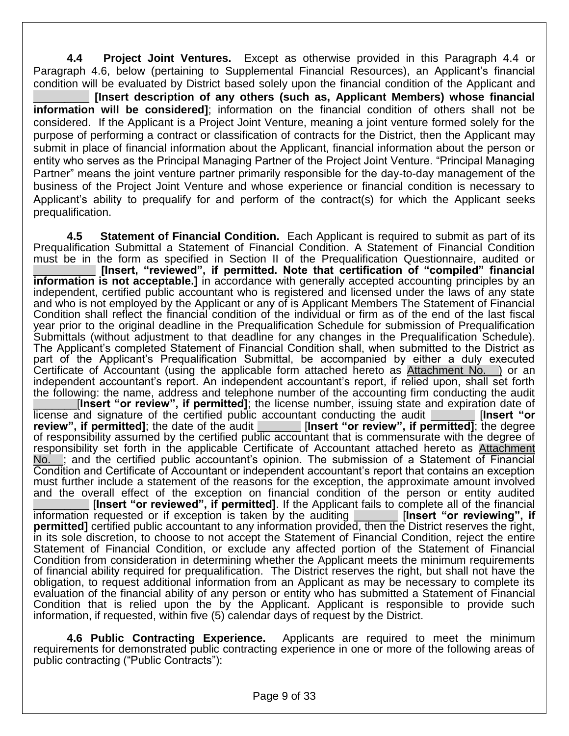**4.4 Project Joint Ventures.** Except as otherwise provided in this Paragraph 4.4 or Paragraph 4.6, below (pertaining to Supplemental Financial Resources), an Applicant's financial condition will be evaluated by District based solely upon the financial condition of the Applicant and _________ **[Insert description of any others (such as, Applicant Members) whose financial information will be considered]**; information on the financial condition of others shall not be considered. If the Applicant is a Project Joint Venture, meaning a joint venture formed solely for the purpose of performing a contract or classification of contracts for the District, then the Applicant may submit in place of financial information about the Applicant, financial information about the person or entity who serves as the Principal Managing Partner of the Project Joint Venture. "Principal Managing Partner" means the joint venture partner primarily responsible for the day-to-day management of the business of the Project Joint Venture and whose experience or financial condition is necessary to Applicant's ability to prequalify for and perform of the contract(s) for which the Applicant seeks prequalification.

**4.5 Statement of Financial Condition.** Each Applicant is required to submit as part of its Prequalification Submittal a Statement of Financial Condition. A Statement of Financial Condition must be in the form as specified in Section II of the Prequalification Questionnaire, audited or __________ **[Insert, "reviewed", if permitted. Note that certification of "compiled" financial information is not acceptable.]** in accordance with generally accepted accounting principles by an independent, certified public accountant who is registered and licensed under the laws of any state and who is not employed by the Applicant or any of is Applicant Members The Statement of Financial Condition shall reflect the financial condition of the individual or firm as of the end of the last fiscal year prior to the original deadline in the Prequalification Schedule for submission of Prequalification Submittals (without adjustment to that deadline for any changes in the Prequalification Schedule). The Applicant's completed Statement of Financial Condition shall, when submitted to the District as part of the Applicant's Prequalification Submittal, be accompanied by either a duly executed Certificate of Accountant (using the applicable form attached hereto as Attachment No. __) or an independent accountant's report. An independent accountant's report, if relied upon, shall set forth the following: the name, address and telephone number of the accounting firm conducting the audit _______[**Insert "or review", if permitted]**; the license number, issuing state and expiration date of license and signature of the certified public accountant conducting the audit _______ [**Insert "or review", if permitted]**; the date of the audit _______ [**Insert "or review", if permitted]**; the degree of responsibility assumed by the certified public accountant that is commensurate with the degree of responsibility set forth in the applicable Certificate of Accountant attached hereto as Attachment No. __; and the certified public accountant's opinion. The submission of a Statement of Financial Condition and Certificate of Accountant or independent accountant's report that contains an exception must further include a statement of the reasons for the exception, the approximate amount involved and the overall effect of the exception on financial condition of the person or entity audited _________ [**Insert "or reviewed", if permitted]**. If the Applicant fails to complete all of the financial information requested or if exception is taken by the auditing _______ [**Insert "or reviewing", if permitted]** certified public accountant to any information provided, then the District reserves the right, in its sole discretion, to choose to not accept the Statement of Financial Condition, reject the entire Statement of Financial Condition, or exclude any affected portion of the Statement of Financial Condition from consideration in determining whether the Applicant meets the minimum requirements of financial ability required for prequalification. The District reserves the right, but shall not have the obligation, to request additional information from an Applicant as may be necessary to complete its evaluation of the financial ability of any person or entity who has submitted a Statement of Financial Condition that is relied upon the by the Applicant. Applicant is responsible to provide such information, if requested, within five (5) calendar days of request by the District.

**4.6 Public Contracting Experience.** Applicants are required to meet the minimum requirements for demonstrated public contracting experience in one or more of the following areas of public contracting ("Public Contracts"):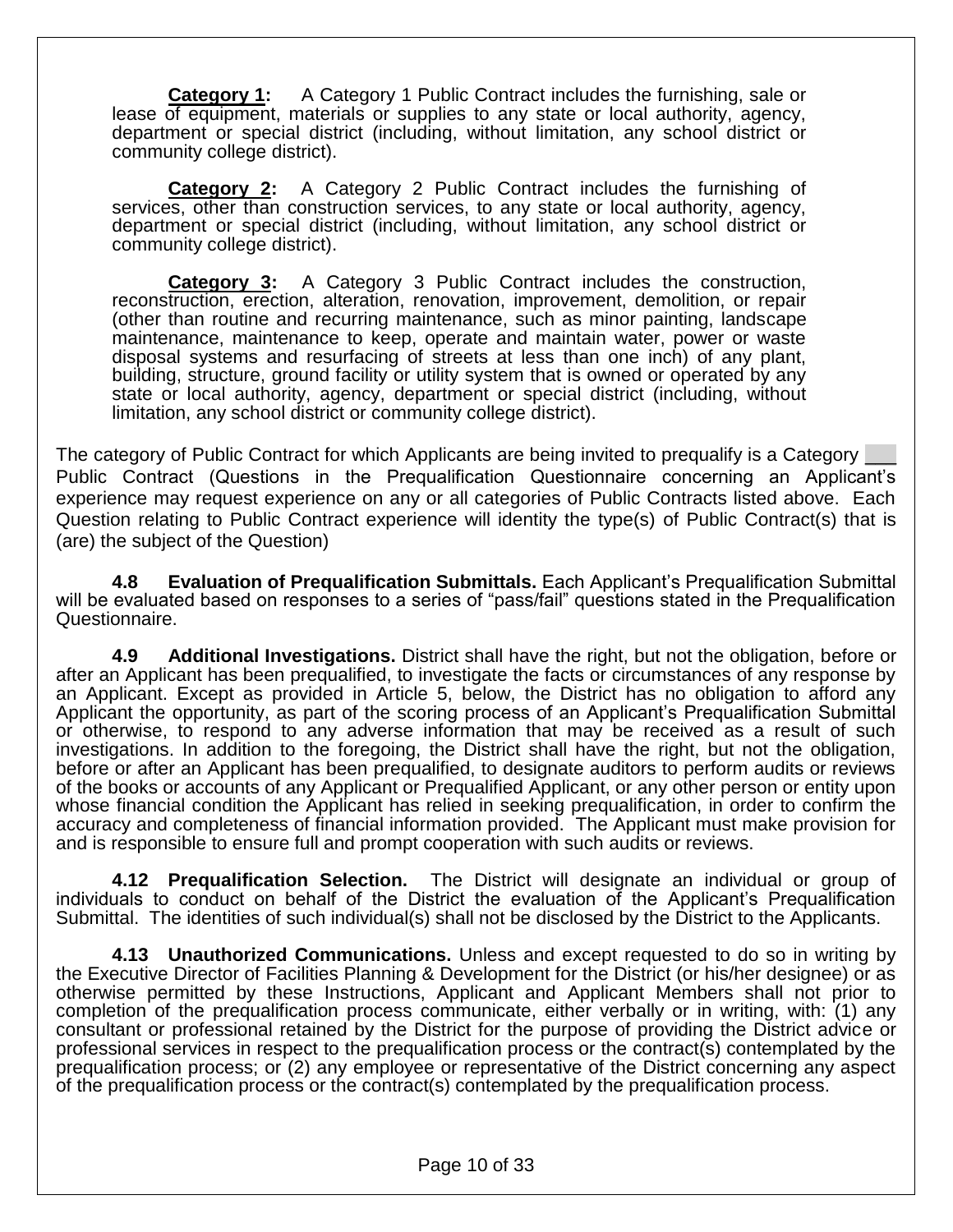**Category 1:** A Category 1 Public Contract includes the furnishing, sale or lease of equipment, materials or supplies to any state or local authority, agency, department or special district (including, without limitation, any school district or community college district).

**Category 2:** A Category 2 Public Contract includes the furnishing of services, other than construction services, to any state or local authority, agency, department or special district (including, without limitation, any school district or community college district).

**Category 3:** A Category 3 Public Contract includes the construction, reconstruction, erection, alteration, renovation, improvement, demolition, or repair (other than routine and recurring maintenance, such as minor painting, landscape maintenance, maintenance to keep, operate and maintain water, power or waste disposal systems and resurfacing of streets at less than one inch) of any plant, building, structure, ground facility or utility system that is owned or operated by any state or local authority, agency, department or special district (including, without limitation, any school district or community college district).

The category of Public Contract for which Applicants are being invited to prequalify is a Category ___ Public Contract (Questions in the Prequalification Questionnaire concerning an Applicant's experience may request experience on any or all categories of Public Contracts listed above. Each Question relating to Public Contract experience will identity the type(s) of Public Contract(s) that is (are) the subject of the Question)

**4.8 Evaluation of Prequalification Submittals.** Each Applicant's Prequalification Submittal will be evaluated based on responses to a series of "pass/fail" questions stated in the Prequalification Questionnaire.

**4.9 Additional Investigations.** District shall have the right, but not the obligation, before or after an Applicant has been prequalified, to investigate the facts or circumstances of any response by an Applicant. Except as provided in Article 5, below, the District has no obligation to afford any Applicant the opportunity, as part of the scoring process of an Applicant's Prequalification Submittal or otherwise, to respond to any adverse information that may be received as a result of such investigations. In addition to the foregoing, the District shall have the right, but not the obligation, before or after an Applicant has been prequalified, to designate auditors to perform audits or reviews of the books or accounts of any Applicant or Prequalified Applicant, or any other person or entity upon whose financial condition the Applicant has relied in seeking prequalification, in order to confirm the accuracy and completeness of financial information provided. The Applicant must make provision for and is responsible to ensure full and prompt cooperation with such audits or reviews.

**4.12 Prequalification Selection.** The District will designate an individual or group of individuals to conduct on behalf of the District the evaluation of the Applicant's Prequalification Submittal. The identities of such individual(s) shall not be disclosed by the District to the Applicants.

**4.13 Unauthorized Communications.** Unless and except requested to do so in writing by the Executive Director of Facilities Planning & Development for the District (or his/her designee) or as otherwise permitted by these Instructions, Applicant and Applicant Members shall not prior to completion of the prequalification process communicate, either verbally or in writing, with: (1) any consultant or professional retained by the District for the purpose of providing the District advice or professional services in respect to the prequalification process or the contract(s) contemplated by the prequalification process; or (2) any employee or representative of the District concerning any aspect of the prequalification process or the contract(s) contemplated by the prequalification process.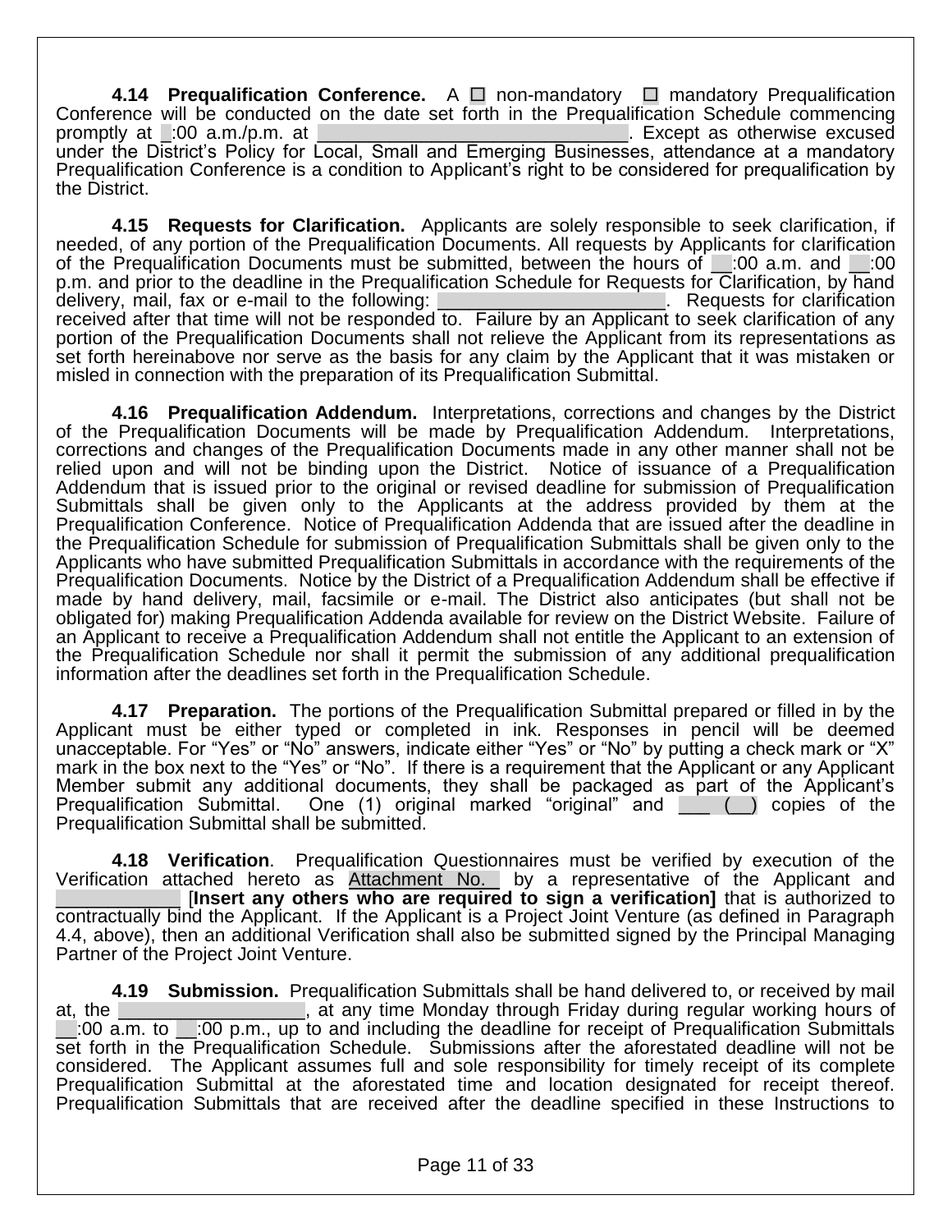**4.14 Prequalification Conference.** A ☐ non-mandatory ☐ mandatory Prequalification Conference will be conducted on the date set forth in the Prequalification Schedule commencing promptly at _:00 a.m./p.m. at ______________________________. Except as otherwise excused under the District's Policy for Local, Small and Emerging Businesses, attendance at a mandatory Prequalification Conference is a condition to Applicant's right to be considered for prequalification by the District.

**4.15 Requests for Clarification.** Applicants are solely responsible to seek clarification, if needed, of any portion of the Prequalification Documents. All requests by Applicants for clarification of the Prequalification Documents must be submitted, between the hours of __:00 a.m. and __:00 p.m. and prior to the deadline in the Prequalification Schedule for Requests for Clarification, by hand delivery, mail, fax or e-mail to the following: ______________________. Requests for clarification received after that time will not be responded to. Failure by an Applicant to seek clarification of any portion of the Prequalification Documents shall not relieve the Applicant from its representations as set forth hereinabove nor serve as the basis for any claim by the Applicant that it was mistaken or misled in connection with the preparation of its Prequalification Submittal.

**4.16 Prequalification Addendum.** Interpretations, corrections and changes by the District of the Prequalification Documents will be made by Prequalification Addendum. Interpretations, corrections and changes of the Prequalification Documents made in any other manner shall not be relied upon and will not be binding upon the District. Notice of issuance of a Prequalification Addendum that is issued prior to the original or revised deadline for submission of Prequalification Submittals shall be given only to the Applicants at the address provided by them at the Prequalification Conference. Notice of Prequalification Addenda that are issued after the deadline in the Prequalification Schedule for submission of Prequalification Submittals shall be given only to the Applicants who have submitted Prequalification Submittals in accordance with the requirements of the Prequalification Documents. Notice by the District of a Prequalification Addendum shall be effective if made by hand delivery, mail, facsimile or e-mail. The District also anticipates (but shall not be obligated for) making Prequalification Addenda available for review on the District Website. Failure of an Applicant to receive a Prequalification Addendum shall not entitle the Applicant to an extension of the Prequalification Schedule nor shall it permit the submission of any additional prequalification information after the deadlines set forth in the Prequalification Schedule.

**4.17 Preparation.** The portions of the Prequalification Submittal prepared or filled in by the Applicant must be either typed or completed in ink. Responses in pencil will be deemed unacceptable. For "Yes" or "No" answers, indicate either "Yes" or "No" by putting a check mark or "X" mark in the box next to the "Yes" or "No". If there is a requirement that the Applicant or any Applicant Member submit any additional documents, they shall be packaged as part of the Applicant's Prequalification Submittal. One (1) original marked "original" and ___ (__) copies of the Prequalification Submittal shall be submitted.

**4.18 Verification**. Prequalification Questionnaires must be verified by execution of the Verification attached hereto as Attachment No. __ by a representative of the Applicant and ____________ [**Insert any others who are required to sign a verification]** that is authorized to contractually bind the Applicant. If the Applicant is a Project Joint Venture (as defined in Paragraph 4.4, above), then an additional Verification shall also be submitted signed by the Principal Managing Partner of the Project Joint Venture.

**4.19 Submission.** Prequalification Submittals shall be hand delivered to, or received by mail at, the __________________, at any time Monday through Friday during regular working hours of __:00 a.m. to __:00 p.m., up to and including the deadline for receipt of Prequalification Submittals set forth in the Prequalification Schedule. Submissions after the aforestated deadline will not be considered. The Applicant assumes full and sole responsibility for timely receipt of its complete Prequalification Submittal at the aforestated time and location designated for receipt thereof. Prequalification Submittals that are received after the deadline specified in these Instructions to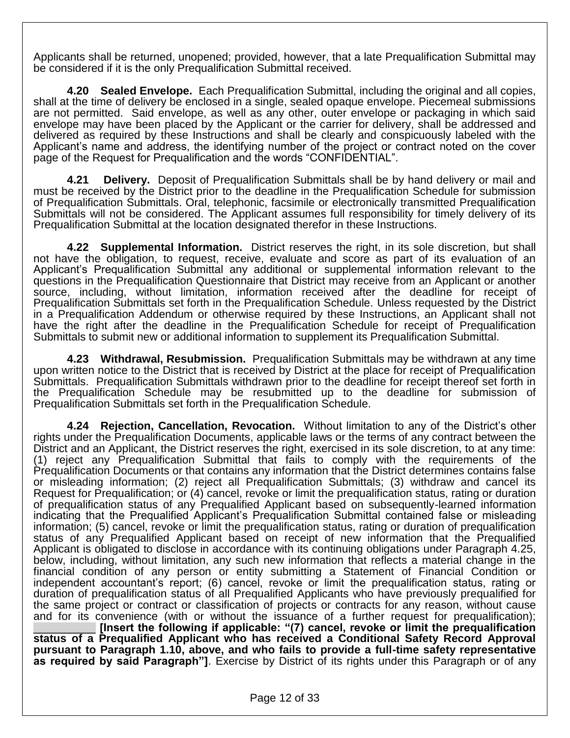Applicants shall be returned, unopened; provided, however, that a late Prequalification Submittal may be considered if it is the only Prequalification Submittal received.

**4.20 Sealed Envelope.** Each Prequalification Submittal, including the original and all copies, shall at the time of delivery be enclosed in a single, sealed opaque envelope. Piecemeal submissions are not permitted. Said envelope, as well as any other, outer envelope or packaging in which said envelope may have been placed by the Applicant or the carrier for delivery, shall be addressed and delivered as required by these Instructions and shall be clearly and conspicuously labeled with the Applicant's name and address, the identifying number of the project or contract noted on the cover page of the Request for Prequalification and the words "CONFIDENTIAL".

**4.21 Delivery.** Deposit of Prequalification Submittals shall be by hand delivery or mail and must be received by the District prior to the deadline in the Prequalification Schedule for submission of Prequalification Submittals. Oral, telephonic, facsimile or electronically transmitted Prequalification Submittals will not be considered. The Applicant assumes full responsibility for timely delivery of its Prequalification Submittal at the location designated therefor in these Instructions.

**4.22 Supplemental Information.** District reserves the right, in its sole discretion, but shall not have the obligation, to request, receive, evaluate and score as part of its evaluation of an Applicant's Prequalification Submittal any additional or supplemental information relevant to the questions in the Prequalification Questionnaire that District may receive from an Applicant or another source, including, without limitation, information received after the deadline for receipt of Prequalification Submittals set forth in the Prequalification Schedule. Unless requested by the District in a Prequalification Addendum or otherwise required by these Instructions, an Applicant shall not have the right after the deadline in the Prequalification Schedule for receipt of Prequalification Submittals to submit new or additional information to supplement its Prequalification Submittal.

**4.23 Withdrawal, Resubmission.** Prequalification Submittals may be withdrawn at any time upon written notice to the District that is received by District at the place for receipt of Prequalification Submittals. Prequalification Submittals withdrawn prior to the deadline for receipt thereof set forth in the Prequalification Schedule may be resubmitted up to the deadline for submission of Prequalification Submittals set forth in the Prequalification Schedule.

**4.24 Rejection, Cancellation, Revocation.** Without limitation to any of the District's other rights under the Prequalification Documents, applicable laws or the terms of any contract between the District and an Applicant, the District reserves the right, exercised in its sole discretion, to at any time: (1) reject any Prequalification Submittal that fails to comply with the requirements of the Prequalification Documents or that contains any information that the District determines contains false or misleading information; (2) reject all Prequalification Submittals; (3) withdraw and cancel its Request for Prequalification; or (4) cancel, revoke or limit the prequalification status, rating or duration of prequalification status of any Prequalified Applicant based on subsequently-learned information indicating that the Prequalified Applicant's Prequalification Submittal contained false or misleading information; (5) cancel, revoke or limit the prequalification status, rating or duration of prequalification status of any Prequalified Applicant based on receipt of new information that the Prequalified Applicant is obligated to disclose in accordance with its continuing obligations under Paragraph 4.25, below, including, without limitation, any such new information that reflects a material change in the financial condition of any person or entity submitting a Statement of Financial Condition or independent accountant's report; (6) cancel, revoke or limit the prequalification status, rating or duration of prequalification status of all Prequalified Applicants who have previously prequalified for the same project or contract or classification of projects or contracts for any reason, without cause and for its convenience (with or without the issuance of a further request for prequalification); __________ **[Insert the following if applicable: "(7) cancel, revoke or limit the prequalification status of a Prequalified Applicant who has received a Conditional Safety Record Approval pursuant to Paragraph 1.10, above, and who fails to provide a full-time safety representative as required by said Paragraph"]**. Exercise by District of its rights under this Paragraph or of any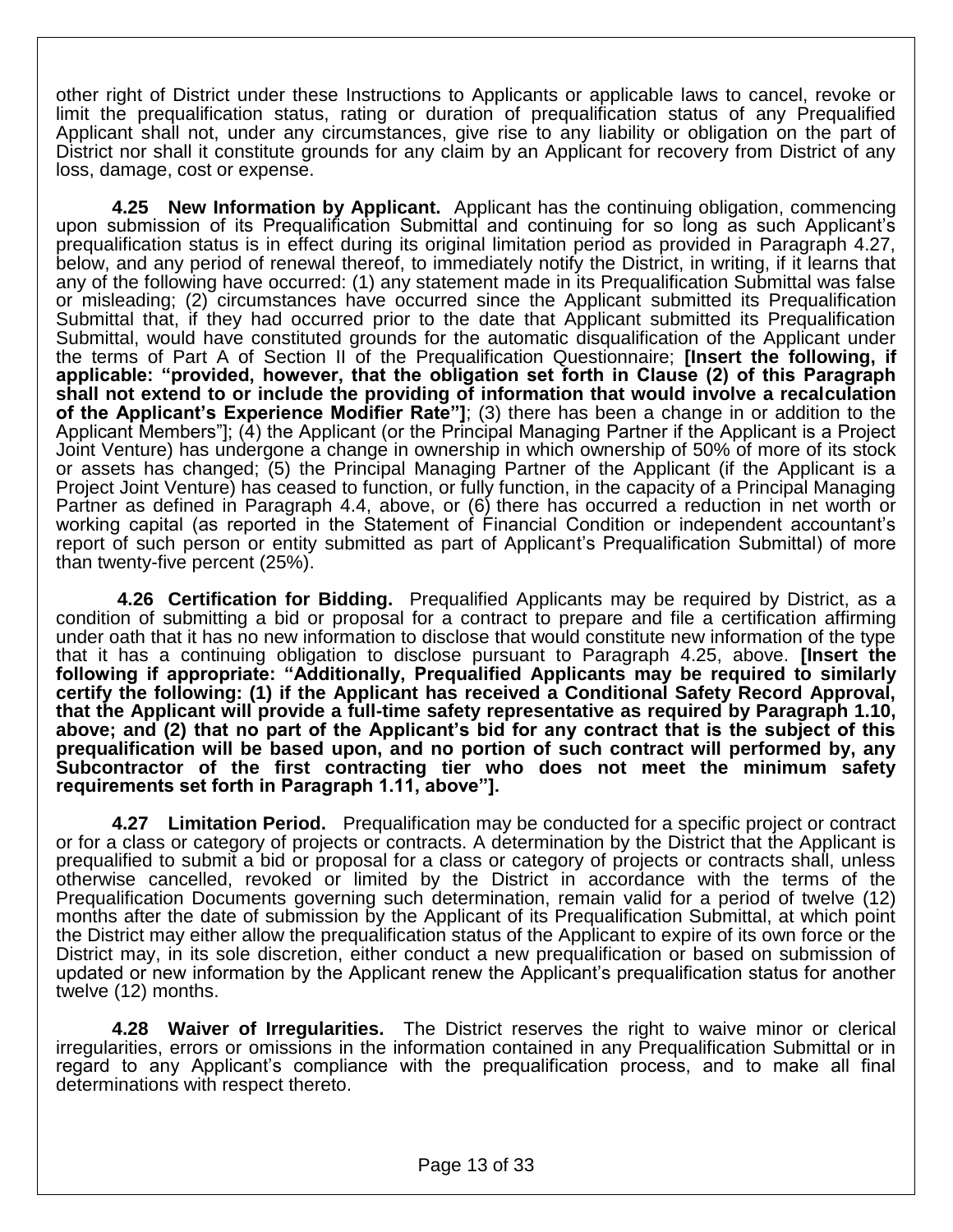other right of District under these Instructions to Applicants or applicable laws to cancel, revoke or limit the prequalification status, rating or duration of prequalification status of any Prequalified Applicant shall not, under any circumstances, give rise to any liability or obligation on the part of District nor shall it constitute grounds for any claim by an Applicant for recovery from District of any loss, damage, cost or expense.

**4.25 New Information by Applicant.** Applicant has the continuing obligation, commencing upon submission of its Prequalification Submittal and continuing for so long as such Applicant's prequalification status is in effect during its original limitation period as provided in Paragraph 4.27, below, and any period of renewal thereof, to immediately notify the District, in writing, if it learns that any of the following have occurred: (1) any statement made in its Prequalification Submittal was false or misleading; (2) circumstances have occurred since the Applicant submitted its Prequalification Submittal that, if they had occurred prior to the date that Applicant submitted its Prequalification Submittal, would have constituted grounds for the automatic disqualification of the Applicant under the terms of Part A of Section II of the Prequalification Questionnaire; **[Insert the following, if applicable: "provided, however, that the obligation set forth in Clause (2) of this Paragraph shall not extend to or include the providing of information that would involve a recalculation of the Applicant's Experience Modifier Rate"]**; (3) there has been a change in or addition to the Applicant Members"]; (4) the Applicant (or the Principal Managing Partner if the Applicant is a Project Joint Venture) has undergone a change in ownership in which ownership of 50% of more of its stock or assets has changed; (5) the Principal Managing Partner of the Applicant (if the Applicant is a Project Joint Venture) has ceased to function, or fully function, in the capacity of a Principal Managing Partner as defined in Paragraph 4.4, above, or (6) there has occurred a reduction in net worth or working capital (as reported in the Statement of Financial Condition or independent accountant's report of such person or entity submitted as part of Applicant's Prequalification Submittal) of more than twenty-five percent (25%).

**4.26 Certification for Bidding.** Prequalified Applicants may be required by District, as a condition of submitting a bid or proposal for a contract to prepare and file a certification affirming under oath that it has no new information to disclose that would constitute new information of the type that it has a continuing obligation to disclose pursuant to Paragraph 4.25, above. **[Insert the following if appropriate: "Additionally, Prequalified Applicants may be required to similarly certify the following: (1) if the Applicant has received a Conditional Safety Record Approval, that the Applicant will provide a full-time safety representative as required by Paragraph 1.10, above; and (2) that no part of the Applicant's bid for any contract that is the subject of this prequalification will be based upon, and no portion of such contract will performed by, any Subcontractor of the first contracting tier who does not meet the minimum safety requirements set forth in Paragraph 1.11, above"].**

**4.27 Limitation Period.** Prequalification may be conducted for a specific project or contract or for a class or category of projects or contracts. A determination by the District that the Applicant is prequalified to submit a bid or proposal for a class or category of projects or contracts shall, unless otherwise cancelled, revoked or limited by the District in accordance with the terms of the Prequalification Documents governing such determination, remain valid for a period of twelve (12) months after the date of submission by the Applicant of its Prequalification Submittal, at which point the District may either allow the prequalification status of the Applicant to expire of its own force or the District may, in its sole discretion, either conduct a new prequalification or based on submission of updated or new information by the Applicant renew the Applicant's prequalification status for another twelve (12) months.

**4.28 Waiver of Irregularities.** The District reserves the right to waive minor or clerical irregularities, errors or omissions in the information contained in any Prequalification Submittal or in regard to any Applicant's compliance with the prequalification process, and to make all final determinations with respect thereto.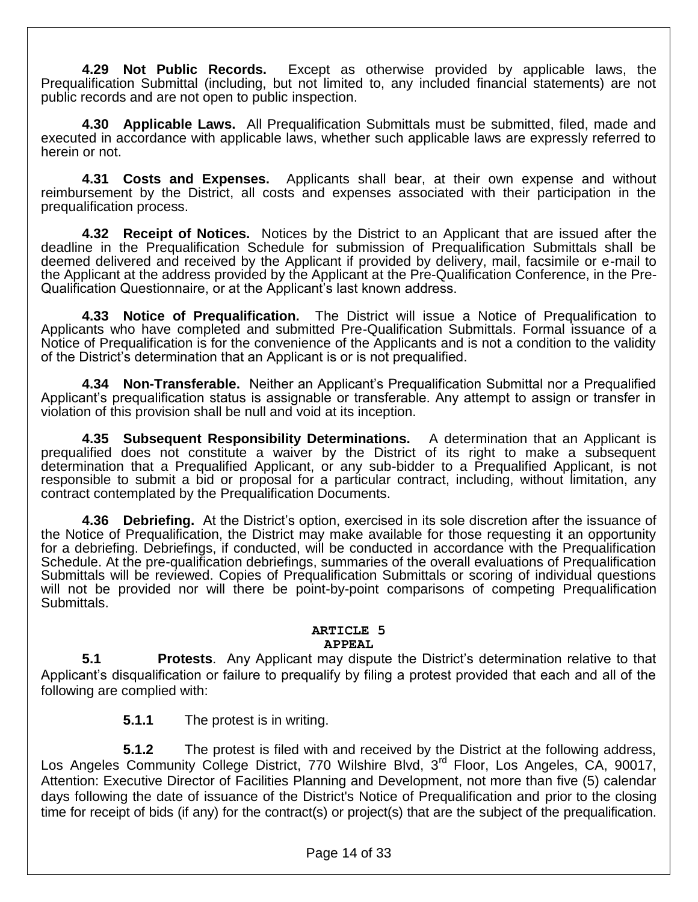**4.29 Not Public Records.** Except as otherwise provided by applicable laws, the Prequalification Submittal (including, but not limited to, any included financial statements) are not public records and are not open to public inspection.

**4.30 Applicable Laws.** All Prequalification Submittals must be submitted, filed, made and executed in accordance with applicable laws, whether such applicable laws are expressly referred to herein or not.

**4.31 Costs and Expenses.** Applicants shall bear, at their own expense and without reimbursement by the District, all costs and expenses associated with their participation in the prequalification process.

**4.32 Receipt of Notices.** Notices by the District to an Applicant that are issued after the deadline in the Prequalification Schedule for submission of Prequalification Submittals shall be deemed delivered and received by the Applicant if provided by delivery, mail, facsimile or e-mail to the Applicant at the address provided by the Applicant at the Pre-Qualification Conference, in the Pre-Qualification Questionnaire, or at the Applicant's last known address.

**4.33 Notice of Prequalification.** The District will issue a Notice of Prequalification to Applicants who have completed and submitted Pre-Qualification Submittals. Formal issuance of a Notice of Prequalification is for the convenience of the Applicants and is not a condition to the validity of the District's determination that an Applicant is or is not prequalified.

**4.34 Non-Transferable.** Neither an Applicant's Prequalification Submittal nor a Prequalified Applicant's prequalification status is assignable or transferable. Any attempt to assign or transfer in violation of this provision shall be null and void at its inception.

**4.35 Subsequent Responsibility Determinations.** A determination that an Applicant is prequalified does not constitute a waiver by the District of its right to make a subsequent determination that a Prequalified Applicant, or any sub-bidder to a Prequalified Applicant, is not responsible to submit a bid or proposal for a particular contract, including, without limitation, any contract contemplated by the Prequalification Documents.

**4.36 Debriefing.** At the District's option, exercised in its sole discretion after the issuance of the Notice of Prequalification, the District may make available for those requesting it an opportunity for a debriefing. Debriefings, if conducted, will be conducted in accordance with the Prequalification Schedule. At the pre-qualification debriefings, summaries of the overall evaluations of Prequalification Submittals will be reviewed. Copies of Prequalification Submittals or scoring of individual questions will not be provided nor will there be point-by-point comparisons of competing Prequalification Submittals.

## ARTICLE 5
## APPEAL

**5.1 Protests**. Any Applicant may dispute the District's determination relative to that Applicant's disqualification or failure to prequalify by filing a protest provided that each and all of the following are complied with:

**5.1.1** The protest is in writing.

**5.1.2** The protest is filed with and received by the District at the following address, Los Angeles Community College District, 770 Wilshire Blvd, 3rd Floor, Los Angeles, CA, 90017, Attention: Executive Director of Facilities Planning and Development, not more than five (5) calendar days following the date of issuance of the District's Notice of Prequalification and prior to the closing time for receipt of bids (if any) for the contract(s) or project(s) that are the subject of the prequalification.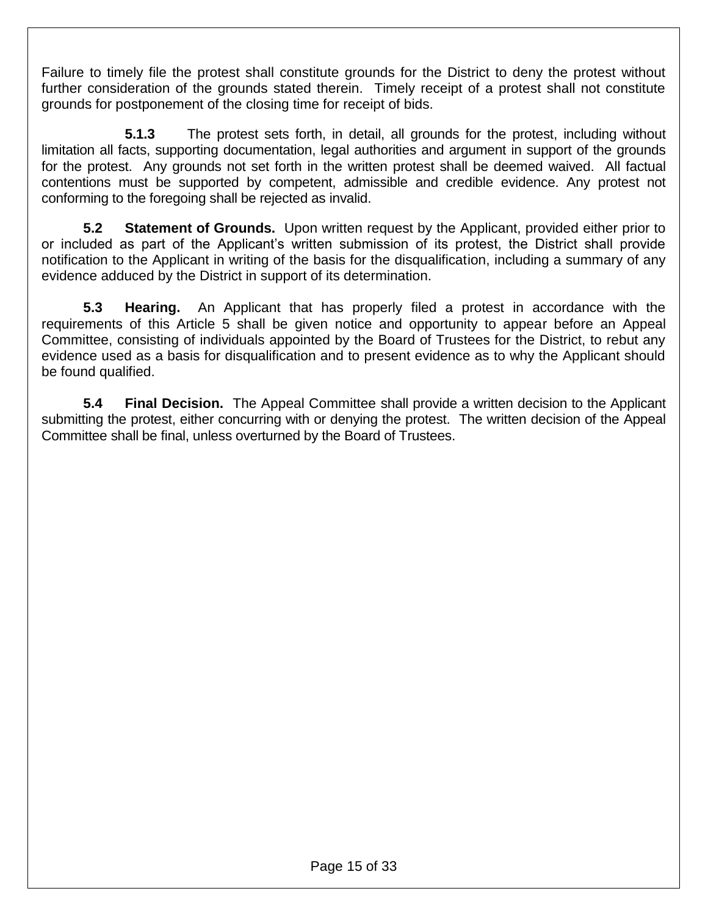Failure to timely file the protest shall constitute grounds for the District to deny the protest without further consideration of the grounds stated therein. Timely receipt of a protest shall not constitute grounds for postponement of the closing time for receipt of bids.

**5.1.3** The protest sets forth, in detail, all grounds for the protest, including without limitation all facts, supporting documentation, legal authorities and argument in support of the grounds for the protest. Any grounds not set forth in the written protest shall be deemed waived. All factual contentions must be supported by competent, admissible and credible evidence. Any protest not conforming to the foregoing shall be rejected as invalid.

**5.2 Statement of Grounds.** Upon written request by the Applicant, provided either prior to or included as part of the Applicant's written submission of its protest, the District shall provide notification to the Applicant in writing of the basis for the disqualification, including a summary of any evidence adduced by the District in support of its determination.

**5.3 Hearing.** An Applicant that has properly filed a protest in accordance with the requirements of this Article 5 shall be given notice and opportunity to appear before an Appeal Committee, consisting of individuals appointed by the Board of Trustees for the District, to rebut any evidence used as a basis for disqualification and to present evidence as to why the Applicant should be found qualified.

**5.4 Final Decision.** The Appeal Committee shall provide a written decision to the Applicant submitting the protest, either concurring with or denying the protest. The written decision of the Appeal Committee shall be final, unless overturned by the Board of Trustees.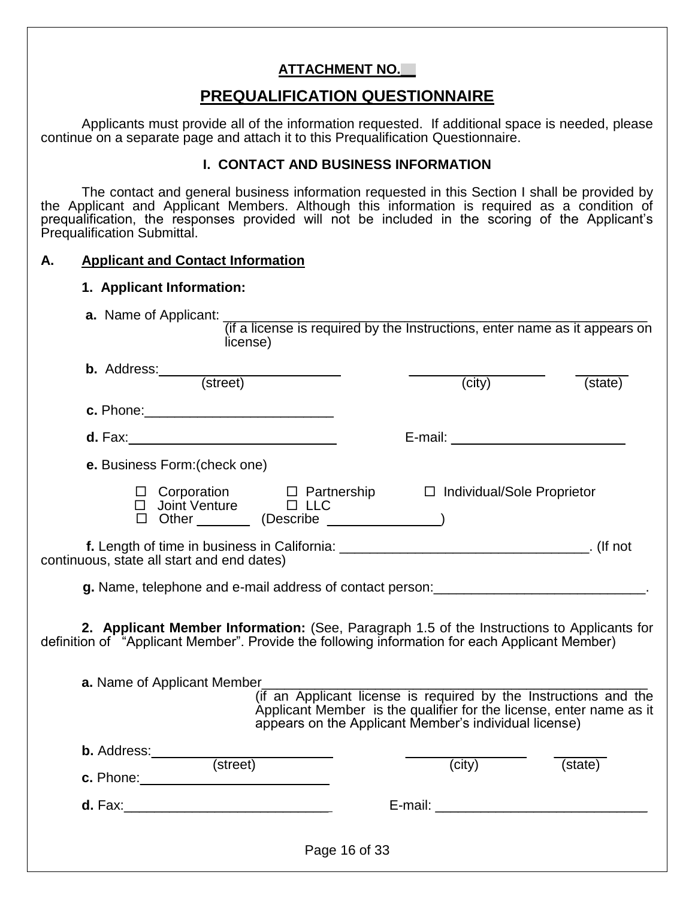## ATTACHMENT NO.\_\_

# PREQUALIFICATION QUESTIONNAIRE

Applicants must provide all of the information requested. If additional space is needed, please continue on a separate page and attach it to this Prequalification Questionnaire.

### I. CONTACT AND BUSINESS INFORMATION

The contact and general business information requested in this Section I shall be provided by the Applicant and Applicant Members. Although this information is required as a condition of prequalification, the responses provided will not be included in the scoring of the Applicant's Prequalification Submittal.

**A. Applicant and Contact Information**

**1. Applicant Information:**

**a.** Name of Applicant: \_\_\_\_\_\_\_\_\_\_\_\_\_\_\_\_\_\_\_\_\_\_\_\_\_\_\_\_\_\_\_\_\_\_\_\_\_\_\_\_\_\_\_\_\_\_\_\_\_\_\_\_
(if a license is required by the Instructions, enter name as it appears on license)

**b.** Address: \_\_\_\_\_\_\_\_\_\_\_\_\_\_\_\_\_\_\_\_ (street) \_\_\_\_\_\_\_\_\_\_\_\_\_\_\_\_ (city) \_\_\_\_\_\_\_ (state)

**c.** Phone: \_\_\_\_\_\_\_\_\_\_\_\_\_\_\_\_\_\_\_\_\_\_\_\_\_

**d.** Fax: \_\_\_\_\_\_\_\_\_\_\_\_\_\_\_\_\_\_\_\_\_\_\_\_\_\_ E-mail: \_\_\_\_\_\_\_\_\_\_\_\_\_\_\_\_\_\_\_\_\_\_\_

**e.** Business Form: (check one)

☐ Corporation ☐ Partnership ☐ Individual/Sole Proprietor
☐ Joint Venture ☐ LLC
☐ Other \_\_\_\_\_\_\_ (Describe \_\_\_\_\_\_\_\_\_\_\_\_\_\_\_)

**f.** Length of time in business in California: \_\_\_\_\_\_\_\_\_\_\_\_\_\_\_\_\_\_\_\_\_\_\_\_\_\_\_\_\_\_\_\_\_. (If not continuous, state all start and end dates)

**g.** Name, telephone and e-mail address of contact person: \_\_\_\_\_\_\_\_\_\_\_\_\_\_\_\_\_\_\_\_\_\_\_\_\_\_\_\_.

**2. Applicant Member Information:** (See, Paragraph 1.5 of the Instructions to Applicants for definition of "Applicant Member". Provide the following information for each Applicant Member)

**a.** Name of Applicant Member \_\_\_\_\_\_\_\_\_\_\_\_\_\_\_\_\_\_\_\_\_\_\_\_\_\_\_\_\_\_\_\_\_\_\_\_\_\_\_\_\_\_\_\_\_\_\_\_
(if an Applicant license is required by the Instructions and the Applicant Member is the qualifier for the license, enter name as it appears on the Applicant Member's individual license)

**b.** Address: \_\_\_\_\_\_\_\_\_\_\_\_\_\_\_\_\_\_\_\_ (street) \_\_\_\_\_\_\_\_\_\_\_\_\_\_\_\_ (city) \_\_\_\_\_\_\_ (state)

**c.** Phone: \_\_\_\_\_\_\_\_\_\_\_\_\_\_\_\_\_\_\_\_\_\_\_\_\_

**d.** Fax: \_\_\_\_\_\_\_\_\_\_\_\_\_\_\_\_\_\_\_\_\_\_\_\_\_\_ E-mail: \_\_\_\_\_\_\_\_\_\_\_\_\_\_\_\_\_\_\_\_\_\_\_\_\_\_\_\_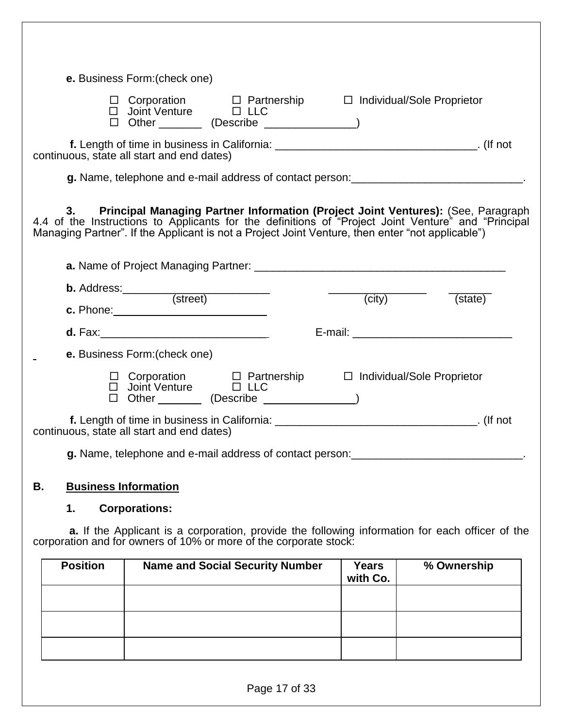**e.** Business Form:(check one)

☐ Corporation ☐ Partnership ☐ Individual/Sole Proprietor
☐ Joint Venture ☐ LLC
☐ Other _______ (Describe _______________)

**f.** Length of time in business in California: _________________________________. (If not continuous, state all start and end dates)

**g.** Name, telephone and e-mail address of contact person:____________________________.

**3. Principal Managing Partner Information (Project Joint Ventures):** (See, Paragraph 4.4 of the Instructions to Applicants for the definitions of "Project Joint Venture" and "Principal Managing Partner". If the Applicant is not a Project Joint Venture, then enter "not applicable")

**a.** Name of Project Managing Partner: _________________________________________

**b.** Address:________________________ ________________ ________
(street) (city) (state)

**c.** Phone:_________________________

**d.** Fax:___________________________ E-mail: __________________________

**e.** Business Form:(check one)

☐ Corporation ☐ Partnership ☐ Individual/Sole Proprietor
☐ Joint Venture ☐ LLC
☐ Other _______ (Describe _______________)

**f.** Length of time in business in California: _________________________________. (If not continuous, state all start and end dates)

**g.** Name, telephone and e-mail address of contact person:____________________________.

## B. Business Information

### 1. Corporations:

**a.** If the Applicant is a corporation, provide the following information for each officer of the corporation and for owners of 10% or more of the corporate stock:

| Position | Name and Social Security Number | Years with Co. | % Ownership |
|---|---|---|---|
| | | | |
| | | | |
| | | | |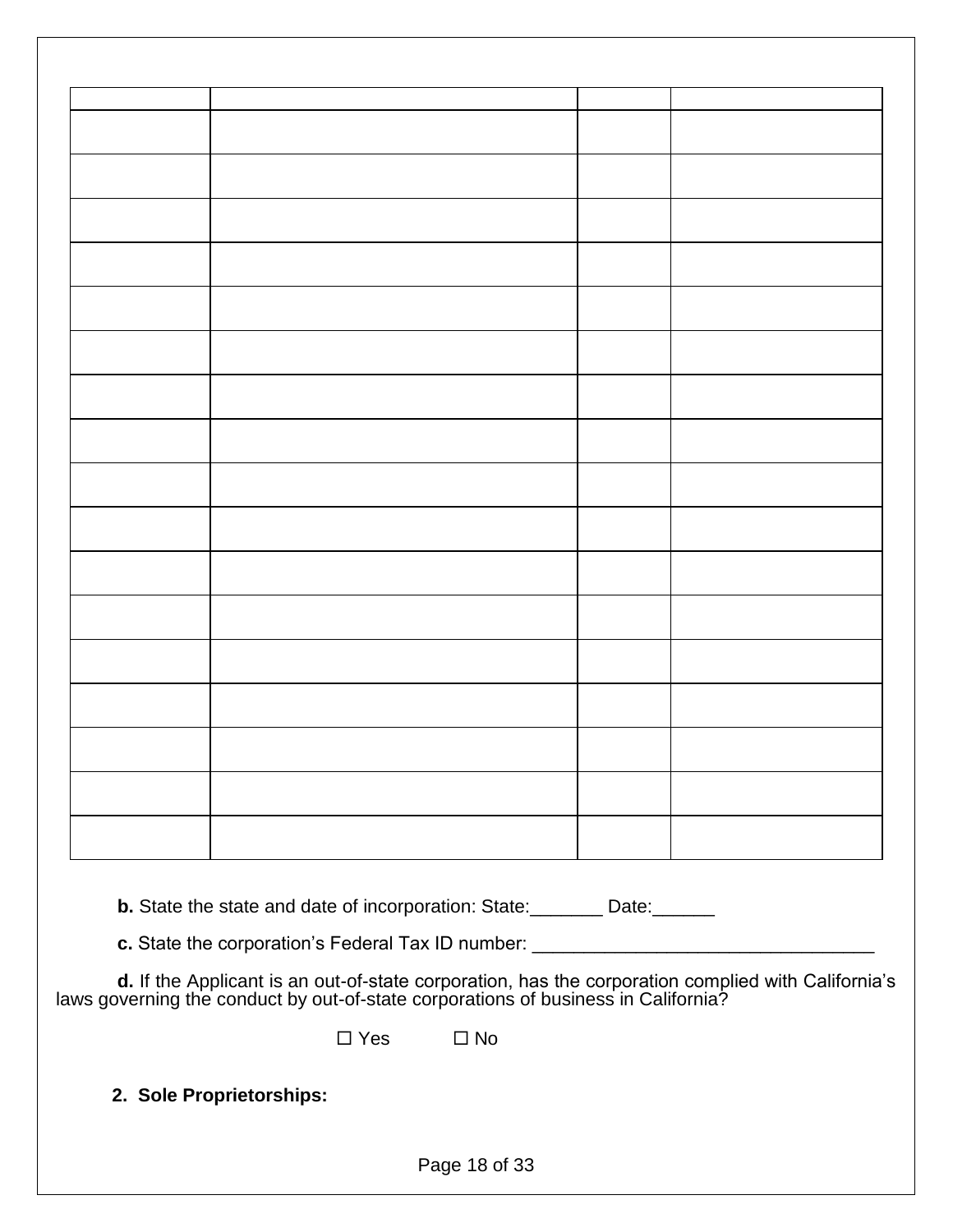| | | | |
|---|---|---|---|
| | | | |
| | | | |
| | | | |
| | | | |
| | | | |
| | | | |
| | | | |
| | | | |
| | | | |
| | | | |
| | | | |
| | | | |
| | | | |
| | | | |
| | | | |
| | | | |
| | | | |

**b.** State the state and date of incorporation: State:_______ Date:______

**c.** State the corporation's Federal Tax ID number: _________________________________

**d.** If the Applicant is an out-of-state corporation, has the corporation complied with California's laws governing the conduct by out-of-state corporations of business in California?

☐ Yes ☐ No

**2. Sole Proprietorships:**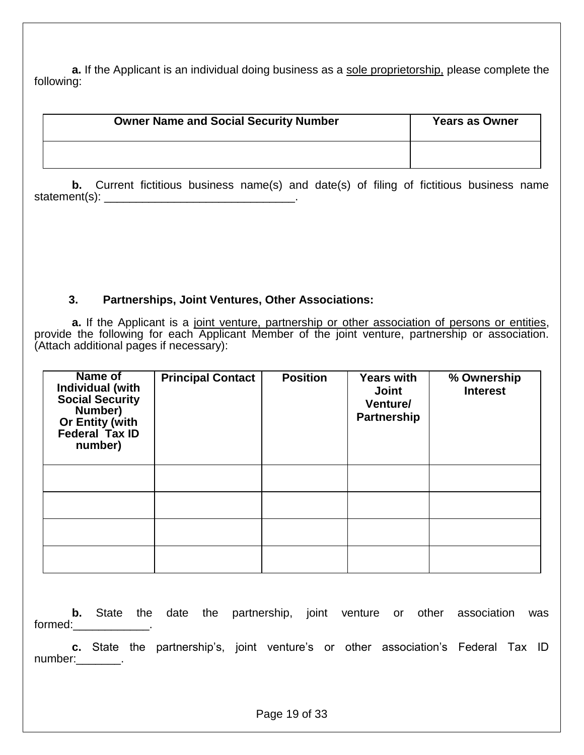**a.** If the Applicant is an individual doing business as a sole proprietorship, please complete the following:

| Owner Name and Social Security Number | Years as Owner |
|---|---|
| | |

**b.** Current fictitious business name(s) and date(s) of filing of fictitious business name statement(s): ______________________________.

**3. Partnerships, Joint Ventures, Other Associations:**

**a.** If the Applicant is a joint venture, partnership or other association of persons or entities, provide the following for each Applicant Member of the joint venture, partnership or association. (Attach additional pages if necessary):

| Name of Individual (with Social Security Number) Or Entity (with Federal Tax ID number) | Principal Contact | Position | Years with Joint Venture/ Partnership | % Ownership Interest |
|---|---|---|---|---|
| | | | | |
| | | | | |
| | | | | |
| | | | | |

**b.** State the date the partnership, joint venture or other association was formed:____________.

**c.** State the partnership's, joint venture's or other association's Federal Tax ID number:_______.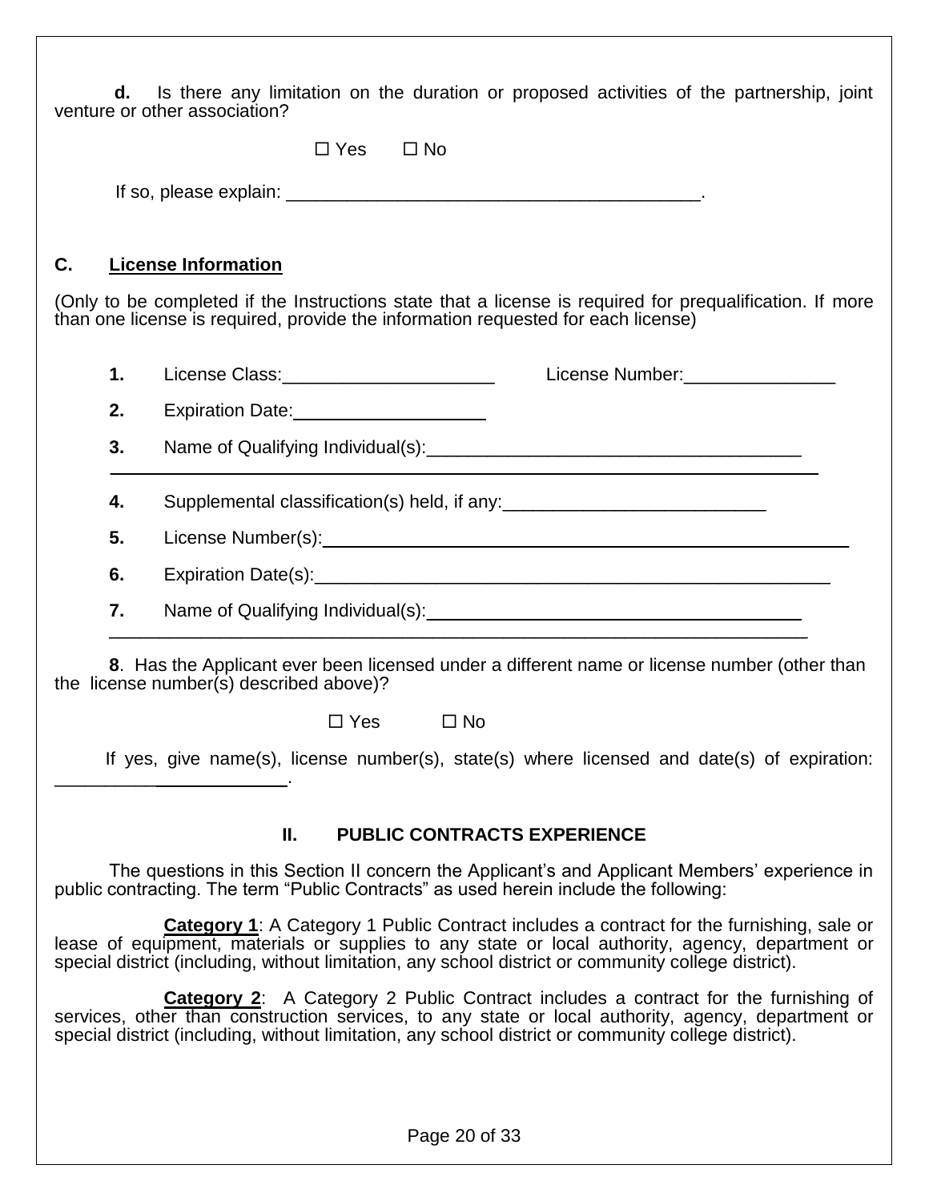**d.** Is there any limitation on the duration or proposed activities of the partnership, joint venture or other association?

☐ Yes ☐ No

If so, please explain: ________________________________________.

## C. License Information

(Only to be completed if the Instructions state that a license is required for prequalification. If more than one license is required, provide the information requested for each license)

1. License Class:_____________________ License Number:_______________
2. Expiration Date:___________________
3. Name of Qualifying Individual(s):_____________________________________
_____________________________________________________________________
4. Supplemental classification(s) held, if any:__________________________
5. License Number(s):________________________________________________
6. Expiration Date(s):_______________________________________________
7. Name of Qualifying Individual(s):_____________________________________
_____________________________________________________________________

**8**. Has the Applicant ever been licensed under a different name or license number (other than the license number(s) described above)?

☐ Yes ☐ No

If yes, give name(s), license number(s), state(s) where licensed and date(s) of expiration: _______________________.

## II. PUBLIC CONTRACTS EXPERIENCE

The questions in this Section II concern the Applicant's and Applicant Members' experience in public contracting. The term "Public Contracts" as used herein include the following:

**Category 1**: A Category 1 Public Contract includes a contract for the furnishing, sale or lease of equipment, materials or supplies to any state or local authority, agency, department or special district (including, without limitation, any school district or community college district).

**Category 2**: A Category 2 Public Contract includes a contract for the furnishing of services, other than construction services, to any state or local authority, agency, department or special district (including, without limitation, any school district or community college district).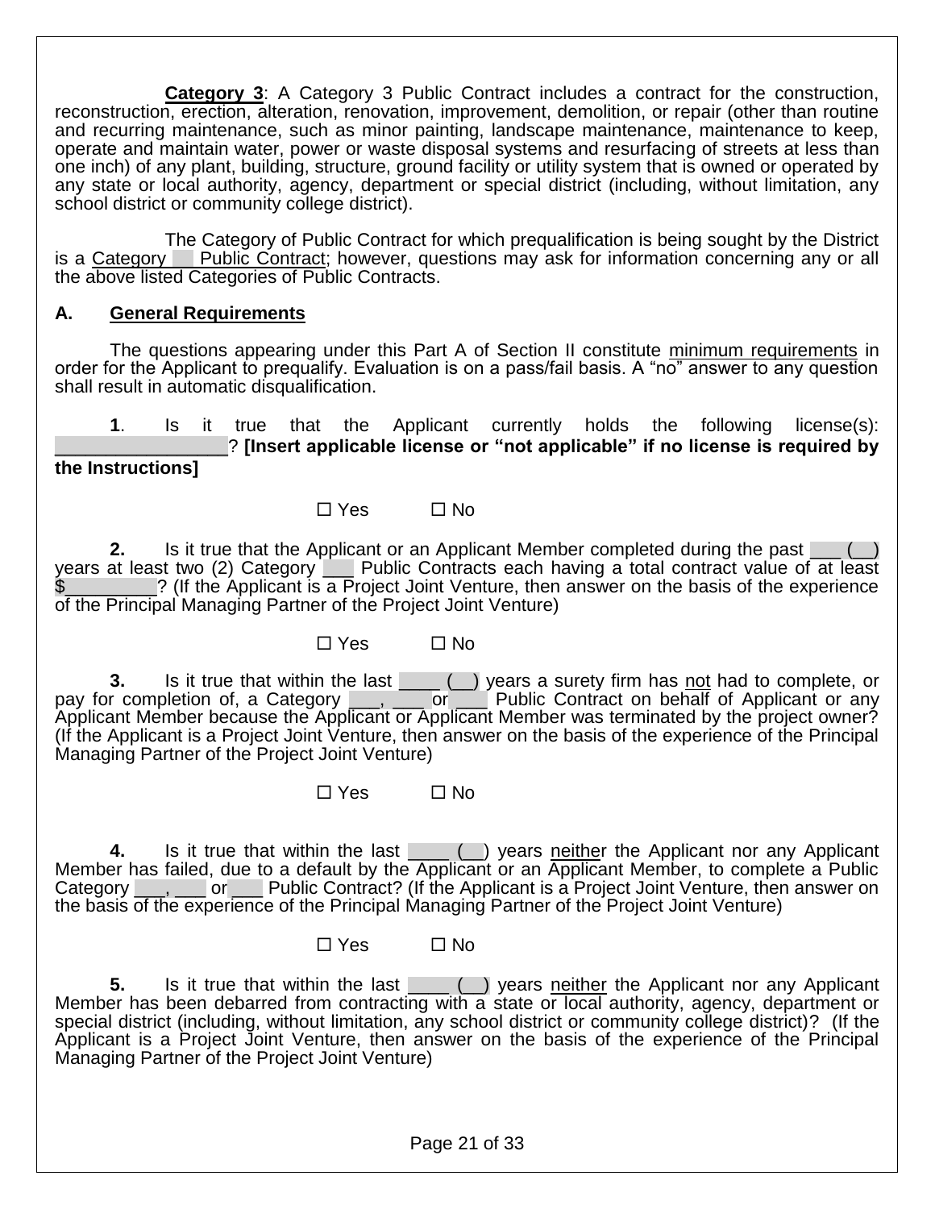**Category 3**: A Category 3 Public Contract includes a contract for the construction, reconstruction, erection, alteration, renovation, improvement, demolition, or repair (other than routine and recurring maintenance, such as minor painting, landscape maintenance, maintenance to keep, operate and maintain water, power or waste disposal systems and resurfacing of streets at less than one inch) of any plant, building, structure, ground facility or utility system that is owned or operated by any state or local authority, agency, department or special district (including, without limitation, any school district or community college district).

The Category of Public Contract for which prequalification is being sought by the District is a Category __ Public Contract; however, questions may ask for information concerning any or all the above listed Categories of Public Contracts.

## A. General Requirements

The questions appearing under this Part A of Section II constitute minimum requirements in order for the Applicant to prequalify. Evaluation is on a pass/fail basis. A "no" answer to any question shall result in automatic disqualification.

**1**. Is it true that the Applicant currently holds the following license(s): _________________? **[Insert applicable license or "not applicable" if no license is required by the Instructions]**

☐ Yes ☐ No

**2.** Is it true that the Applicant or an Applicant Member completed during the past ___ (__) years at least two (2) Category ___ Public Contracts each having a total contract value of at least $_________? (If the Applicant is a Project Joint Venture, then answer on the basis of the experience of the Principal Managing Partner of the Project Joint Venture)

☐ Yes ☐ No

**3.** Is it true that within the last _____ (__) years a surety firm has not had to complete, or pay for completion of, a Category ___, ___ or ___ Public Contract on behalf of Applicant or any Applicant Member because the Applicant or Applicant Member was terminated by the project owner? (If the Applicant is a Project Joint Venture, then answer on the basis of the experience of the Principal Managing Partner of the Project Joint Venture)

☐ Yes ☐ No

**4.** Is it true that within the last _____ (__) years neither the Applicant nor any Applicant Member has failed, due to a default by the Applicant or an Applicant Member, to complete a Public Category ___, ___ or ___ Public Contract? (If the Applicant is a Project Joint Venture, then answer on the basis of the experience of the Principal Managing Partner of the Project Joint Venture)

☐ Yes ☐ No

**5.** Is it true that within the last _____ (__) years neither the Applicant nor any Applicant Member has been debarred from contracting with a state or local authority, agency, department or special district (including, without limitation, any school district or community college district)? (If the Applicant is a Project Joint Venture, then answer on the basis of the experience of the Principal Managing Partner of the Project Joint Venture)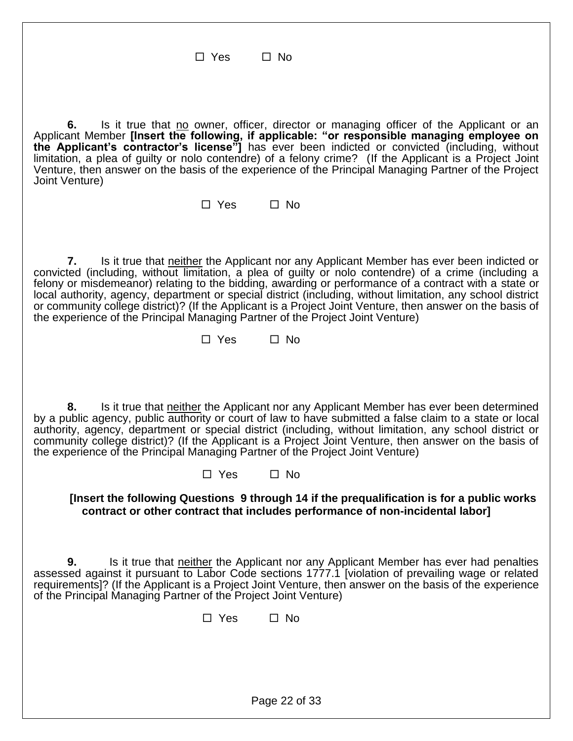☐ Yes ☐ No

**6.** Is it true that <u>no</u> owner, officer, director or managing officer of the Applicant or an Applicant Member **[Insert the following, if applicable: "or responsible managing employee on the Applicant's contractor's license"]** has ever been indicted or convicted (including, without limitation, a plea of guilty or nolo contendre) of a felony crime? (If the Applicant is a Project Joint Venture, then answer on the basis of the experience of the Principal Managing Partner of the Project Joint Venture)

☐ Yes ☐ No

**7.** Is it true that <u>neither</u> the Applicant nor any Applicant Member has ever been indicted or convicted (including, without limitation, a plea of guilty or nolo contendre) of a crime (including a felony or misdemeanor) relating to the bidding, awarding or performance of a contract with a state or local authority, agency, department or special district (including, without limitation, any school district or community college district)? (If the Applicant is a Project Joint Venture, then answer on the basis of the experience of the Principal Managing Partner of the Project Joint Venture)

☐ Yes ☐ No

**8.** Is it true that <u>neither</u> the Applicant nor any Applicant Member has ever been determined by a public agency, public authority or court of law to have submitted a false claim to a state or local authority, agency, department or special district (including, without limitation, any school district or community college district)? (If the Applicant is a Project Joint Venture, then answer on the basis of the experience of the Principal Managing Partner of the Project Joint Venture)

☐ Yes ☐ No

**[Insert the following Questions 9 through 14 if the prequalification is for a public works contract or other contract that includes performance of non-incidental labor]**

**9.** Is it true that <u>neither</u> the Applicant nor any Applicant Member has ever had penalties assessed against it pursuant to Labor Code sections 1777.1 [violation of prevailing wage or related requirements]? (If the Applicant is a Project Joint Venture, then answer on the basis of the experience of the Principal Managing Partner of the Project Joint Venture)

☐ Yes ☐ No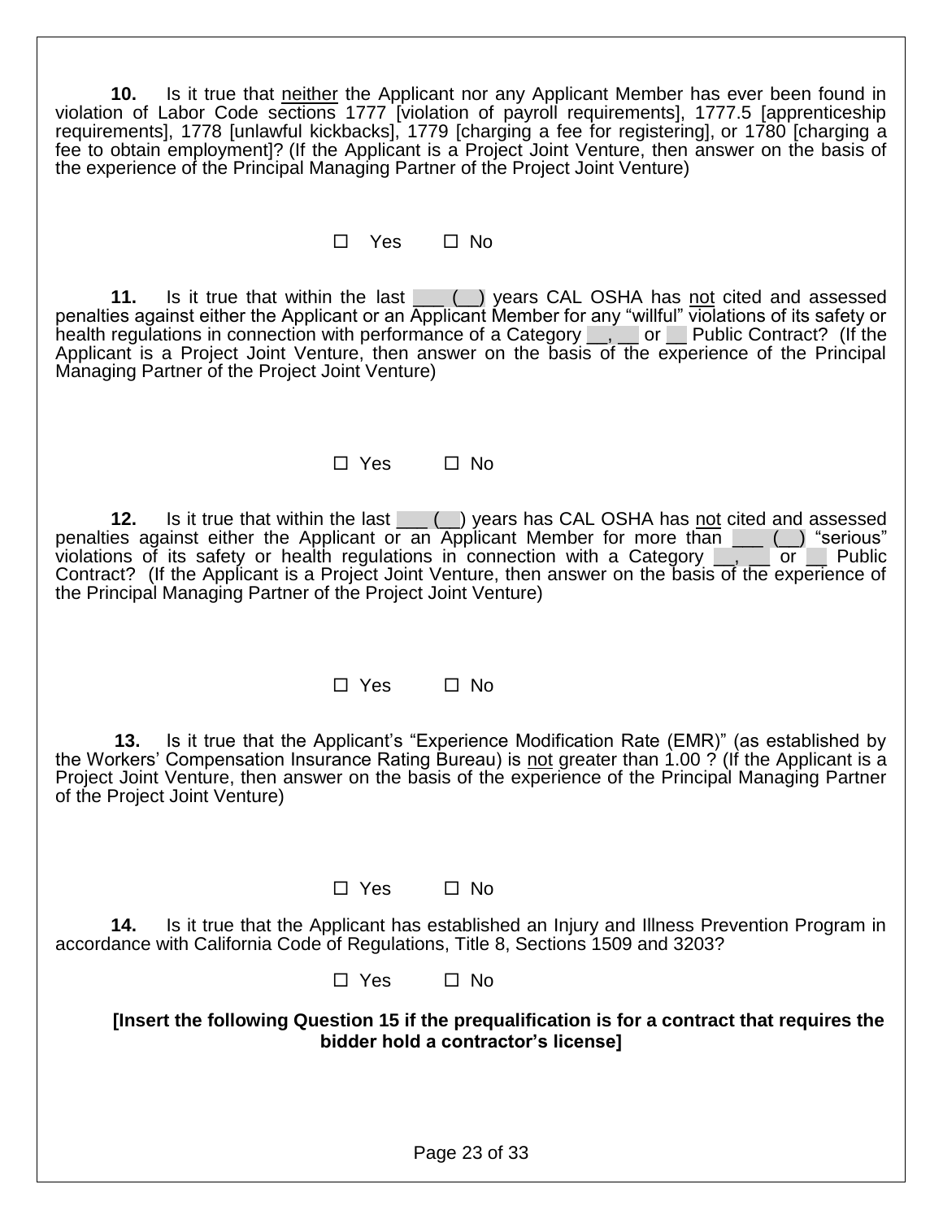**10.** Is it true that neither the Applicant nor any Applicant Member has ever been found in violation of Labor Code sections 1777 [violation of payroll requirements], 1777.5 [apprenticeship requirements], 1778 [unlawful kickbacks], 1779 [charging a fee for registering], or 1780 [charging a fee to obtain employment]? (If the Applicant is a Project Joint Venture, then answer on the basis of the experience of the Principal Managing Partner of the Project Joint Venture)

☐ Yes ☐ No

**11.** Is it true that within the last ___ (__) years CAL OSHA has not cited and assessed penalties against either the Applicant or an Applicant Member for any "willful" violations of its safety or health regulations in connection with performance of a Category __, __ or __ Public Contract? (If the Applicant is a Project Joint Venture, then answer on the basis of the experience of the Principal Managing Partner of the Project Joint Venture)

☐ Yes ☐ No

**12.** Is it true that within the last ___ (__) years has CAL OSHA has not cited and assessed penalties against either the Applicant or an Applicant Member for more than ___ (__) "serious" violations of its safety or health regulations in connection with a Category __, __ or __ Public Contract? (If the Applicant is a Project Joint Venture, then answer on the basis of the experience of the Principal Managing Partner of the Project Joint Venture)

☐ Yes ☐ No

**13.** Is it true that the Applicant's "Experience Modification Rate (EMR)" (as established by the Workers' Compensation Insurance Rating Bureau) is not greater than 1.00 ? (If the Applicant is a Project Joint Venture, then answer on the basis of the experience of the Principal Managing Partner of the Project Joint Venture)

☐ Yes ☐ No

**14.** Is it true that the Applicant has established an Injury and Illness Prevention Program in accordance with California Code of Regulations, Title 8, Sections 1509 and 3203?

☐ Yes ☐ No

**[Insert the following Question 15 if the prequalification is for a contract that requires the bidder hold a contractor's license]**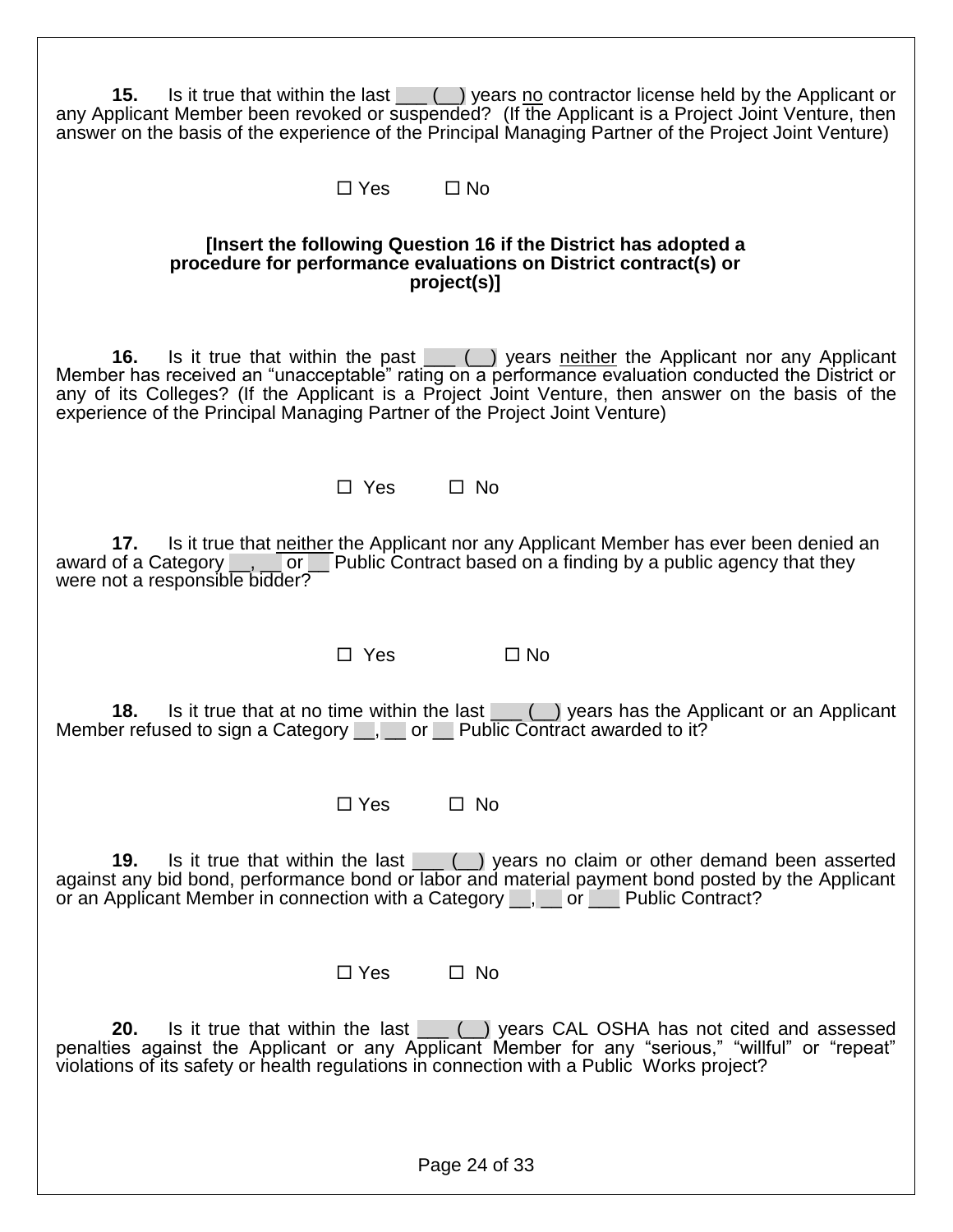**15.** Is it true that within the last ___ (__) years no contractor license held by the Applicant or any Applicant Member been revoked or suspended? (If the Applicant is a Project Joint Venture, then answer on the basis of the experience of the Principal Managing Partner of the Project Joint Venture)

☐ Yes ☐ No

**[Insert the following Question 16 if the District has adopted a procedure for performance evaluations on District contract(s) or project(s)]**

**16.** Is it true that within the past ___ (__) years neither the Applicant nor any Applicant Member has received an "unacceptable" rating on a performance evaluation conducted the District or any of its Colleges? (If the Applicant is a Project Joint Venture, then answer on the basis of the experience of the Principal Managing Partner of the Project Joint Venture)

☐ Yes ☐ No

**17.** Is it true that neither the Applicant nor any Applicant Member has ever been denied an award of a Category __, __ or __ Public Contract based on a finding by a public agency that they were not a responsible bidder?

☐ Yes ☐ No

**18.** Is it true that at no time within the last ___ (__) years has the Applicant or an Applicant Member refused to sign a Category __, __ or __ Public Contract awarded to it?

☐ Yes ☐ No

**19.** Is it true that within the last ___ (__) years no claim or other demand been asserted against any bid bond, performance bond or labor and material payment bond posted by the Applicant or an Applicant Member in connection with a Category __, __ or ___ Public Contract?

☐ Yes ☐ No

**20.** Is it true that within the last ___ (__) years CAL OSHA has not cited and assessed penalties against the Applicant or any Applicant Member for any "serious," "willful" or "repeat" violations of its safety or health regulations in connection with a Public Works project?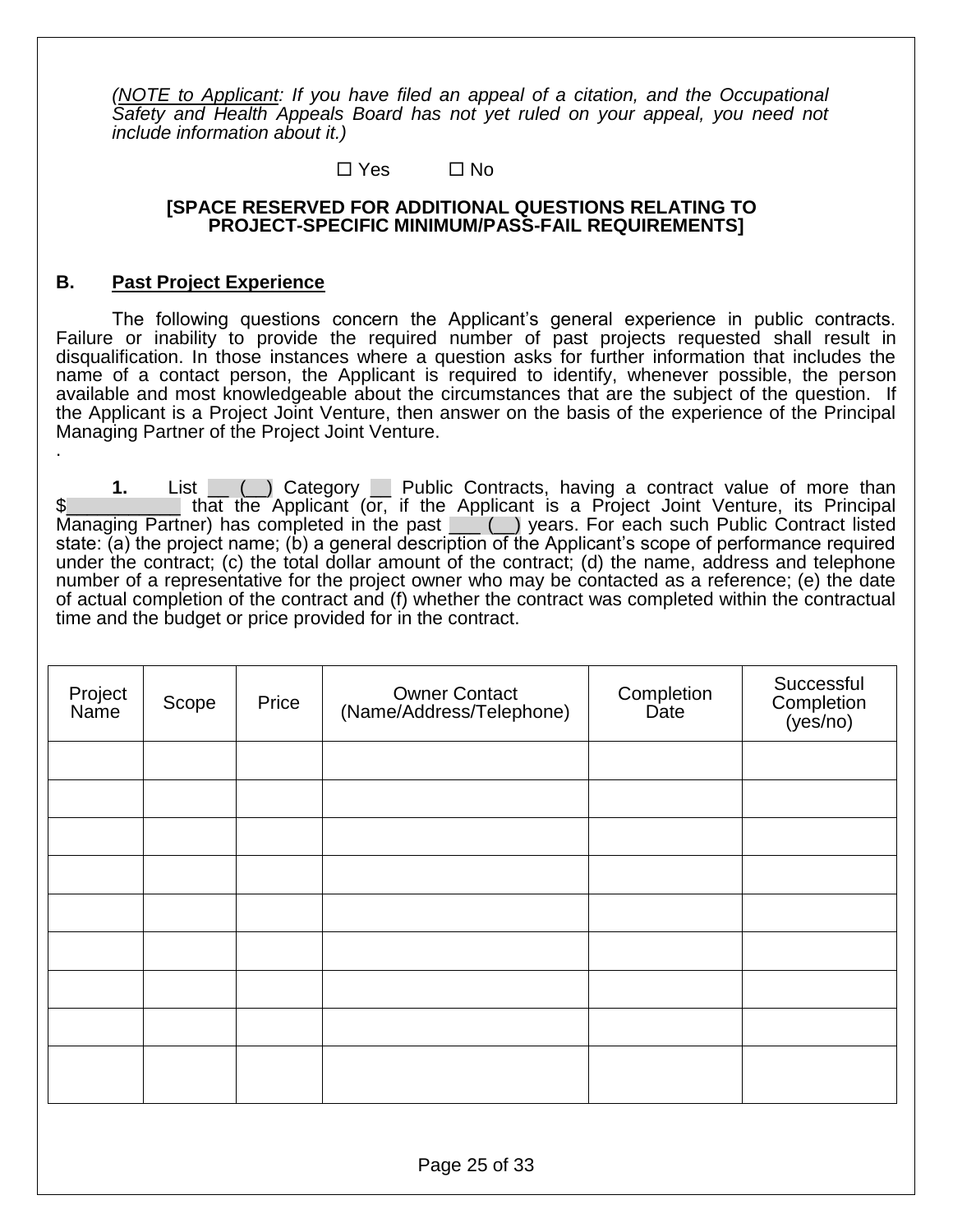*(NOTE to Applicant: If you have filed an appeal of a citation, and the Occupational Safety and Health Appeals Board has not yet ruled on your appeal, you need not include information about it.)*

☐ Yes ☐ No

**[SPACE RESERVED FOR ADDITIONAL QUESTIONS RELATING TO PROJECT-SPECIFIC MINIMUM/PASS-FAIL REQUIREMENTS]**

## B. Past Project Experience

The following questions concern the Applicant's general experience in public contracts. Failure or inability to provide the required number of past projects requested shall result in disqualification. In those instances where a question asks for further information that includes the name of a contact person, the Applicant is required to identify, whenever possible, the person available and most knowledgeable about the circumstances that are the subject of the question. If the Applicant is a Project Joint Venture, then answer on the basis of the experience of the Principal Managing Partner of the Project Joint Venture.

.

**1.** List __ (__) Category __ Public Contracts, having a contract value of more than $__________ that the Applicant (or, if the Applicant is a Project Joint Venture, its Principal Managing Partner) has completed in the past ___ (__) years. For each such Public Contract listed state: (a) the project name; (b) a general description of the Applicant's scope of performance required under the contract; (c) the total dollar amount of the contract; (d) the name, address and telephone number of a representative for the project owner who may be contacted as a reference; (e) the date of actual completion of the contract and (f) whether the contract was completed within the contractual time and the budget or price provided for in the contract.

| Project Name | Scope | Price | Owner Contact (Name/Address/Telephone) | Completion Date | Successful Completion (yes/no) |
|---|---|---|---|---|---|
| | | | | | |
| | | | | | |
| | | | | | |
| | | | | | |
| | | | | | |
| | | | | | |
| | | | | | |
| | | | | | |
| | | | | | |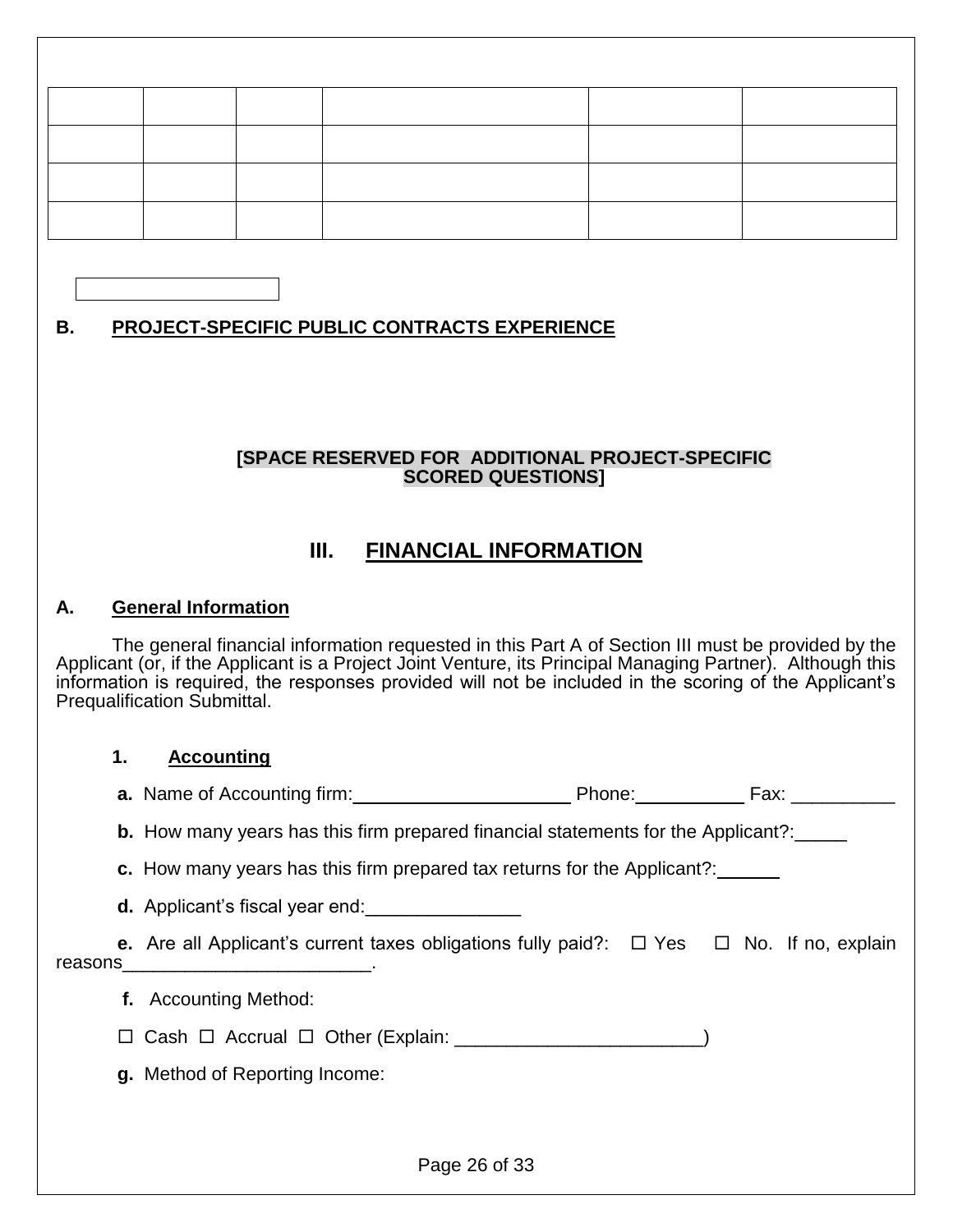| | | | | | |
|---|---|---|---|---|---|
| | | | | | |
| | | | | | |
| | | | | | |
| | | | | | |

## B. PROJECT-SPECIFIC PUBLIC CONTRACTS EXPERIENCE

**[SPACE RESERVED FOR ADDITIONAL PROJECT-SPECIFIC SCORED QUESTIONS]**

# III. FINANCIAL INFORMATION

## A. General Information

The general financial information requested in this Part A of Section III must be provided by the Applicant (or, if the Applicant is a Project Joint Venture, its Principal Managing Partner). Although this information is required, the responses provided will not be included in the scoring of the Applicant's Prequalification Submittal.

### 1. Accounting

**a.** Name of Accounting firm:______________________ Phone:__________ Fax: __________

**b.** How many years has this firm prepared financial statements for the Applicant?:_____

**c.** How many years has this firm prepared tax returns for the Applicant?:______

**d.** Applicant's fiscal year end:_______________

**e.** Are all Applicant's current taxes obligations fully paid?: ☐ Yes ☐ No. If no, explain reasons________________________.

**f.** Accounting Method:

☐ Cash ☐ Accrual ☐ Other (Explain: ________________________)

**g.** Method of Reporting Income: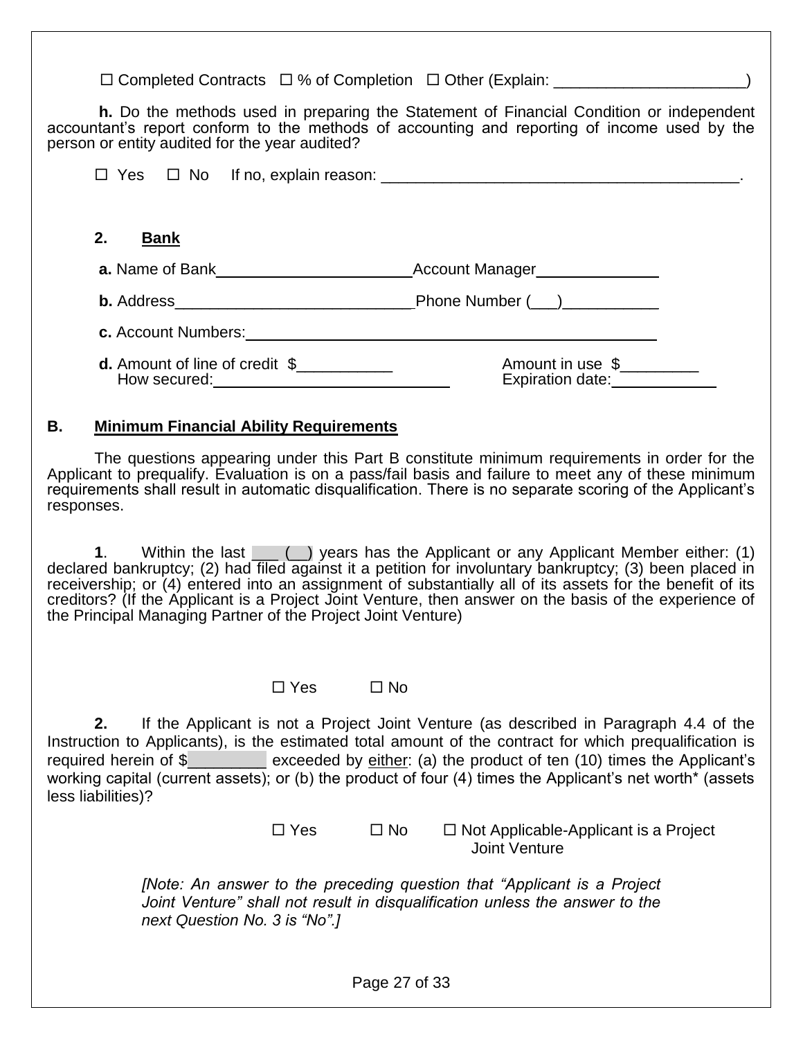☐ Completed Contracts ☐ % of Completion ☐ Other (Explain: ______________________)

**h.** Do the methods used in preparing the Statement of Financial Condition or independent accountant's report conform to the methods of accounting and reporting of income used by the person or entity audited for the year audited?

☐ Yes ☐ No If no, explain reason: __________________________________________.

**2. <u>Bank</u>**

**a.** Name of Bank________________________Account Manager______________

**b.** Address_____________________________Phone Number (___)___________

**c.** Account Numbers:__________________________________________________

**d.** Amount of line of credit $___________ Amount in use $_________
How secured:____________________________ Expiration date:_____________

## B. <u>Minimum Financial Ability Requirements</u>

The questions appearing under this Part B constitute minimum requirements in order for the Applicant to prequalify. Evaluation is on a pass/fail basis and failure to meet any of these minimum requirements shall result in automatic disqualification. There is no separate scoring of the Applicant's responses.

**1**. Within the last ___ (__) years has the Applicant or any Applicant Member either: (1) declared bankruptcy; (2) had filed against it a petition for involuntary bankruptcy; (3) been placed in receivership; or (4) entered into an assignment of substantially all of its assets for the benefit of its creditors? (If the Applicant is a Project Joint Venture, then answer on the basis of the experience of the Principal Managing Partner of the Project Joint Venture)

☐ Yes ☐ No

**2.** If the Applicant is not a Project Joint Venture (as described in Paragraph 4.4 of the Instruction to Applicants), is the estimated total amount of the contract for which prequalification is required herein of $_________ exceeded by <u>either</u>: (a) the product of ten (10) times the Applicant's working capital (current assets); or (b) the product of four (4) times the Applicant's net worth* (assets less liabilities)?

☐ Yes ☐ No ☐ Not Applicable-Applicant is a Project Joint Venture

*[Note: An answer to the preceding question that "Applicant is a Project Joint Venture" shall not result in disqualification unless the answer to the next Question No. 3 is "No".]*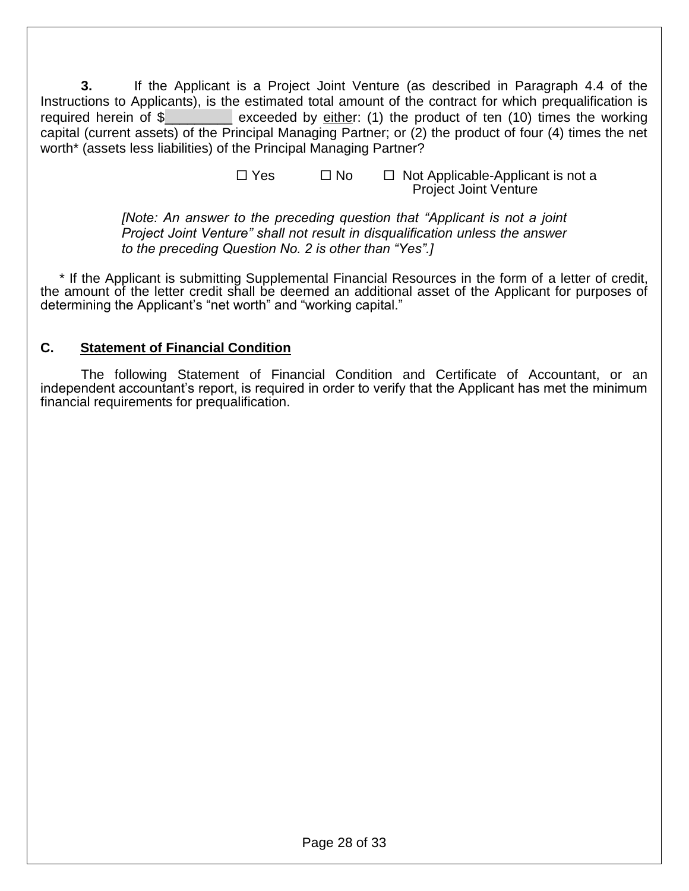**3.** If the Applicant is a Project Joint Venture (as described in Paragraph 4.4 of the Instructions to Applicants), is the estimated total amount of the contract for which prequalification is required herein of $_________ exceeded by either: (1) the product of ten (10) times the working capital (current assets) of the Principal Managing Partner; or (2) the product of four (4) times the net worth* (assets less liabilities) of the Principal Managing Partner?

☐ Yes ☐ No ☐ Not Applicable-Applicant is not a Project Joint Venture

*[Note: An answer to the preceding question that "Applicant is not a joint Project Joint Venture" shall not result in disqualification unless the answer to the preceding Question No. 2 is other than "Yes".]*

\* If the Applicant is submitting Supplemental Financial Resources in the form of a letter of credit, the amount of the letter credit shall be deemed an additional asset of the Applicant for purposes of determining the Applicant's "net worth" and "working capital."

## C. Statement of Financial Condition

The following Statement of Financial Condition and Certificate of Accountant, or an independent accountant's report, is required in order to verify that the Applicant has met the minimum financial requirements for prequalification.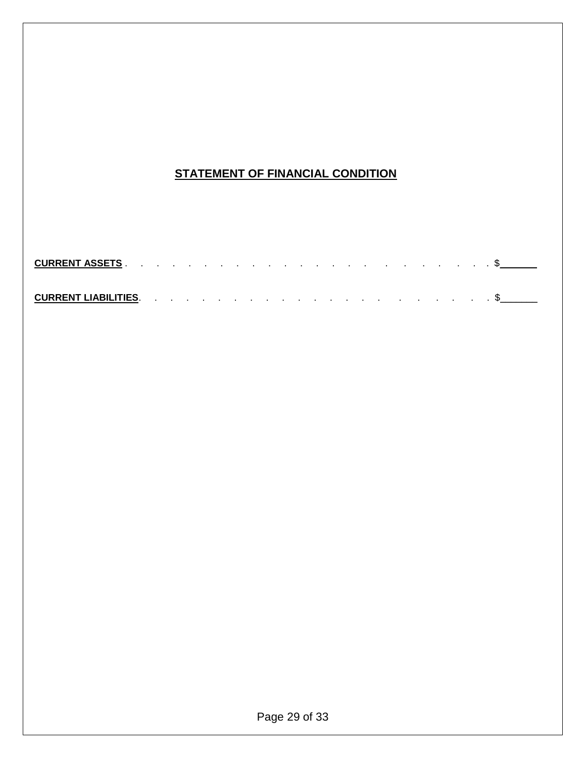## STATEMENT OF FINANCIAL CONDITION

**CURRENT ASSETS** . . . . . . . . . . . . . . . . . . . . . . . . . $_______

**CURRENT LIABILITIES**. . . . . . . . . . . . . . . . . . . . . . . . $_______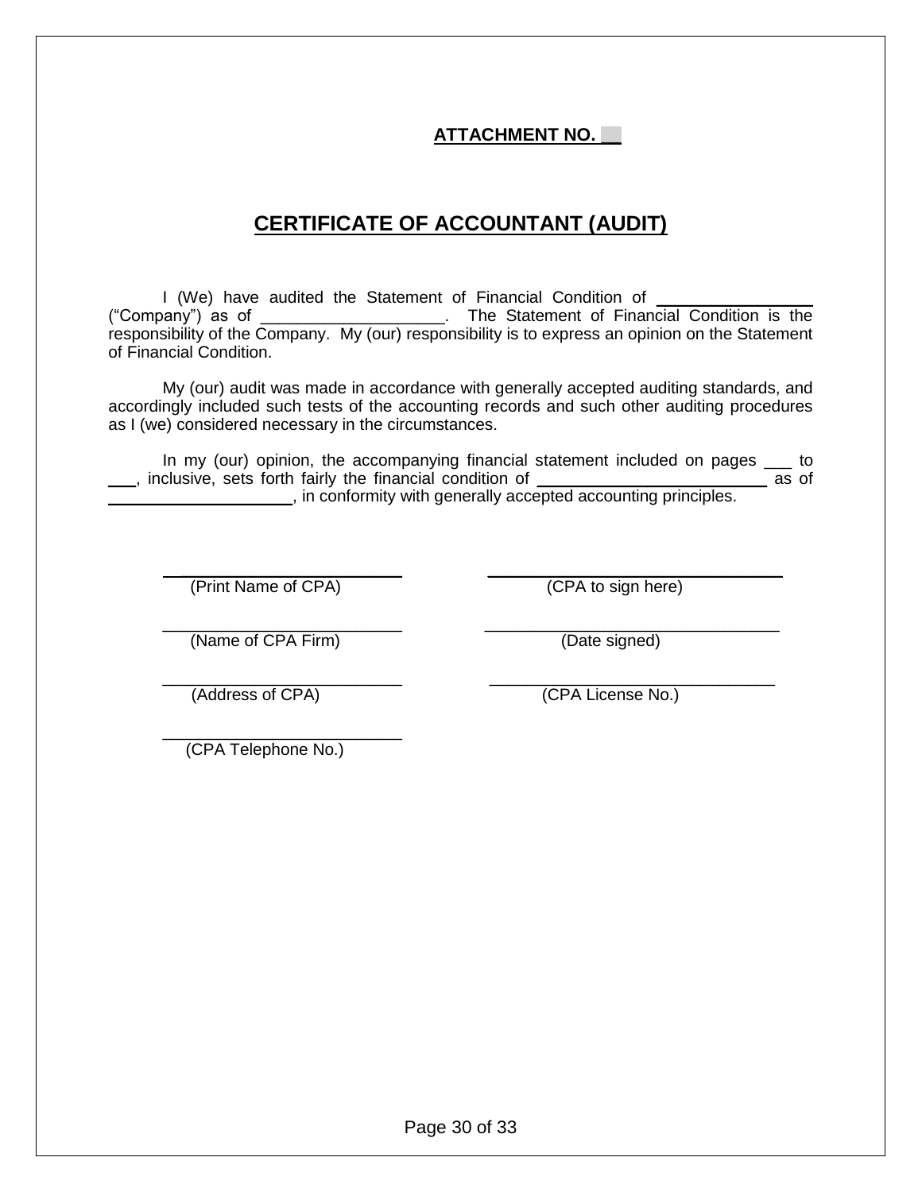**ATTACHMENT NO. __**

# CERTIFICATE OF ACCOUNTANT (AUDIT)

I (We) have audited the Statement of Financial Condition of _________________ ("Company") as of ____________________. The Statement of Financial Condition is the responsibility of the Company. My (our) responsibility is to express an opinion on the Statement of Financial Condition.

My (our) audit was made in accordance with generally accepted auditing standards, and accordingly included such tests of the accounting records and such other auditing procedures as I (we) considered necessary in the circumstances.

In my (our) opinion, the accompanying financial statement included on pages ___ to ___, inclusive, sets forth fairly the financial condition of _________________________ as of ____________________, in conformity with generally accepted accounting principles.

| | |
|---|---|
| _________________________<br>(Print Name of CPA) | _______________________________<br>(CPA to sign here) |
| _________________________<br>(Name of CPA Firm) | _______________________________<br>(Date signed) |
| _________________________<br>(Address of CPA) | _______________________________<br>(CPA License No.) |
| _________________________<br>(CPA Telephone No.) | |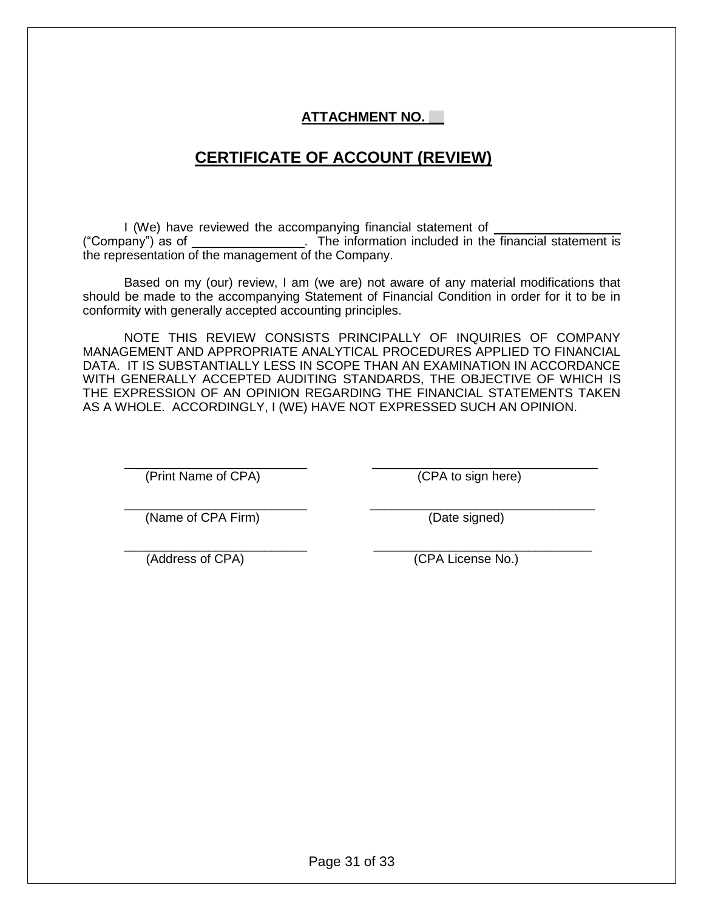**ATTACHMENT NO. __**

# CERTIFICATE OF ACCOUNT (REVIEW)

I (We) have reviewed the accompanying financial statement of _________________ ("Company") as of ________________. The information included in the financial statement is the representation of the management of the Company.

Based on my (our) review, I am (we are) not aware of any material modifications that should be made to the accompanying Statement of Financial Condition in order for it to be in conformity with generally accepted accounting principles.

NOTE THIS REVIEW CONSISTS PRINCIPALLY OF INQUIRIES OF COMPANY MANAGEMENT AND APPROPRIATE ANALYTICAL PROCEDURES APPLIED TO FINANCIAL DATA. IT IS SUBSTANTIALLY LESS IN SCOPE THAN AN EXAMINATION IN ACCORDANCE WITH GENERALLY ACCEPTED AUDITING STANDARDS, THE OBJECTIVE OF WHICH IS THE EXPRESSION OF AN OPINION REGARDING THE FINANCIAL STATEMENTS TAKEN AS A WHOLE. ACCORDINGLY, I (WE) HAVE NOT EXPRESSED SUCH AN OPINION.

| | |
|---|---|
| ___________________________ | _________________________________ |
| (Print Name of CPA) | (CPA to sign here) |
| ___________________________ | _________________________________ |
| (Name of CPA Firm) | (Date signed) |
| ___________________________ | _________________________________ |
| (Address of CPA) | (CPA License No.) |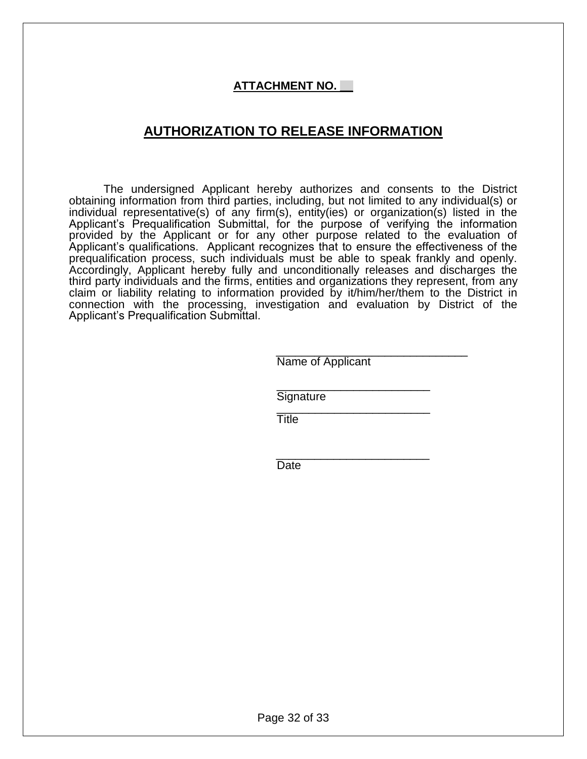**ATTACHMENT NO. __**

## AUTHORIZATION TO RELEASE INFORMATION

The undersigned Applicant hereby authorizes and consents to the District obtaining information from third parties, including, but not limited to any individual(s) or individual representative(s) of any firm(s), entity(ies) or organization(s) listed in the Applicant's Prequalification Submittal, for the purpose of verifying the information provided by the Applicant or for any other purpose related to the evaluation of Applicant's qualifications. Applicant recognizes that to ensure the effectiveness of the prequalification process, such individuals must be able to speak frankly and openly. Accordingly, Applicant hereby fully and unconditionally releases and discharges the third party individuals and the firms, entities and organizations they represent, from any claim or liability relating to information provided by it/him/her/them to the District in connection with the processing, investigation and evaluation by District of the Applicant's Prequalification Submittal.

_______________________________
Name of Applicant

_________________________
Signature

_________________________
Title

_________________________
Date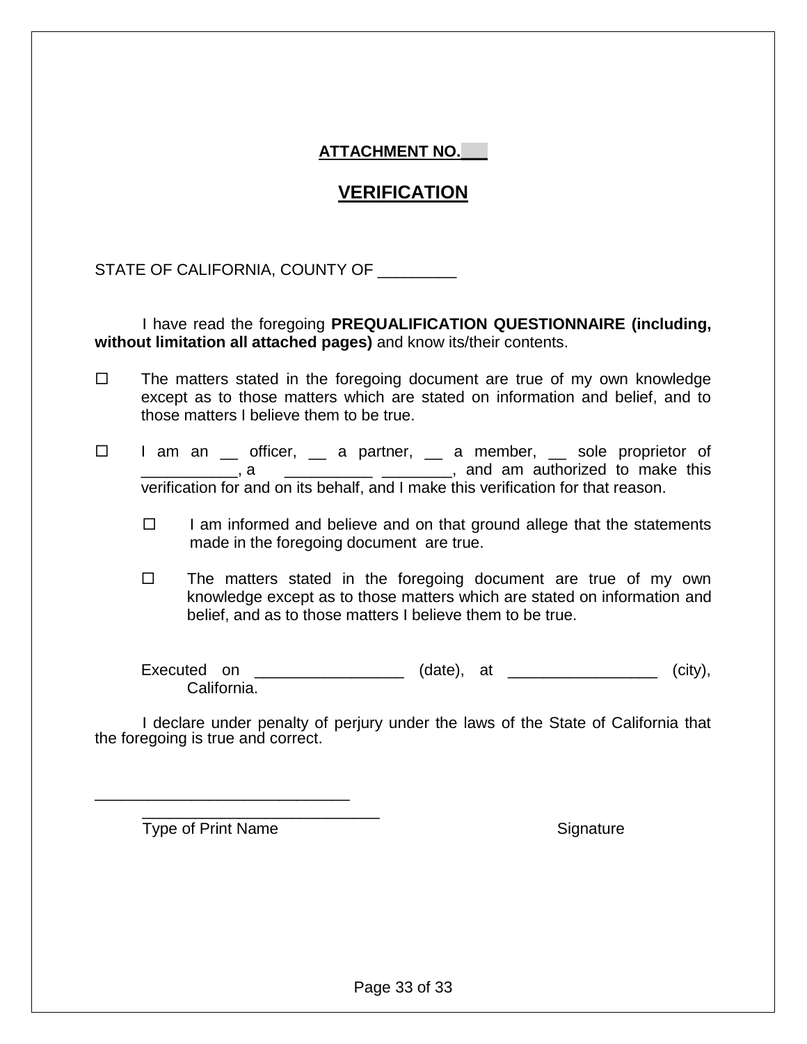**ATTACHMENT NO.___**

## VERIFICATION

STATE OF CALIFORNIA, COUNTY OF _________

I have read the foregoing **PREQUALIFICATION QUESTIONNAIRE (including, without limitation all attached pages)** and know its/their contents.

☐ The matters stated in the foregoing document are true of my own knowledge except as to those matters which are stated on information and belief, and to those matters I believe them to be true.

☐ I am an __ officer, __ a partner, __ a member, __ sole proprietor of ___________, a __________ ________, and am authorized to make this verification for and on its behalf, and I make this verification for that reason.

- ☐ I am informed and believe and on that ground allege that the statements made in the foregoing document are true.
- ☐ The matters stated in the foregoing document are true of my own knowledge except as to those matters which are stated on information and belief, and as to those matters I believe them to be true.

Executed on _________________ (date), at _________________ (city), California.

I declare under penalty of perjury under the laws of the State of California that the foregoing is true and correct.

_____________________________

_____________________________

Type of Print Name Signature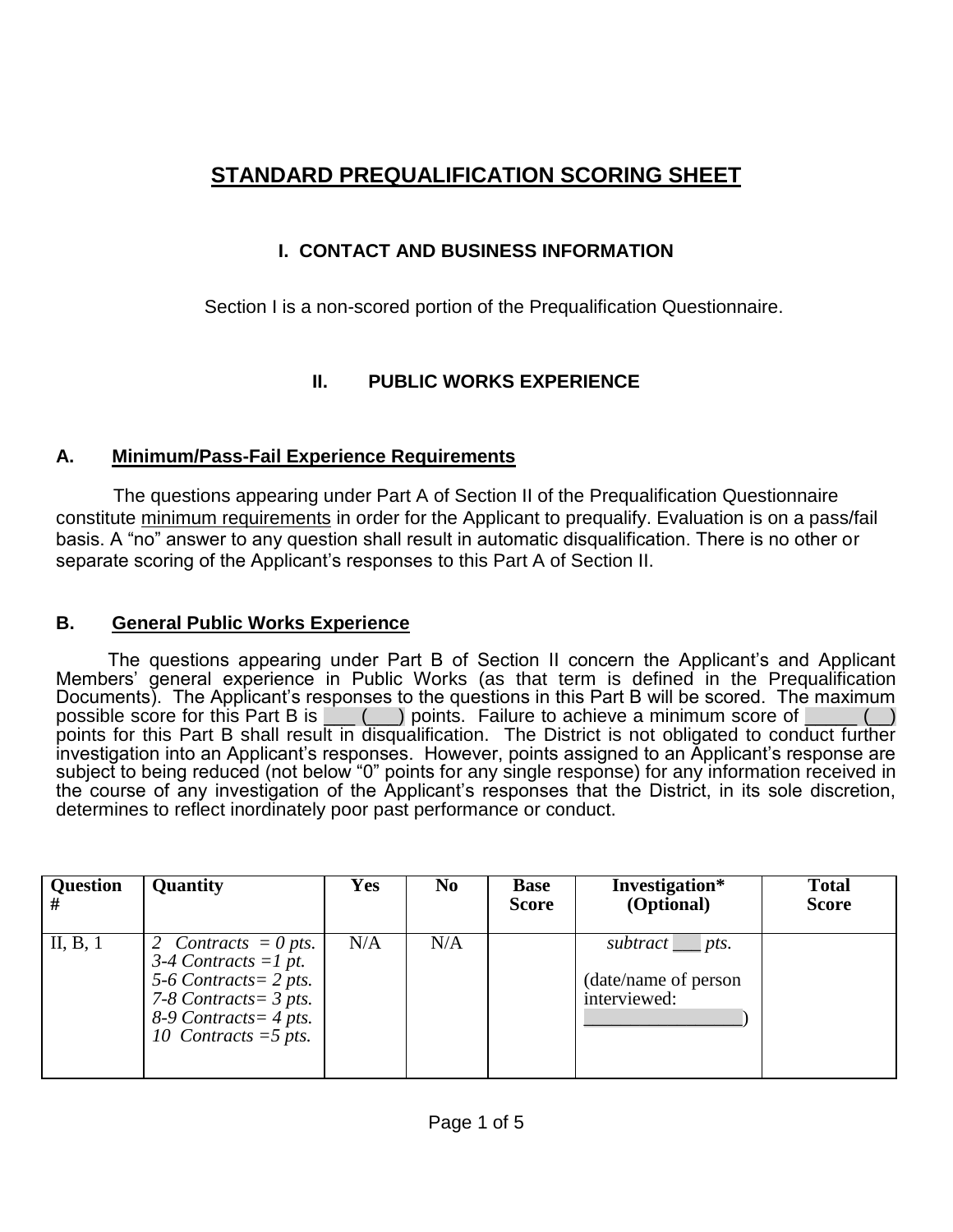# STANDARD PREQUALIFICATION SCORING SHEET

## I. CONTACT AND BUSINESS INFORMATION

Section I is a non-scored portion of the Prequalification Questionnaire.

## II. PUBLIC WORKS EXPERIENCE

### A. Minimum/Pass-Fail Experience Requirements

The questions appearing under Part A of Section II of the Prequalification Questionnaire constitute minimum requirements in order for the Applicant to prequalify. Evaluation is on a pass/fail basis. A "no" answer to any question shall result in automatic disqualification. There is no other or separate scoring of the Applicant's responses to this Part A of Section II.

### B. General Public Works Experience

The questions appearing under Part B of Section II concern the Applicant's and Applicant Members' general experience in Public Works (as that term is defined in the Prequalification Documents). The Applicant's responses to the questions in this Part B will be scored. The maximum possible score for this Part B is ___ (___) points. Failure to achieve a minimum score of ______ (__) points for this Part B shall result in disqualification. The District is not obligated to conduct further investigation into an Applicant's responses. However, points assigned to an Applicant's response are subject to being reduced (not below "0" points for any single response) for any information received in the course of any investigation of the Applicant's responses that the District, in its sole discretion, determines to reflect inordinately poor past performance or conduct.

| Question # | Quantity | Yes | No | Base Score | Investigation* (Optional) | Total Score |
|---|---|---|---|---|---|---|
| II, B, 1 | *2 Contracts = 0 pts.*<br>*3-4 Contracts =1 pt.*<br>*5-6 Contracts= 2 pts.*<br>*7-8 Contracts= 3 pts.*<br>*8-9 Contracts= 4 pts.*<br>*10 Contracts =5 pts.* | N/A | N/A | | *subtract ___ pts.*<br>(date/name of person interviewed: __________________) | |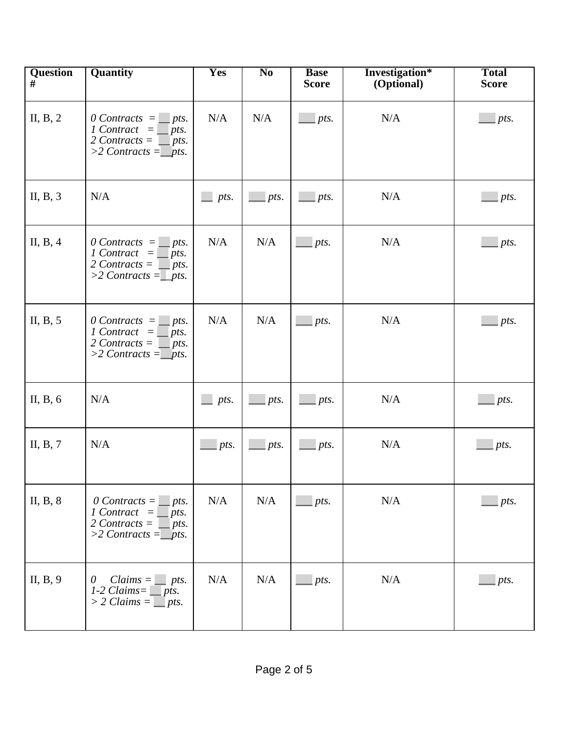| Question # | Quantity | Yes | No | Base Score | Investigation* (Optional) | Total Score |
|---|---|---|---|---|---|---|
| II, B, 2 | *0 Contracts = __ pts.*<br>*1 Contract = __ pts.*<br>*2 Contracts = __ pts.*<br>*>2 Contracts =__pts.* | N/A | N/A | ___ *pts.* | N/A | ___ *pts.* |
| II, B, 3 | N/A | __ *pts.* | ___ *pts.* | ___ *pts.* | N/A | ___ *pts.* |
| II, B, 4 | *0 Contracts = __ pts.*<br>*1 Contract = __ pts.*<br>*2 Contracts = __ pts.*<br>*>2 Contracts =__pts.* | N/A | N/A | ___ *pts.* | N/A | ___ *pts.* |
| II, B, 5 | *0 Contracts = __ pts.*<br>*1 Contract = __ pts.*<br>*2 Contracts = __ pts.*<br>*>2 Contracts =__pts.* | N/A | N/A | ___ *pts.* | N/A | ___ *pts.* |
| II, B, 6 | N/A | __ *pts.* | ___ *pts.* | ___ *pts.* | N/A | ___ *pts.* |
| II, B, 7 | N/A | ___ *pts.* | ___ *pts.* | ___ *pts.* | N/A | ___ *pts.* |
| II, B, 8 | *0 Contracts = __ pts.*<br>*1 Contract = __ pts.*<br>*2 Contracts = __ pts.*<br>*>2 Contracts =__pts.* | N/A | N/A | ___ *pts.* | N/A | ___ *pts.* |
| II, B, 9 | *0 Claims = __ pts.*<br>*1-2 Claims= __ pts.*<br>*> 2 Claims = __ pts.* | N/A | N/A | ___ *pts.* | N/A | ___ *pts.* |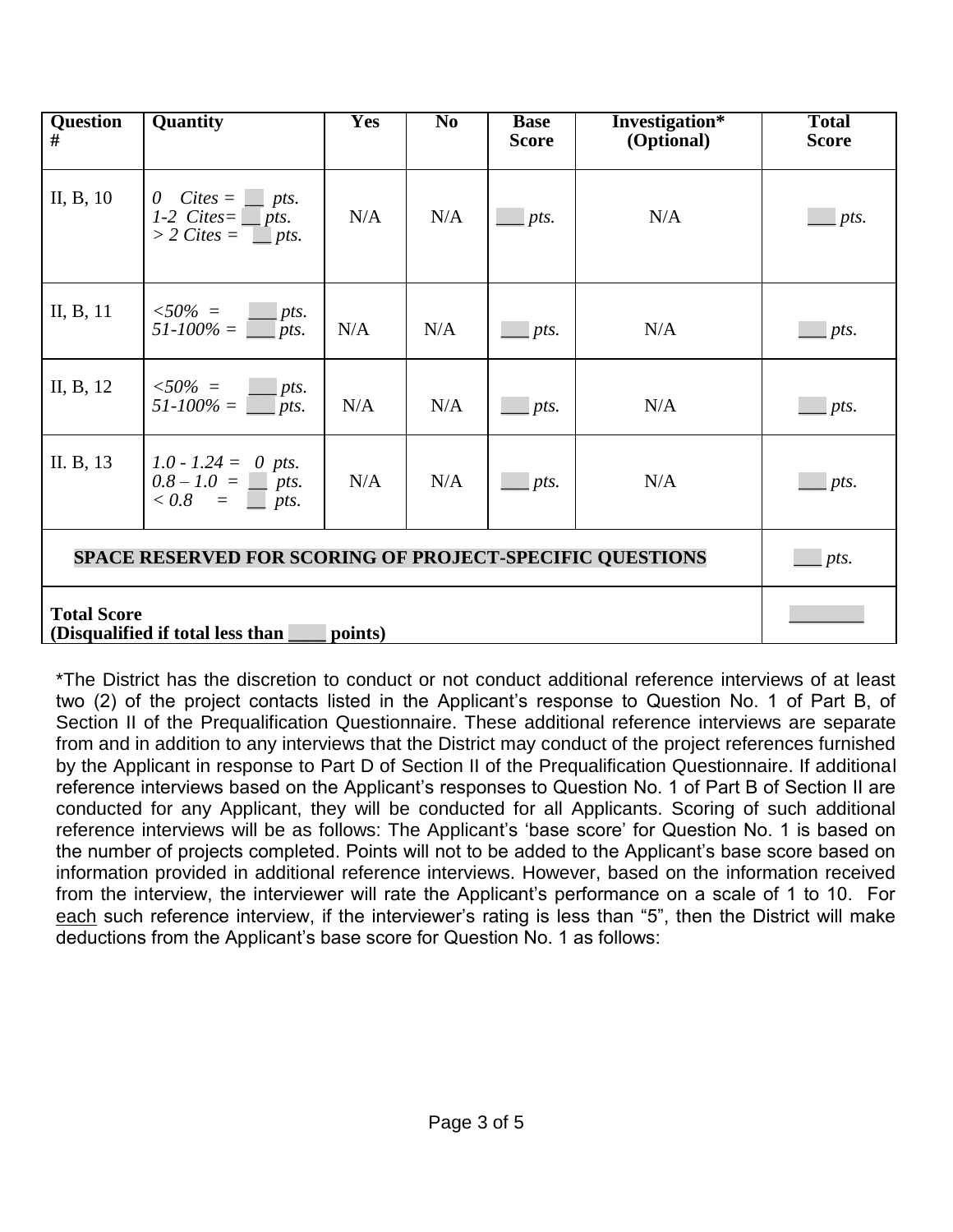| Question # | Quantity | Yes | No | Base Score | Investigation* (Optional) | Total Score |
|---|---|---|---|---|---|---|
| II, B, 10 | *0 Cites = __ pts.*<br>*1-2 Cites= __ pts.*<br>*> 2 Cites = __ pts.* | N/A | N/A | ___ *pts.* | N/A | ___ *pts.* |
| II, B, 11 | *<50% = ___ pts.*<br>*51-100% = ___ pts.* | N/A | N/A | ___ *pts.* | N/A | ___ *pts.* |
| II, B, 12 | *<50% = ___ pts.*<br>*51-100% = ___ pts.* | N/A | N/A | ___ *pts.* | N/A | ___ *pts.* |
| II. B, 13 | *1.0 - 1.24 = 0 pts.*<br>*0.8 – 1.0 = __ pts.*<br>*< 0.8 = __ pts.* | N/A | N/A | ___ *pts.* | N/A | ___ *pts.* |
| **SPACE RESERVED FOR SCORING OF PROJECT-SPECIFIC QUESTIONS** | | | | | | ___ *pts.* |
| **Total Score (Disqualified if total less than ____ points)** | | | | | | ________ |

*The District has the discretion to conduct or not conduct additional reference interviews of at least two (2) of the project contacts listed in the Applicant's response to Question No. 1 of Part B, of Section II of the Prequalification Questionnaire. These additional reference interviews are separate from and in addition to any interviews that the District may conduct of the project references furnished by the Applicant in response to Part D of Section II of the Prequalification Questionnaire. If additional reference interviews based on the Applicant's responses to Question No. 1 of Part B of Section II are conducted for any Applicant, they will be conducted for all Applicants. Scoring of such additional reference interviews will be as follows: The Applicant's 'base score' for Question No. 1 is based on the number of projects completed. Points will not to be added to the Applicant's base score based on information provided in additional reference interviews. However, based on the information received from the interview, the interviewer will rate the Applicant's performance on a scale of 1 to 10. For each such reference interview, if the interviewer's rating is less than "5", then the District will make deductions from the Applicant's base score for Question No. 1 as follows: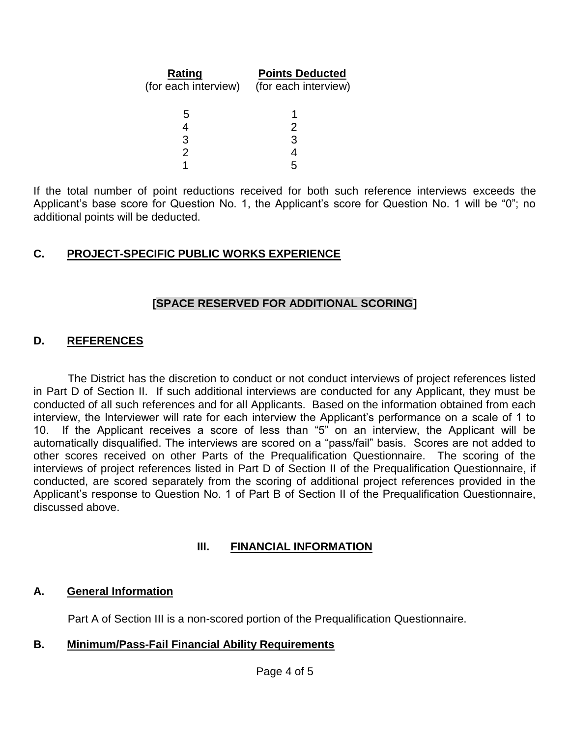| Rating (for each interview) | Points Deducted (for each interview) |
|---|---|
| 5 | 1 |
| 4 | 2 |
| 3 | 3 |
| 2 | 4 |
| 1 | 5 |

If the total number of point reductions received for both such reference interviews exceeds the Applicant's base score for Question No. 1, the Applicant's score for Question No. 1 will be "0"; no additional points will be deducted.

### C. PROJECT-SPECIFIC PUBLIC WORKS EXPERIENCE

**[SPACE RESERVED FOR ADDITIONAL SCORING]**

### D. REFERENCES

The District has the discretion to conduct or not conduct interviews of project references listed in Part D of Section II. If such additional interviews are conducted for any Applicant, they must be conducted of all such references and for all Applicants. Based on the information obtained from each interview, the Interviewer will rate for each interview the Applicant's performance on a scale of 1 to 10. If the Applicant receives a score of less than "5" on an interview, the Applicant will be automatically disqualified. The interviews are scored on a "pass/fail" basis. Scores are not added to other scores received on other Parts of the Prequalification Questionnaire. The scoring of the interviews of project references listed in Part D of Section II of the Prequalification Questionnaire, if conducted, are scored separately from the scoring of additional project references provided in the Applicant's response to Question No. 1 of Part B of Section II of the Prequalification Questionnaire, discussed above.

## III. FINANCIAL INFORMATION

### A. General Information

Part A of Section III is a non-scored portion of the Prequalification Questionnaire.

### B. Minimum/Pass-Fail Financial Ability Requirements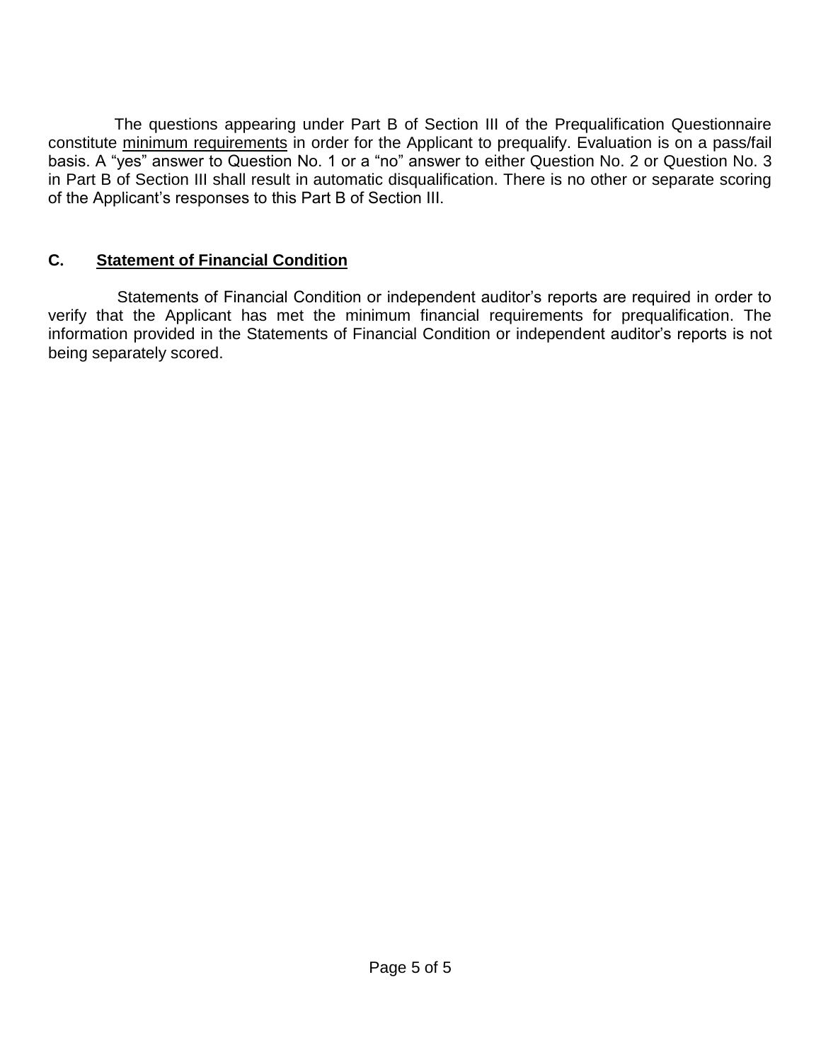The questions appearing under Part B of Section III of the Prequalification Questionnaire constitute minimum requirements in order for the Applicant to prequalify. Evaluation is on a pass/fail basis. A "yes" answer to Question No. 1 or a "no" answer to either Question No. 2 or Question No. 3 in Part B of Section III shall result in automatic disqualification. There is no other or separate scoring of the Applicant's responses to this Part B of Section III.

## C. Statement of Financial Condition

Statements of Financial Condition or independent auditor's reports are required in order to verify that the Applicant has met the minimum financial requirements for prequalification. The information provided in the Statements of Financial Condition or independent auditor's reports is not being separately scored.